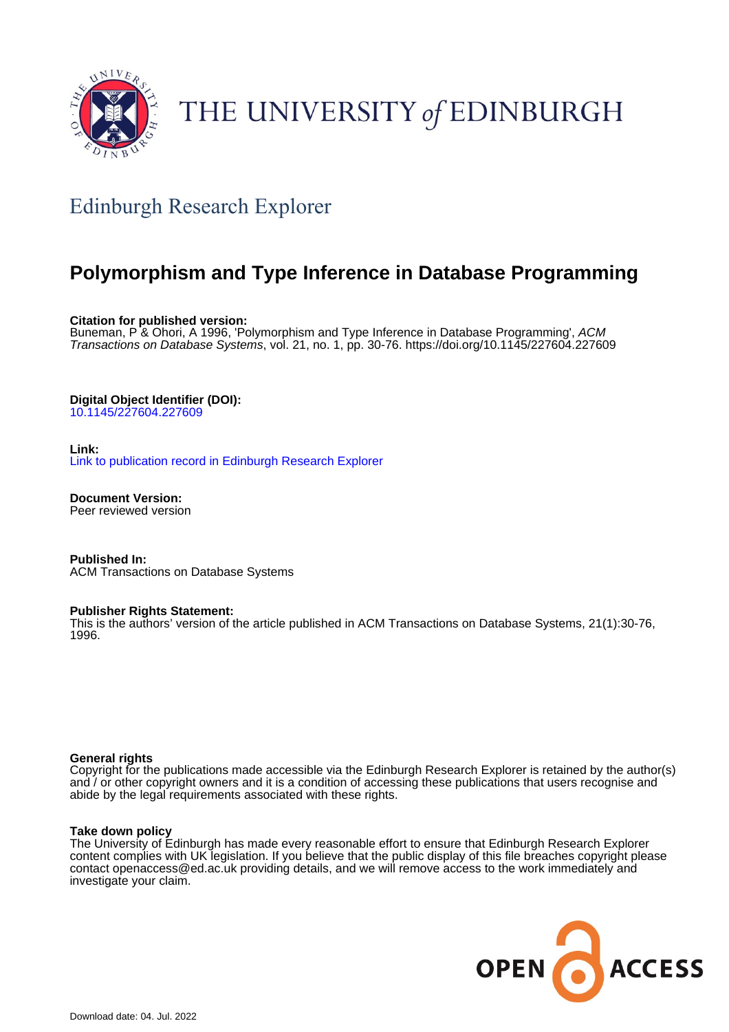THE UNIVERSITY *of* EDINBURGH

## Edinburgh Research Explorer

# Polymorphism and Type Inference in Database Programming

**Citation for published version:**
Buneman, P & Ohori, A 1996, 'Polymorphism and Type Inference in Database Programming', *ACM Transactions on Database Systems*, vol. 21, no. 1, pp. 30-76. https://doi.org/10.1145/227604.227609

**Digital Object Identifier (DOI):**
10.1145/227604.227609

**Link:**
Link to publication record in Edinburgh Research Explorer

**Document Version:**
Peer reviewed version

**Published In:**
ACM Transactions on Database Systems

**Publisher Rights Statement:**
This is the authors' version of the article published in ACM Transactions on Database Systems, 21(1):30-76, 1996.

**General rights**
Copyright for the publications made accessible via the Edinburgh Research Explorer is retained by the author(s) and / or other copyright owners and it is a condition of accessing these publications that users recognise and abide by the legal requirements associated with these rights.

**Take down policy**
The University of Edinburgh has made every reasonable effort to ensure that Edinburgh Research Explorer content complies with UK legislation. If you believe that the public display of this file breaches copyright please contact openaccess@ed.ac.uk providing details, and we will remove access to the work immediately and investigate your claim.

OPEN ACCESS

Download date: 04. Jul. 2022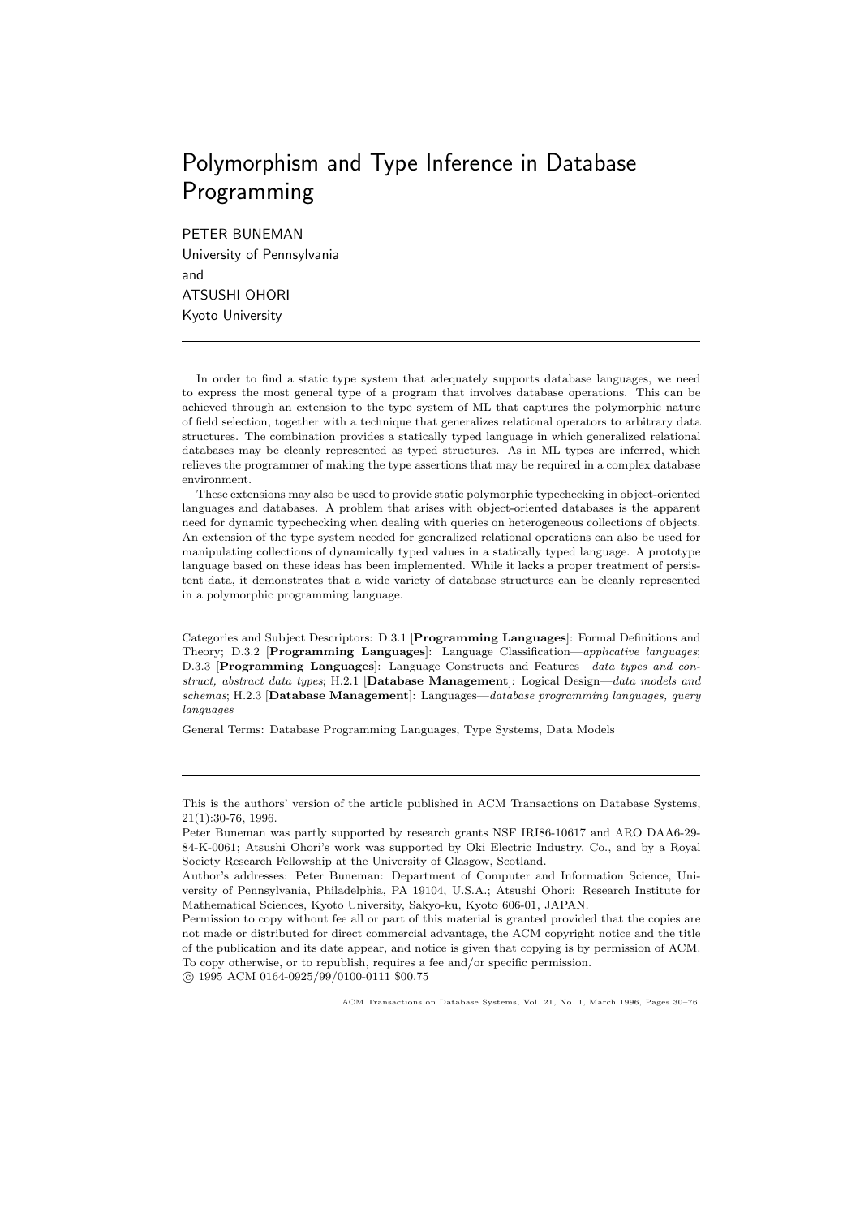# Polymorphism and Type Inference in Database Programming

PETER BUNEMAN
University of Pennsylvania
and
ATSUSHI OHORI
Kyoto University

---

In order to find a static type system that adequately supports database languages, we need to express the most general type of a program that involves database operations. This can be achieved through an extension to the type system of ML that captures the polymorphic nature of field selection, together with a technique that generalizes relational operators to arbitrary data structures. The combination provides a statically typed language in which generalized relational databases may be cleanly represented as typed structures. As in ML types are inferred, which relieves the programmer of making the type assertions that may be required in a complex database environment.

These extensions may also be used to provide static polymorphic typechecking in object-oriented languages and databases. A problem that arises with object-oriented databases is the apparent need for dynamic typechecking when dealing with queries on heterogeneous collections of objects. An extension of the type system needed for generalized relational operations can also be used for manipulating collections of dynamically typed values in a statically typed language. A prototype language based on these ideas has been implemented. While it lacks a proper treatment of persistent data, it demonstrates that a wide variety of database structures can be cleanly represented in a polymorphic programming language.

Categories and Subject Descriptors: D.3.1 [**Programming Languages**]: Formal Definitions and Theory; D.3.2 [**Programming Languages**]: Language Classification—*applicative languages*; D.3.3 [**Programming Languages**]: Language Constructs and Features—*data types and construct, abstract data types*; H.2.1 [**Database Management**]: Logical Design—*data models and schemas*; H.2.3 [**Database Management**]: Languages—*database programming languages, query languages*

General Terms: Database Programming Languages, Type Systems, Data Models

---

This is the authors' version of the article published in ACM Transactions on Database Systems, 21(1):30-76, 1996.

Peter Buneman was partly supported by research grants NSF IRI86-10617 and ARO DAA6-29-84-K-0061; Atsushi Ohori's work was supported by Oki Electric Industry, Co., and by a Royal Society Research Fellowship at the University of Glasgow, Scotland.

Author's addresses: Peter Buneman: Department of Computer and Information Science, University of Pennsylvania, Philadelphia, PA 19104, U.S.A.; Atsushi Ohori: Research Institute for Mathematical Sciences, Kyoto University, Sakyo-ku, Kyoto 606-01, JAPAN.

Permission to copy without fee all or part of this material is granted provided that the copies are not made or distributed for direct commercial advantage, the ACM copyright notice and the title of the publication and its date appear, and notice is given that copying is by permission of ACM. To copy otherwise, or to republish, requires a fee and/or specific permission.

© 1995 ACM 0164-0925/99/0100-0111 $00.75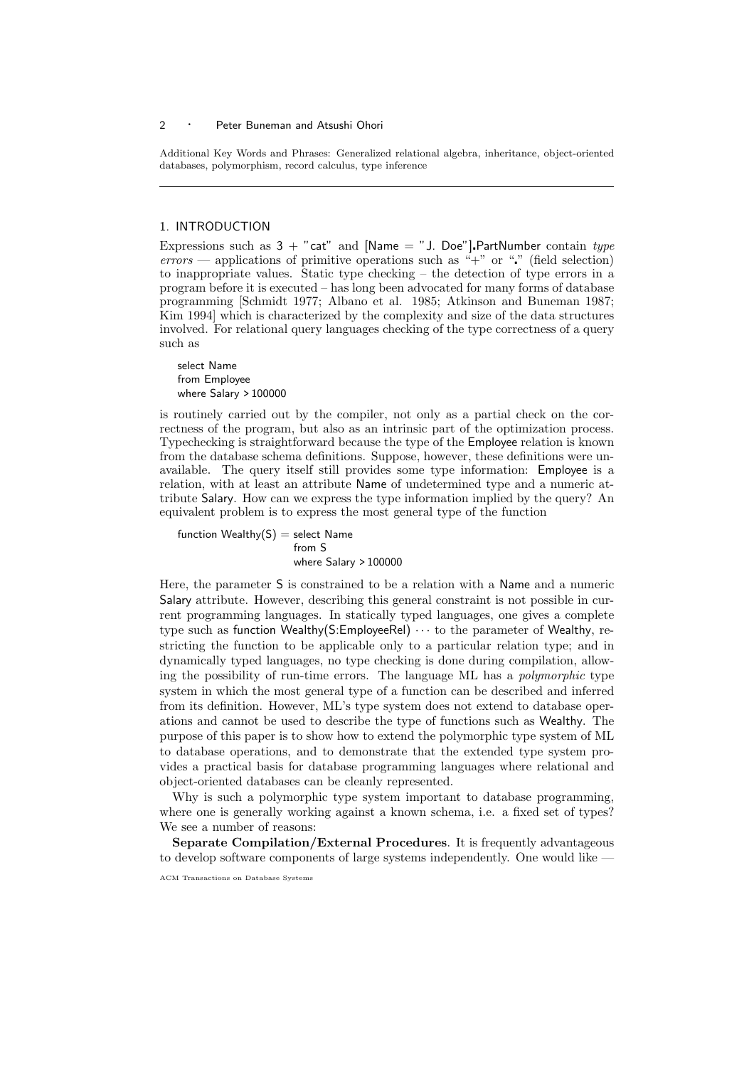Additional Key Words and Phrases: Generalized relational algebra, inheritance, object-oriented databases, polymorphism, record calculus, type inference

## 1. INTRODUCTION

Expressions such as 3 + "cat" and [Name = "J. Doe"].PartNumber contain *type errors* — applications of primitive operations such as "+" or "." (field selection) to inappropriate values. Static type checking – the detection of type errors in a program before it is executed – has long been advocated for many forms of database programming [Schmidt 1977; Albano et al. 1985; Atkinson and Buneman 1987; Kim 1994] which is characterized by the complexity and size of the data structures involved. For relational query languages checking of the type correctness of a query such as

```
select Name
from Employee
where Salary > 100000
```

is routinely carried out by the compiler, not only as a partial check on the correctness of the program, but also as an intrinsic part of the optimization process. Typechecking is straightforward because the type of the Employee relation is known from the database schema definitions. Suppose, however, these definitions were unavailable. The query itself still provides some type information: Employee is a relation, with at least an attribute Name of undetermined type and a numeric attribute Salary. How can we express the type information implied by the query? An equivalent problem is to express the most general type of the function

```
function Wealthy(S) = select Name
                      from S
                      where Salary > 100000
```

Here, the parameter S is constrained to be a relation with a Name and a numeric Salary attribute. However, describing this general constraint is not possible in current programming languages. In statically typed languages, one gives a complete type such as function Wealthy(S:EmployeeRel) $\cdots$ to the parameter of Wealthy, restricting the function to be applicable only to a particular relation type; and in dynamically typed languages, no type checking is done during compilation, allowing the possibility of run-time errors. The language ML has a *polymorphic* type system in which the most general type of a function can be described and inferred from its definition. However, ML's type system does not extend to database operations and cannot be used to describe the type of functions such as Wealthy. The purpose of this paper is to show how to extend the polymorphic type system of ML to database operations, and to demonstrate that the extended type system provides a practical basis for database programming languages where relational and object-oriented databases can be cleanly represented.

Why is such a polymorphic type system important to database programming, where one is generally working against a known schema, i.e. a fixed set of types? We see a number of reasons:

**Separate Compilation/External Procedures**. It is frequently advantageous to develop software components of large systems independently. One would like —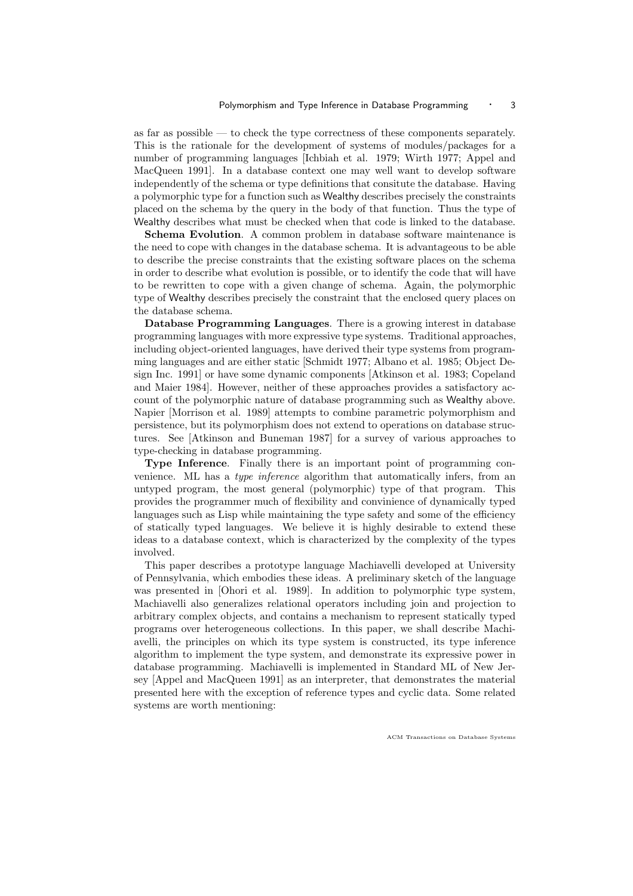as far as possible — to check the type correctness of these components separately. This is the rationale for the development of systems of modules/packages for a number of programming languages [Ichbiah et al. 1979; Wirth 1977; Appel and MacQueen 1991]. In a database context one may well want to develop software independently of the schema or type definitions that consitute the database. Having a polymorphic type for a function such as Wealthy describes precisely the constraints placed on the schema by the query in the body of that function. Thus the type of Wealthy describes what must be checked when that code is linked to the database.

**Schema Evolution**. A common problem in database software maintenance is the need to cope with changes in the database schema. It is advantageous to be able to describe the precise constraints that the existing software places on the schema in order to describe what evolution is possible, or to identify the code that will have to be rewritten to cope with a given change of schema. Again, the polymorphic type of Wealthy describes precisely the constraint that the enclosed query places on the database schema.

**Database Programming Languages**. There is a growing interest in database programming languages with more expressive type systems. Traditional approaches, including object-oriented languages, have derived their type systems from programming languages and are either static [Schmidt 1977; Albano et al. 1985; Object Design Inc. 1991] or have some dynamic components [Atkinson et al. 1983; Copeland and Maier 1984]. However, neither of these approaches provides a satisfactory account of the polymorphic nature of database programming such as Wealthy above. Napier [Morrison et al. 1989] attempts to combine parametric polymorphism and persistence, but its polymorphism does not extend to operations on database structures. See [Atkinson and Buneman 1987] for a survey of various approaches to type-checking in database programming.

**Type Inference**. Finally there is an important point of programming convenience. ML has a *type inference* algorithm that automatically infers, from an untyped program, the most general (polymorphic) type of that program. This provides the programmer much of flexibility and convinience of dynamically typed languages such as Lisp while maintaining the type safety and some of the efficiency of statically typed languages. We believe it is highly desirable to extend these ideas to a database context, which is characterized by the complexity of the types involved.

This paper describes a prototype language Machiavelli developed at University of Pennsylvania, which embodies these ideas. A preliminary sketch of the language was presented in [Ohori et al. 1989]. In addition to polymorphic type system, Machiavelli also generalizes relational operators including join and projection to arbitrary complex objects, and contains a mechanism to represent statically typed programs over heterogeneous collections. In this paper, we shall describe Machiavelli, the principles on which its type system is constructed, its type inference algorithm to implement the type system, and demonstrate its expressive power in database programming. Machiavelli is implemented in Standard ML of New Jersey [Appel and MacQueen 1991] as an interpreter, that demonstrates the material presented here with the exception of reference types and cyclic data. Some related systems are worth mentioning: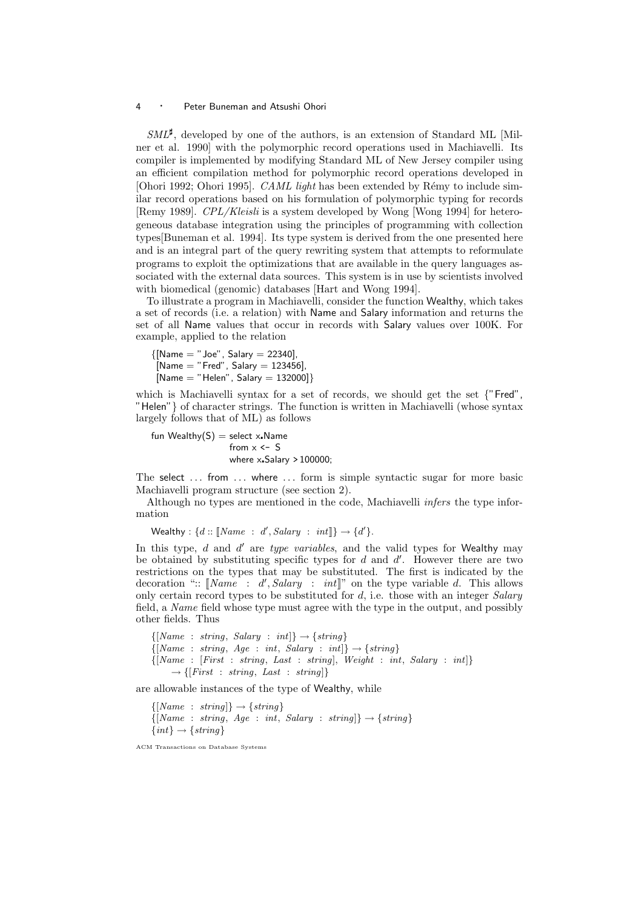*SML*$^\sharp$, developed by one of the authors, is an extension of Standard ML [Milner et al. 1990] with the polymorphic record operations used in Machiavelli. Its compiler is implemented by modifying Standard ML of New Jersey compiler using an efficient compilation method for polymorphic record operations developed in [Ohori 1992; Ohori 1995]. *CAML light* has been extended by Rémy to include similar record operations based on his formulation of polymorphic typing for records [Remy 1989]. *CPL/Kleisli* is a system developed by Wong [Wong 1994] for heterogeneous database integration using the principles of programming with collection types[Buneman et al. 1994]. Its type system is derived from the one presented here and is an integral part of the query rewriting system that attempts to reformulate programs to exploit the optimizations that are available in the query languages associated with the external data sources. This system is in use by scientists involved with biomedical (genomic) databases [Hart and Wong 1994].

To illustrate a program in Machiavelli, consider the function Wealthy, which takes a set of records (i.e. a relation) with Name and Salary information and returns the set of all Name values that occur in records with Salary values over 100K. For example, applied to the relation

```
{[Name = "Joe", Salary = 22340],
 [Name = "Fred", Salary = 123456],
 [Name = "Helen", Salary = 132000]}
```

which is Machiavelli syntax for a set of records, we should get the set {"Fred", "Helen"} of character strings. The function is written in Machiavelli (whose syntax largely follows that of ML) as follows

```
fun Wealthy(S) = select x.Name
                 from x <- S
                 where x.Salary > 100000;
```

The select ... from ... where ... form is simple syntactic sugar for more basic Machiavelli program structure (see section 2).

Although no types are mentioned in the code, Machiavelli *infers* the type information

$$\text{Wealthy} : \{d :: [\![Name : d', Salary : int]\!]\} \to \{d'\}.$$

In this type, $d$ and $d'$ are *type variables*, and the valid types for Wealthy may be obtained by substituting specific types for $d$ and $d'$. However there are two restrictions on the types that may be substituted. The first is indicated by the decoration "$:: [\![Name : d', Salary : int]\!]$" on the type variable $d$. This allows only certain record types to be substituted for $d$, i.e. those with an integer *Salary* field, a *Name* field whose type must agree with the type in the output, and possibly other fields. Thus

$\{[Name : string, Salary : int]\} \to \{string\}$
$\{[Name : string, Age : int, Salary : int]\} \to \{string\}$
$\{[Name : [First : string, Last : string], Weight : int, Salary : int]\}$
$\quad \to \{[First : string, Last : string]\}$

are allowable instances of the type of Wealthy, while

$\{[Name : string]\} \to \{string\}$
$\{[Name : string, Age : int, Salary : string]\} \to \{string\}$
$\{int\} \to \{string\}$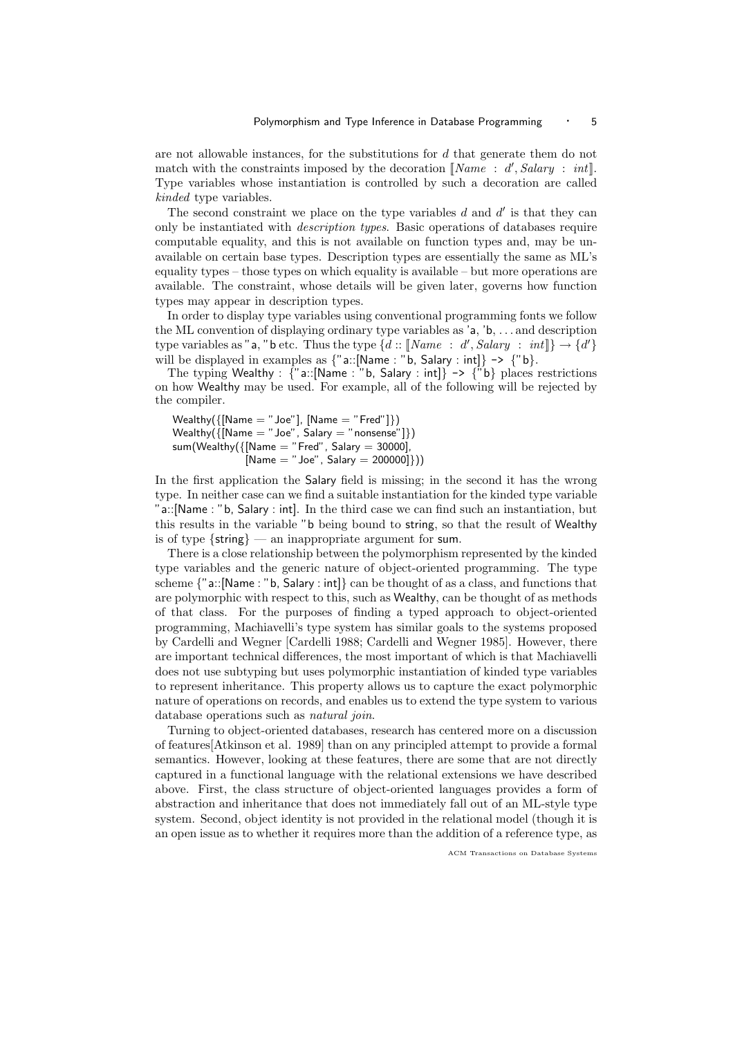are not allowable instances, for the substitutions for $d$ that generate them do not match with the constraints imposed by the decoration $[\![Name : d', Salary : int]\!]$. Type variables whose instantiation is controlled by such a decoration are called *kinded* type variables.

The second constraint we place on the type variables $d$ and $d'$ is that they can only be instantiated with *description types*. Basic operations of databases require computable equality, and this is not available on function types and, may be unavailable on certain base types. Description types are essentially the same as ML's equality types – those types on which equality is available – but more operations are available. The constraint, whose details will be given later, governs how function types may appear in description types.

In order to display type variables using conventional programming fonts we follow the ML convention of displaying ordinary type variables as 'a, 'b, ... and description type variables as "a, "b etc. Thus the type $\{d :: [\![Name : d', Salary : int]\!]\} \rightarrow \{d'\}$ will be displayed in examples as {"a::[Name : "b, Salary : int]} -> {"b}.

The typing Wealthy : {"a::[Name : "b, Salary : int]} -> {"b} places restrictions on how Wealthy may be used. For example, all of the following will be rejected by the compiler.

```
Wealthy({[Name = "Joe"], [Name = "Fred"]})
Wealthy({[Name = "Joe", Salary = "nonsense"]})
sum(Wealthy({[Name = "Fred", Salary = 30000],
             [Name = "Joe", Salary = 200000]}))
```

In the first application the Salary field is missing; in the second it has the wrong type. In neither case can we find a suitable instantiation for the kinded type variable "a::[Name : "b, Salary : int]. In the third case we can find such an instantiation, but this results in the variable "b being bound to string, so that the result of Wealthy is of type {string} — an inappropriate argument for sum.

There is a close relationship between the polymorphism represented by the kinded type variables and the generic nature of object-oriented programming. The type scheme {"a::[Name : "b, Salary : int]} can be thought of as a class, and functions that are polymorphic with respect to this, such as Wealthy, can be thought of as methods of that class. For the purposes of finding a typed approach to object-oriented programming, Machiavelli's type system has similar goals to the systems proposed by Cardelli and Wegner [Cardelli 1988; Cardelli and Wegner 1985]. However, there are important technical differences, the most important of which is that Machiavelli does not use subtyping but uses polymorphic instantiation of kinded type variables to represent inheritance. This property allows us to capture the exact polymorphic nature of operations on records, and enables us to extend the type system to various database operations such as *natural join*.

Turning to object-oriented databases, research has centered more on a discussion of features[Atkinson et al. 1989] than on any principled attempt to provide a formal semantics. However, looking at these features, there are some that are not directly captured in a functional language with the relational extensions we have described above. First, the class structure of object-oriented languages provides a form of abstraction and inheritance that does not immediately fall out of an ML-style type system. Second, object identity is not provided in the relational model (though it is an open issue as to whether it requires more than the addition of a reference type, as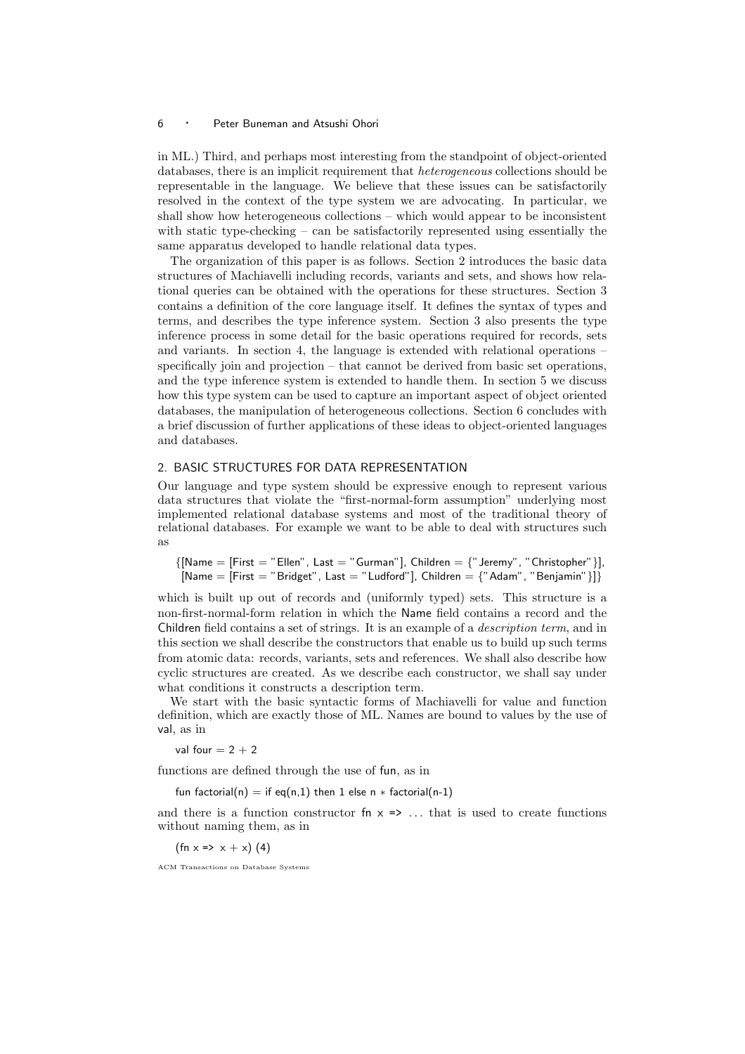in ML.) Third, and perhaps most interesting from the standpoint of object-oriented databases, there is an implicit requirement that *heterogeneous* collections should be representable in the language. We believe that these issues can be satisfactorily resolved in the context of the type system we are advocating. In particular, we shall show how heterogeneous collections – which would appear to be inconsistent with static type-checking – can be satisfactorily represented using essentially the same apparatus developed to handle relational data types.

The organization of this paper is as follows. Section 2 introduces the basic data structures of Machiavelli including records, variants and sets, and shows how relational queries can be obtained with the operations for these structures. Section 3 contains a definition of the core language itself. It defines the syntax of types and terms, and describes the type inference system. Section 3 also presents the type inference process in some detail for the basic operations required for records, sets and variants. In section 4, the language is extended with relational operations – specifically join and projection – that cannot be derived from basic set operations, and the type inference system is extended to handle them. In section 5 we discuss how this type system can be used to capture an important aspect of object oriented databases, the manipulation of heterogeneous collections. Section 6 concludes with a brief discussion of further applications of these ideas to object-oriented languages and databases.

## 2. BASIC STRUCTURES FOR DATA REPRESENTATION

Our language and type system should be expressive enough to represent various data structures that violate the "first-normal-form assumption" underlying most implemented relational database systems and most of the traditional theory of relational databases. For example we want to be able to deal with structures such as

```
{[Name = [First = "Ellen", Last = "Gurman"], Children = {"Jeremy", "Christopher"}],
 [Name = [First = "Bridget", Last = "Ludford"], Children = {"Adam", "Benjamin"}]}
```

which is built up out of records and (uniformly typed) sets. This structure is a non-first-normal-form relation in which the Name field contains a record and the Children field contains a set of strings. It is an example of a *description term*, and in this section we shall describe the constructors that enable us to build up such terms from atomic data: records, variants, sets and references. We shall also describe how cyclic structures are created. As we describe each constructor, we shall say under what conditions it constructs a description term.

We start with the basic syntactic forms of Machiavelli for value and function definition, which are exactly those of ML. Names are bound to values by the use of val, as in

```
val four = 2 + 2
```

functions are defined through the use of fun, as in

```
fun factorial(n) = if eq(n,1) then 1 else n * factorial(n-1)
```

and there is a function constructor fn x => ... that is used to create functions without naming them, as in

```
(fn x => x + x) (4)
```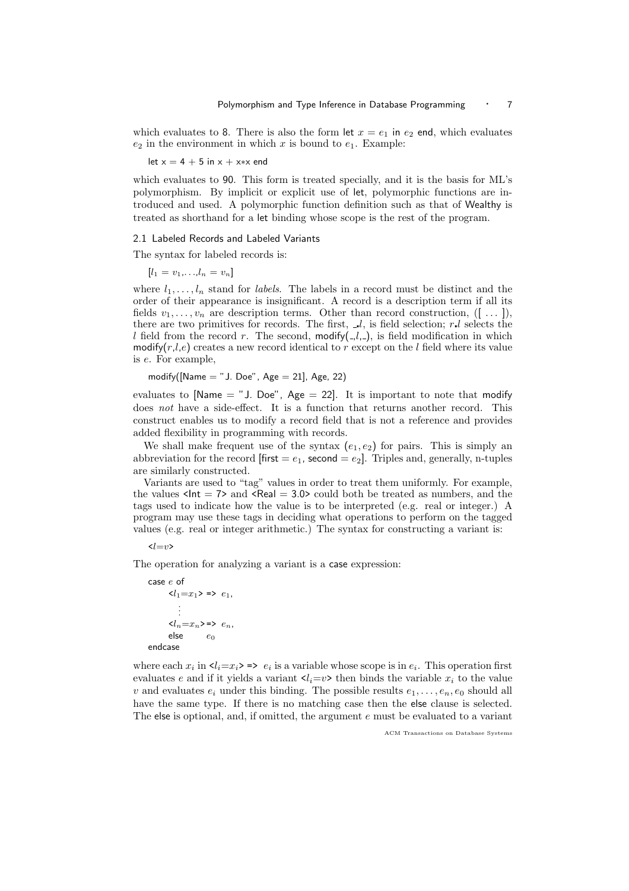which evaluates to 8. There is also the form let $x = e_1$ in $e_2$ end, which evaluates $e_2$ in the environment in which $x$ is bound to $e_1$. Example:

```
let x = 4 + 5 in x + x*x end
```

which evaluates to 90. This form is treated specially, and it is the basis for ML's polymorphism. By implicit or explicit use of let, polymorphic functions are introduced and used. A polymorphic function definition such as that of Wealthy is treated as shorthand for a let binding whose scope is the rest of the program.

### 2.1 Labeled Records and Labeled Variants

The syntax for labeled records is:

$[l_1 = v_1, \ldots, l_n = v_n]$

where $l_1, \ldots, l_n$ stand for *labels*. The labels in a record must be distinct and the order of their appearance is insignificant. A record is a description term if all its fields $v_1, \ldots, v_n$ are description terms. Other than record construction, ([ ... ]), there are two primitives for records. The first, $\_.l$, is field selection; $r.l$ selects the $l$ field from the record $r$. The second, modify($\_$,$l$,$\_$), is field modification in which modify($r$,$l$,$e$) creates a new record identical to $r$ except on the $l$ field where its value is $e$. For example,

```
modify([Name = "J. Doe", Age = 21], Age, 22)
```

evaluates to [Name = "J. Doe", Age = 22]. It is important to note that modify does *not* have a side-effect. It is a function that returns another record. This construct enables us to modify a record field that is not a reference and provides added flexibility in programming with records.

We shall make frequent use of the syntax $(e_1, e_2)$ for pairs. This is simply an abbreviation for the record [first = $e_1$, second = $e_2$]. Triples and, generally, n-tuples are similarly constructed.

Variants are used to "tag" values in order to treat them uniformly. For example, the values <Int = 7> and <Real = 3.0> could both be treated as numbers, and the tags used to indicate how the value is to be interpreted (e.g. real or integer.) A program may use these tags in deciding what operations to perform on the tagged values (e.g. real or integer arithmetic.) The syntax for constructing a variant is:

<$l$=$v$>

The operation for analyzing a variant is a case expression:

```
case e of
    <l1=x1> => e1,
       ⋮
    <ln=xn> => en,
    else       e0
endcase
```

where each $x_i$ in <$l_i$=$x_i$> => $e_i$ is a variable whose scope is in $e_i$. This operation first evaluates $e$ and if it yields a variant <$l_i$=$v$> then binds the variable $x_i$ to the value $v$ and evaluates $e_i$ under this binding. The possible results $e_1, \ldots, e_n, e_0$ should all have the same type. If there is no matching case then the else clause is selected. The else is optional, and, if omitted, the argument $e$ must be evaluated to a variant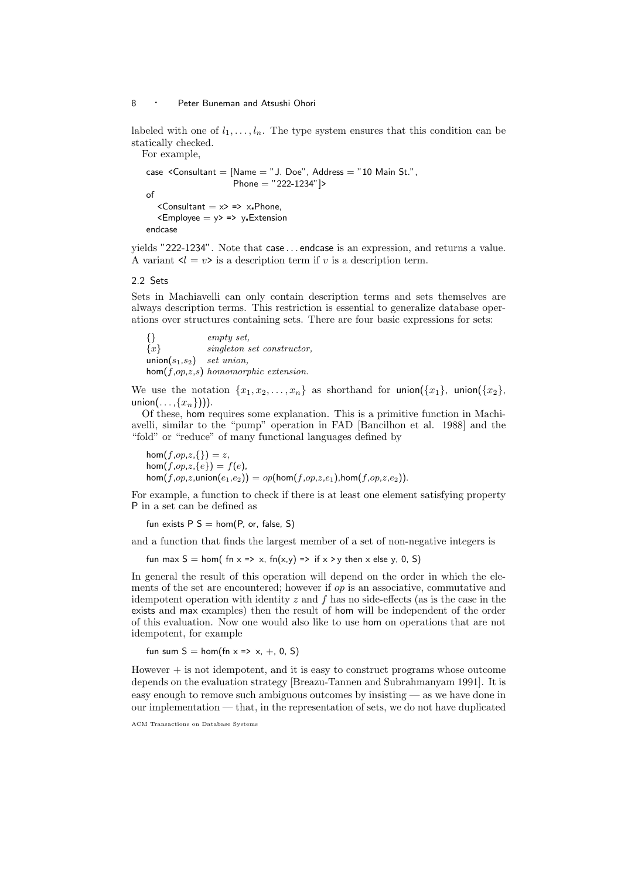labeled with one of $l_1, \ldots, l_n$. The type system ensures that this condition can be statically checked.

For example,

```
case <Consultant = [Name = "J. Doe", Address = "10 Main St.",
                    Phone = "222-1234"]>
of
   <Consultant = x> => x.Phone,
   <Employee = y> => y.Extension
endcase
```

yields "222-1234". Note that case ... endcase is an expression, and returns a value. A variant <$l = v$> is a description term if $v$ is a description term.

### 2.2 Sets

Sets in Machiavelli can only contain description terms and sets themselves are always description terms. This restriction is essential to generalize database operations over structures containing sets. There are four basic expressions for sets:

| | |
|---|---|
| $\{\}$ | *empty set,* |
| $\{x\}$ | *singleton set constructor,* |
| union($s_1$,$s_2$) | *set union,* |
| hom($f$,$op$,$z$,$s$) | *homomorphic extension.* |

We use the notation $\{x_1, x_2, \ldots, x_n\}$ as shorthand for union($\{x_1\}$, union($\{x_2\}$, union($\ldots$,$\{x_n\}$))).

Of these, hom requires some explanation. This is a primitive function in Machiavelli, similar to the "pump" operation in FAD [Bancilhon et al. 1988] and the "fold" or "reduce" of many functional languages defined by

hom($f$,$op$,$z$,$\{\}$) $= z$,
hom($f$,$op$,$z$,$\{e\}$) $= f(e)$,
hom($f$,$op$,$z$,union($e_1$,$e_2$)) $= op$(hom($f$,$op$,$z$,$e_1$),hom($f$,$op$,$z$,$e_2$)).

For example, a function to check if there is at least one element satisfying property P in a set can be defined as

```
fun exists P S = hom(P, or, false, S)
```

and a function that finds the largest member of a set of non-negative integers is

```
fun max S = hom( fn x => x, fn(x,y) => if x > y then x else y, 0, S)
```

In general the result of this operation will depend on the order in which the elements of the set are encountered; however if $op$ is an associative, commutative and idempotent operation with identity $z$ and $f$ has no side-effects (as is the case in the exists and max examples) then the result of hom will be independent of the order of this evaluation. Now one would also like to use hom on operations that are not idempotent, for example

```
fun sum S = hom(fn x => x, +, 0, S)
```

However + is not idempotent, and it is easy to construct programs whose outcome depends on the evaluation strategy [Breazu-Tannen and Subrahmanyam 1991]. It is easy enough to remove such ambiguous outcomes by insisting — as we have done in our implementation — that, in the representation of sets, we do not have duplicated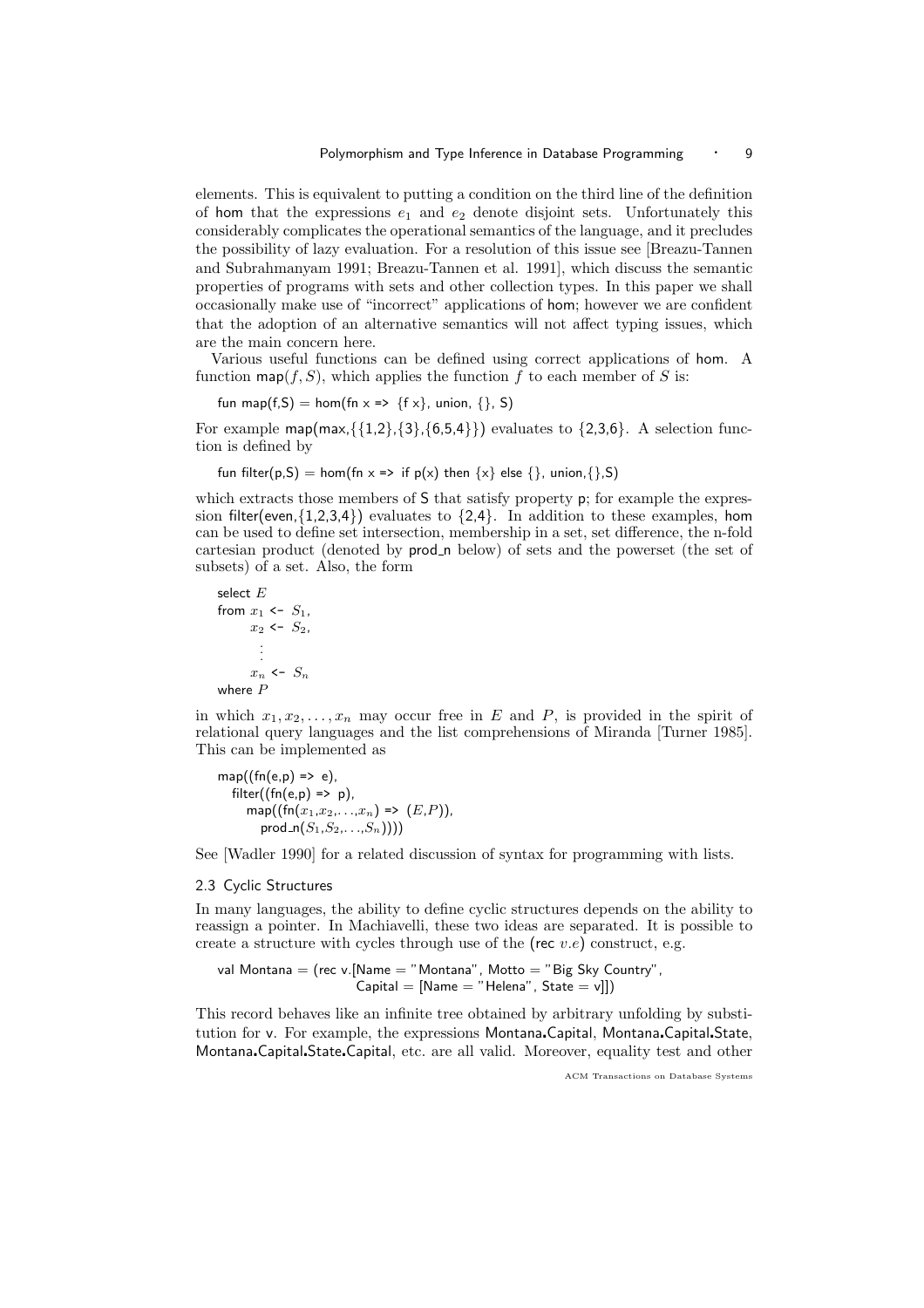elements. This is equivalent to putting a condition on the third line of the definition of hom that the expressions $e_1$ and $e_2$ denote disjoint sets. Unfortunately this considerably complicates the operational semantics of the language, and it precludes the possibility of lazy evaluation. For a resolution of this issue see [Breazu-Tannen and Subrahmanyam 1991; Breazu-Tannen et al. 1991], which discuss the semantic properties of programs with sets and other collection types. In this paper we shall occasionally make use of "incorrect" applications of hom; however we are confident that the adoption of an alternative semantics will not affect typing issues, which are the main concern here.

Various useful functions can be defined using correct applications of hom. A function map($f$, $S$), which applies the function $f$ to each member of $S$ is:

```
fun map(f,S) = hom(fn x => {f x}, union, {}, S)
```

For example map(max,{{1,2},{3},{6,5,4}}) evaluates to {2,3,6}. A selection function is defined by

```
fun filter(p,S) = hom(fn x => if p(x) then {x} else {}, union,{},S)
```

which extracts those members of S that satisfy property p; for example the expression filter(even,{1,2,3,4}) evaluates to {2,4}. In addition to these examples, hom can be used to define set intersection, membership in a set, set difference, the n-fold cartesian product (denoted by prod_n below) of sets and the powerset (the set of subsets) of a set. Also, the form

```
select E
from x1 <- S1,
     x2 <- S2,
      ⋮
     xn <- Sn
where P
```

in which $x_1, x_2, \ldots, x_n$ may occur free in $E$ and $P$, is provided in the spirit of relational query languages and the list comprehensions of Miranda [Turner 1985]. This can be implemented as

```
map((fn(e,p) => e),
   filter((fn(e,p) => p),
      map((fn(x1,x2,...,xn) => (E,P)),
         prod_n(S1,S2,...,Sn))))
```

See [Wadler 1990] for a related discussion of syntax for programming with lists.

### 2.3 Cyclic Structures

In many languages, the ability to define cyclic structures depends on the ability to reassign a pointer. In Machiavelli, these two ideas are separated. It is possible to create a structure with cycles through use of the (rec $v.e$) construct, e.g.

```
val Montana = (rec v.[Name = "Montana", Motto = "Big Sky Country",
                      Capital = [Name = "Helena", State = v]])
```

This record behaves like an infinite tree obtained by arbitrary unfolding by substitution for v. For example, the expressions Montana.Capital, Montana.Capital.State, Montana.Capital.State.Capital, etc. are all valid. Moreover, equality test and other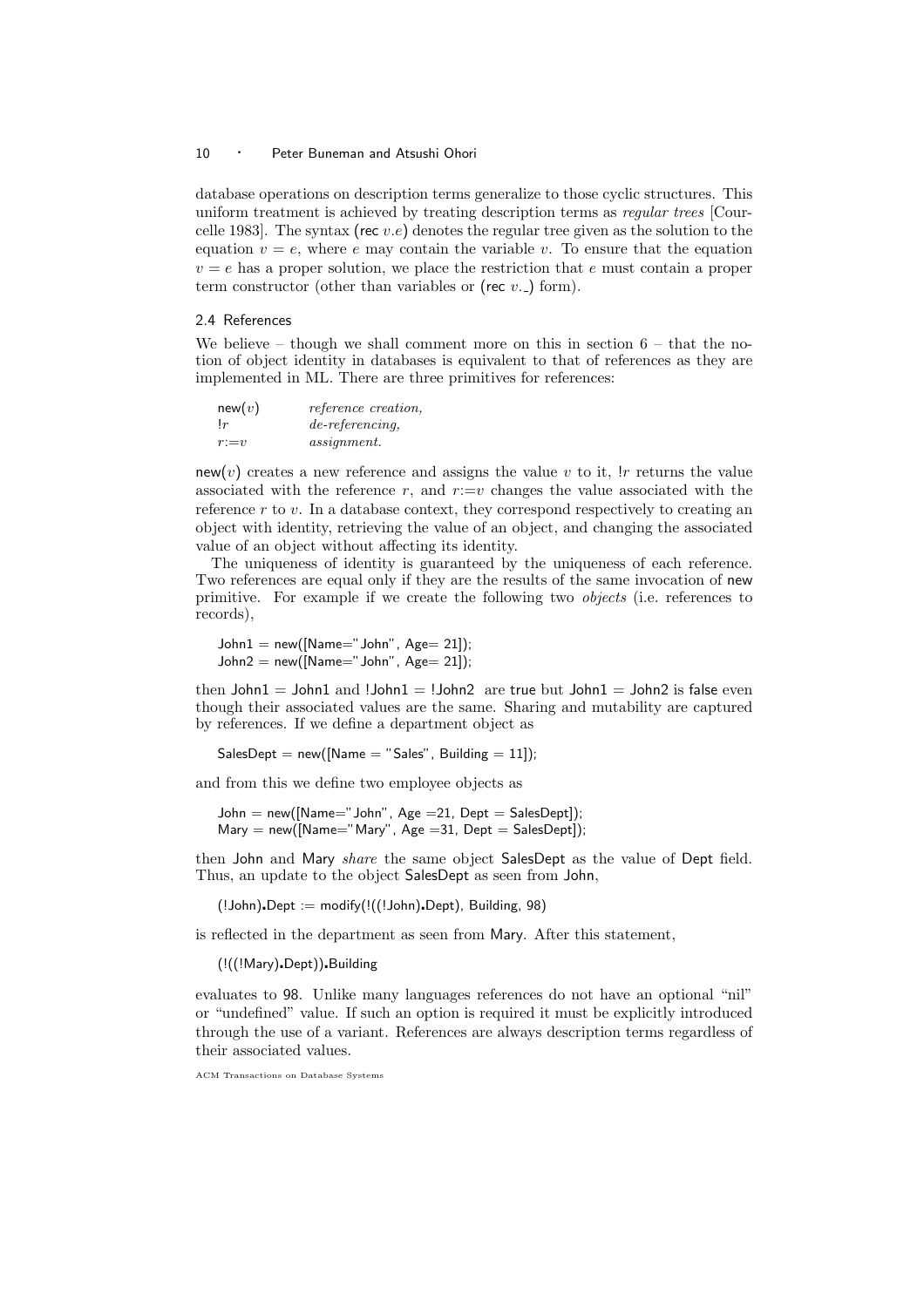database operations on description terms generalize to those cyclic structures. This uniform treatment is achieved by treating description terms as *regular trees* [Courcelle 1983]. The syntax (rec $v.e$) denotes the regular tree given as the solution to the equation $v = e$, where $e$ may contain the variable $v$. To ensure that the equation $v = e$ has a proper solution, we place the restriction that $e$ must contain a proper term constructor (other than variables or (rec $v.\_$) form).

### 2.4 References

We believe – though we shall comment more on this in section 6 – that the notion of object identity in databases is equivalent to that of references as they are implemented in ML. There are three primitives for references:

| | |
|---|---|
| new($v$) | *reference creation,* |
| $!r$ | *de-referencing,* |
| $r{:=}v$ | *assignment.* |

new($v$) creates a new reference and assigns the value $v$ to it, $!r$ returns the value associated with the reference $r$, and $r{:=}v$ changes the value associated with the reference $r$ to $v$. In a database context, they correspond respectively to creating an object with identity, retrieving the value of an object, and changing the associated value of an object without affecting its identity.

The uniqueness of identity is guaranteed by the uniqueness of each reference. Two references are equal only if they are the results of the same invocation of new primitive. For example if we create the following two *objects* (i.e. references to records),

```
John1 = new([Name="John", Age= 21]);
John2 = new([Name="John", Age= 21]);
```

then John1 = John1 and !John1 = !John2 are true but John1 = John2 is false even though their associated values are the same. Sharing and mutability are captured by references. If we define a department object as

```
SalesDept = new([Name = "Sales", Building = 11]);
```

and from this we define two employee objects as

```
John = new([Name="John", Age =21, Dept = SalesDept]);
Mary = new([Name="Mary", Age =31, Dept = SalesDept]);
```

then John and Mary *share* the same object SalesDept as the value of Dept field. Thus, an update to the object SalesDept as seen from John,

```
(!John).Dept := modify(!((!John).Dept), Building, 98)
```

is reflected in the department as seen from Mary. After this statement,

```
(!((!Mary).Dept)).Building
```

evaluates to 98. Unlike many languages references do not have an optional "nil" or "undefined" value. If such an option is required it must be explicitly introduced through the use of a variant. References are always description terms regardless of their associated values.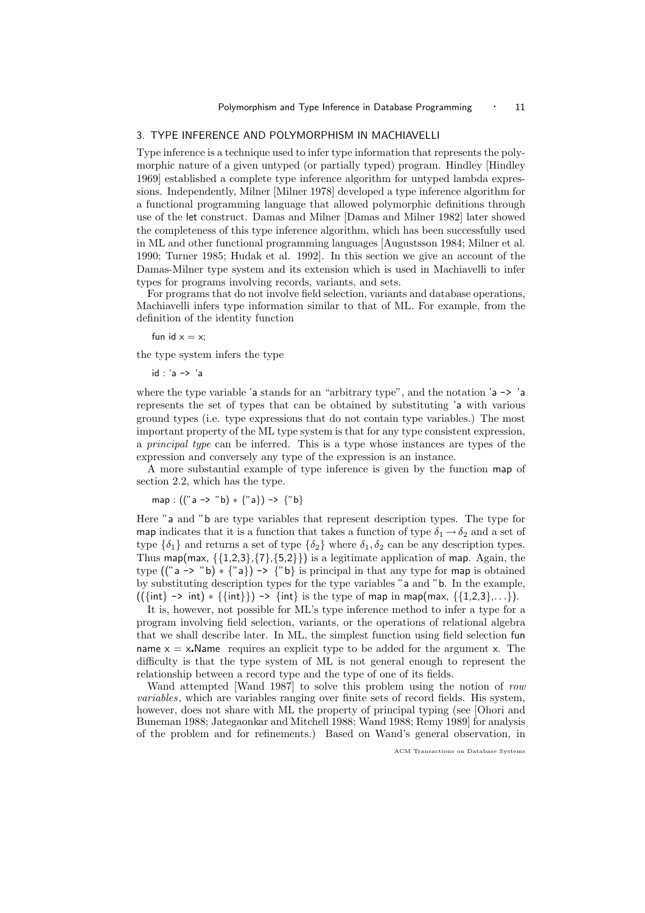## 3. TYPE INFERENCE AND POLYMORPHISM IN MACHIAVELLI

Type inference is a technique used to infer type information that represents the polymorphic nature of a given untyped (or partially typed) program. Hindley [Hindley 1969] established a complete type inference algorithm for untyped lambda expressions. Independently, Milner [Milner 1978] developed a type inference algorithm for a functional programming language that allowed polymorphic definitions through use of the let construct. Damas and Milner [Damas and Milner 1982] later showed the completeness of this type inference algorithm, which has been successfully used in ML and other functional programming languages [Augustsson 1984; Milner et al. 1990; Turner 1985; Hudak et al. 1992]. In this section we give an account of the Damas-Milner type system and its extension which is used in Machiavelli to infer types for programs involving records, variants, and sets.

For programs that do not involve field selection, variants and database operations, Machiavelli infers type information similar to that of ML. For example, from the definition of the identity function

```
fun id x = x;
```

the type system infers the type

```
id : 'a -> 'a
```

where the type variable 'a stands for an "arbitrary type", and the notation 'a -> 'a represents the set of types that can be obtained by substituting 'a with various ground types (i.e. type expressions that do not contain type variables.) The most important property of the ML type system is that for any type consistent expression, a *principal type* can be inferred. This is a type whose instances are types of the expression and conversely any type of the expression is an instance.

A more substantial example of type inference is given by the function map of section 2.2, which has the type.

```
map : (("a -> "b) * {"a}) -> {"b}
```

Here "a and "b are type variables that represent description types. The type for map indicates that it is a function that takes a function of type $\delta_1 \rightarrow \delta_2$ and a set of type $\{\delta_1\}$ and returns a set of type $\{\delta_2\}$ where $\delta_1, \delta_2$ can be any description types. Thus map(max, {{1,2,3},{7},{5,2}}) is a legitimate application of map. Again, the type (("a -> "b) * {"a}) -> {"b} is principal in that any type for map is obtained by substituting description types for the type variables "a and "b. In the example, (({int} -> int) * {{int}}) -> {int} is the type of map in map(max, {{1,2,3},...}).

It is, however, not possible for ML's type inference method to infer a type for a program involving field selection, variants, or the operations of relational algebra that we shall describe later. In ML, the simplest function using field selection fun name x = x.Name requires an explicit type to be added for the argument x. The difficulty is that the type system of ML is not general enough to represent the relationship between a record type and the type of one of its fields.

Wand attempted [Wand 1987] to solve this problem using the notion of *row variables*, which are variables ranging over finite sets of record fields. His system, however, does not share with ML the property of principal typing (see [Ohori and Buneman 1988; Jategaonkar and Mitchell 1988; Wand 1988; Remy 1989] for analysis of the problem and for refinements.) Based on Wand's general observation, in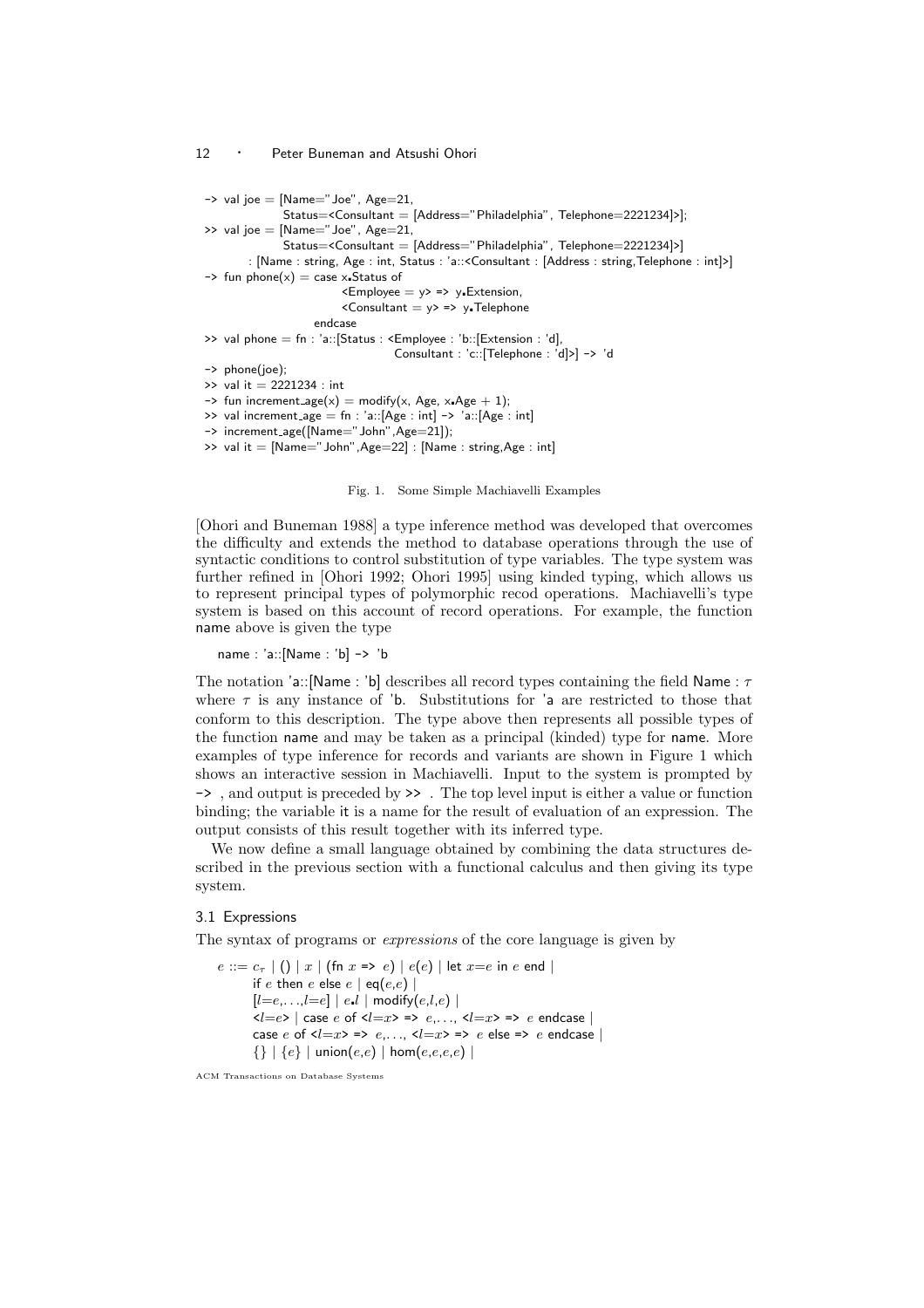```
-> val joe = [Name="Joe", Age=21,
              Status=<Consultant = [Address="Philadelphia", Telephone=2221234]>];
>> val joe = [Name="Joe", Age=21,
              Status=<Consultant = [Address="Philadelphia", Telephone=2221234]>]
       : [Name : string, Age : int, Status : 'a::<Consultant : [Address : string,Telephone : int]>]
-> fun phone(x) = case x.Status of
                        <Employee = y> => y.Extension,
                        <Consultant = y> => y.Telephone
                  endcase
>> val phone = fn : 'a::[Status : <Employee : 'b::[Extension : 'd],
                                   Consultant : 'c::[Telephone : 'd]>] -> 'd
-> phone(joe);
>> val it = 2221234 : int
-> fun increment_age(x) = modify(x, Age, x.Age + 1);
>> val increment_age = fn : 'a::[Age : int] -> 'a::[Age : int]
-> increment_age([Name="John",Age=21]);
>> val it = [Name="John",Age=22] : [Name : string,Age : int]
```

Fig. 1. Some Simple Machiavelli Examples

[Ohori and Buneman 1988] a type inference method was developed that overcomes the difficulty and extends the method to database operations through the use of syntactic conditions to control substitution of type variables. The type system was further refined in [Ohori 1992; Ohori 1995] using kinded typing, which allows us to represent principal types of polymorphic recod operations. Machiavelli's type system is based on this account of record operations. For example, the function name above is given the type

```
name : 'a::[Name : 'b] -> 'b
```

The notation 'a::[Name : 'b] describes all record types containing the field Name : $\tau$ where $\tau$ is any instance of 'b. Substitutions for 'a are restricted to those that conform to this description. The type above then represents all possible types of the function name and may be taken as a principal (kinded) type for name. More examples of type inference for records and variants are shown in Figure 1 which shows an interactive session in Machiavelli. Input to the system is prompted by -> , and output is preceded by >> . The top level input is either a value or function binding; the variable it is a name for the result of evaluation of an expression. The output consists of this result together with its inferred type.

We now define a small language obtained by combining the data structures described in the previous section with a functional calculus and then giving its type system.

### 3.1 Expressions

The syntax of programs or *expressions* of the core language is given by

$e$ ::= $c_\tau$ | () | $x$ | (fn $x$ => $e$) | $e$($e$) | let $x$=$e$ in $e$ end |
if $e$ then $e$ else $e$ | eq($e$,$e$) |
[$l$=$e$,...,$l$=$e$] | $e$.$l$ | modify($e$,$l$,$e$) |
<$l$=$e$> | case $e$ of <$l$=$x$> => $e$,..., <$l$=$x$> => $e$ endcase |
case $e$ of <$l$=$x$> => $e$,..., <$l$=$x$> => $e$ else => $e$ endcase |
{} | {$e$} | union($e$,$e$) | hom($e$,$e$,$e$,$e$) |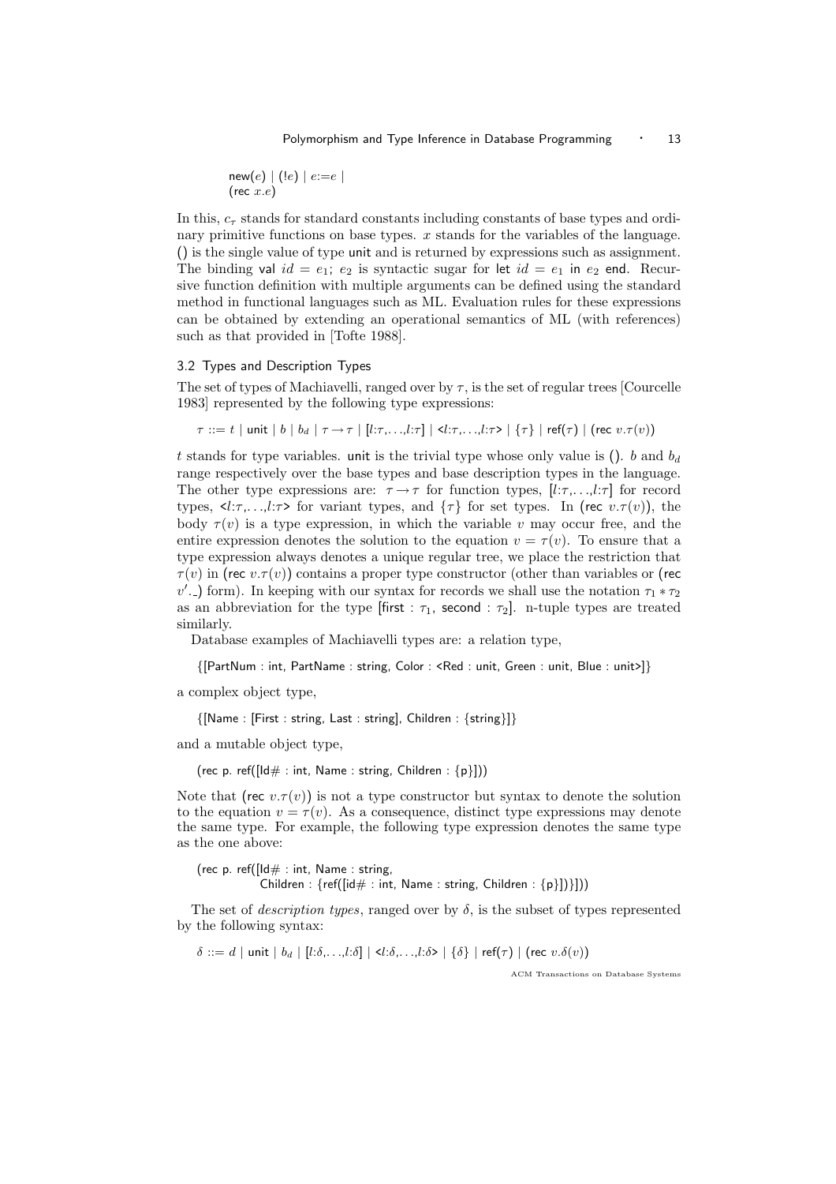$\mathsf{new}(e) \mid (!e) \mid e{:=}e \mid$
$(\mathsf{rec}\ x.e)$

In this, $c_\tau$ stands for standard constants including constants of base types and ordinary primitive functions on base types. $x$ stands for the variables of the language. () is the single value of type unit and is returned by expressions such as assignment. The binding val $id = e_1;\ e_2$ is syntactic sugar for let $id = e_1$ in $e_2$ end. Recursive function definition with multiple arguments can be defined using the standard method in functional languages such as ML. Evaluation rules for these expressions can be obtained by extending an operational semantics of ML (with references) such as that provided in [Tofte 1988].

### 3.2 Types and Description Types

The set of types of Machiavelli, ranged over by $\tau$, is the set of regular trees [Courcelle 1983] represented by the following type expressions:

$$\tau ::= t \mid \mathsf{unit} \mid b \mid b_d \mid \tau \to \tau \mid [l{:}\tau,\ldots,l{:}\tau] \mid \langle l{:}\tau,\ldots,l{:}\tau\rangle \mid \{\tau\} \mid \mathsf{ref}(\tau) \mid (\mathsf{rec}\ v.\tau(v))$$

$t$ stands for type variables. unit is the trivial type whose only value is (). $b$ and $b_d$ range respectively over the base types and base description types in the language. The other type expressions are: $\tau \to \tau$ for function types, $[l{:}\tau,\ldots,l{:}\tau]$ for record types, $\langle l{:}\tau,\ldots,l{:}\tau\rangle$ for variant types, and $\{\tau\}$ for set types. In $(\mathsf{rec}\ v.\tau(v))$, the body $\tau(v)$ is a type expression, in which the variable $v$ may occur free, and the entire expression denotes the solution to the equation $v = \tau(v)$. To ensure that a type expression always denotes a unique regular tree, we place the restriction that $\tau(v)$ in $(\mathsf{rec}\ v.\tau(v))$ contains a proper type constructor (other than variables or (rec $v'$.\_) form). In keeping with our syntax for records we shall use the notation $\tau_1 * \tau_2$ as an abbreviation for the type [first : $\tau_1$, second : $\tau_2$]. n-tuple types are treated similarly.

Database examples of Machiavelli types are: a relation type,

{[PartNum : int, PartName : string, Color : <Red : unit, Green : unit, Blue : unit>]}

a complex object type,

{[Name : [First : string, Last : string], Children : {string}]}

and a mutable object type,

(rec p. ref([Id# : int, Name : string, Children : {p}]))

Note that $(\mathsf{rec}\ v.\tau(v))$ is not a type constructor but syntax to denote the solution to the equation $v = \tau(v)$. As a consequence, distinct type expressions may denote the same type. For example, the following type expression denotes the same type as the one above:

(rec p. ref([Id# : int, Name : string,
    Children : {ref([id# : int, Name : string, Children : {p}])}]))

The set of *description types*, ranged over by $\delta$, is the subset of types represented by the following syntax:

$$\delta ::= d \mid \mathsf{unit} \mid b_d \mid [l{:}\delta,\ldots,l{:}\delta] \mid \langle l{:}\delta,\ldots,l{:}\delta\rangle \mid \{\delta\} \mid \mathsf{ref}(\tau) \mid (\mathsf{rec}\ v.\delta(v))$$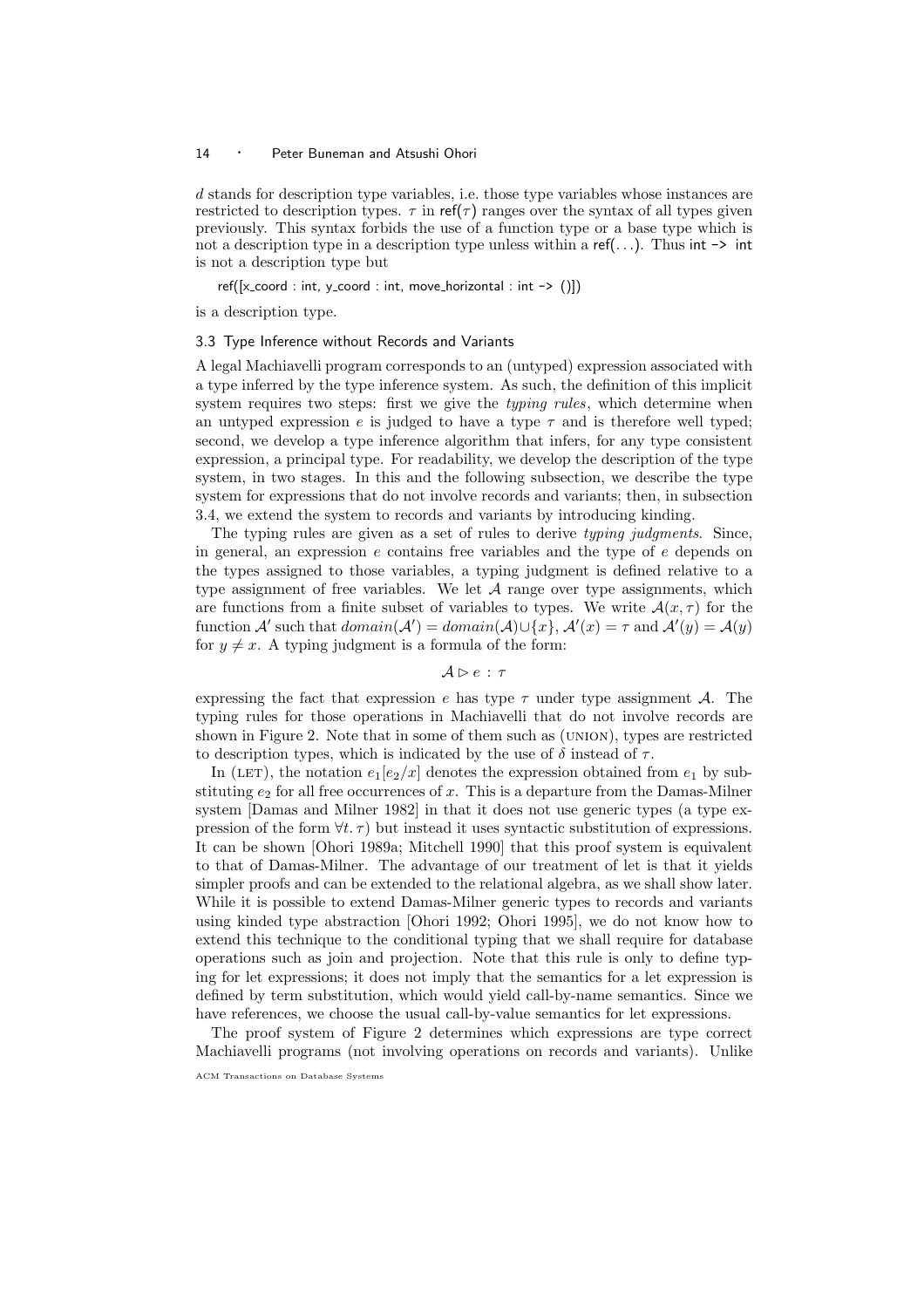$d$ stands for description type variables, i.e. those type variables whose instances are restricted to description types. $\tau$ in ref($\tau$) ranges over the syntax of all types given previously. This syntax forbids the use of a function type or a base type which is not a description type in a description type unless within a ref(...). Thus int -> int is not a description type but

```
ref([x_coord : int, y_coord : int, move_horizontal : int -> ()])
```

is a description type.

### 3.3 Type Inference without Records and Variants

A legal Machiavelli program corresponds to an (untyped) expression associated with a type inferred by the type inference system. As such, the definition of this implicit system requires two steps: first we give the *typing rules*, which determine when an untyped expression $e$ is judged to have a type $\tau$ and is therefore well typed; second, we develop a type inference algorithm that infers, for any type consistent expression, a principal type. For readability, we develop the description of the type system, in two stages. In this and the following subsection, we describe the type system for expressions that do not involve records and variants; then, in subsection 3.4, we extend the system to records and variants by introducing kinding.

The typing rules are given as a set of rules to derive *typing judgments*. Since, in general, an expression $e$ contains free variables and the type of $e$ depends on the types assigned to those variables, a typing judgment is defined relative to a type assignment of free variables. We let $\mathcal{A}$ range over type assignments, which are functions from a finite subset of variables to types. We write $\mathcal{A}(x, \tau)$ for the function $\mathcal{A}'$ such that $domain(\mathcal{A}') = domain(\mathcal{A}) \cup \{x\}$, $\mathcal{A}'(x) = \tau$ and $\mathcal{A}'(y) = \mathcal{A}(y)$ for $y \neq x$. A typing judgment is a formula of the form:

$$\mathcal{A} \triangleright e : \tau$$

expressing the fact that expression $e$ has type $\tau$ under type assignment $\mathcal{A}$. The typing rules for those operations in Machiavelli that do not involve records are shown in Figure 2. Note that in some of them such as (UNION), types are restricted to description types, which is indicated by the use of $\delta$ instead of $\tau$.

In (LET), the notation $e_1[e_2/x]$ denotes the expression obtained from $e_1$ by substituting $e_2$ for all free occurrences of $x$. This is a departure from the Damas-Milner system [Damas and Milner 1982] in that it does not use generic types (a type expression of the form $\forall t.\, \tau$) but instead it uses syntactic substitution of expressions. It can be shown [Ohori 1989a; Mitchell 1990] that this proof system is equivalent to that of Damas-Milner. The advantage of our treatment of let is that it yields simpler proofs and can be extended to the relational algebra, as we shall show later. While it is possible to extend Damas-Milner generic types to records and variants using kinded type abstraction [Ohori 1992; Ohori 1995], we do not know how to extend this technique to the conditional typing that we shall require for database operations such as join and projection. Note that this rule is only to define typing for let expressions; it does not imply that the semantics for a let expression is defined by term substitution, which would yield call-by-name semantics. Since we have references, we choose the usual call-by-value semantics for let expressions.

The proof system of Figure 2 determines which expressions are type correct Machiavelli programs (not involving operations on records and variants). Unlike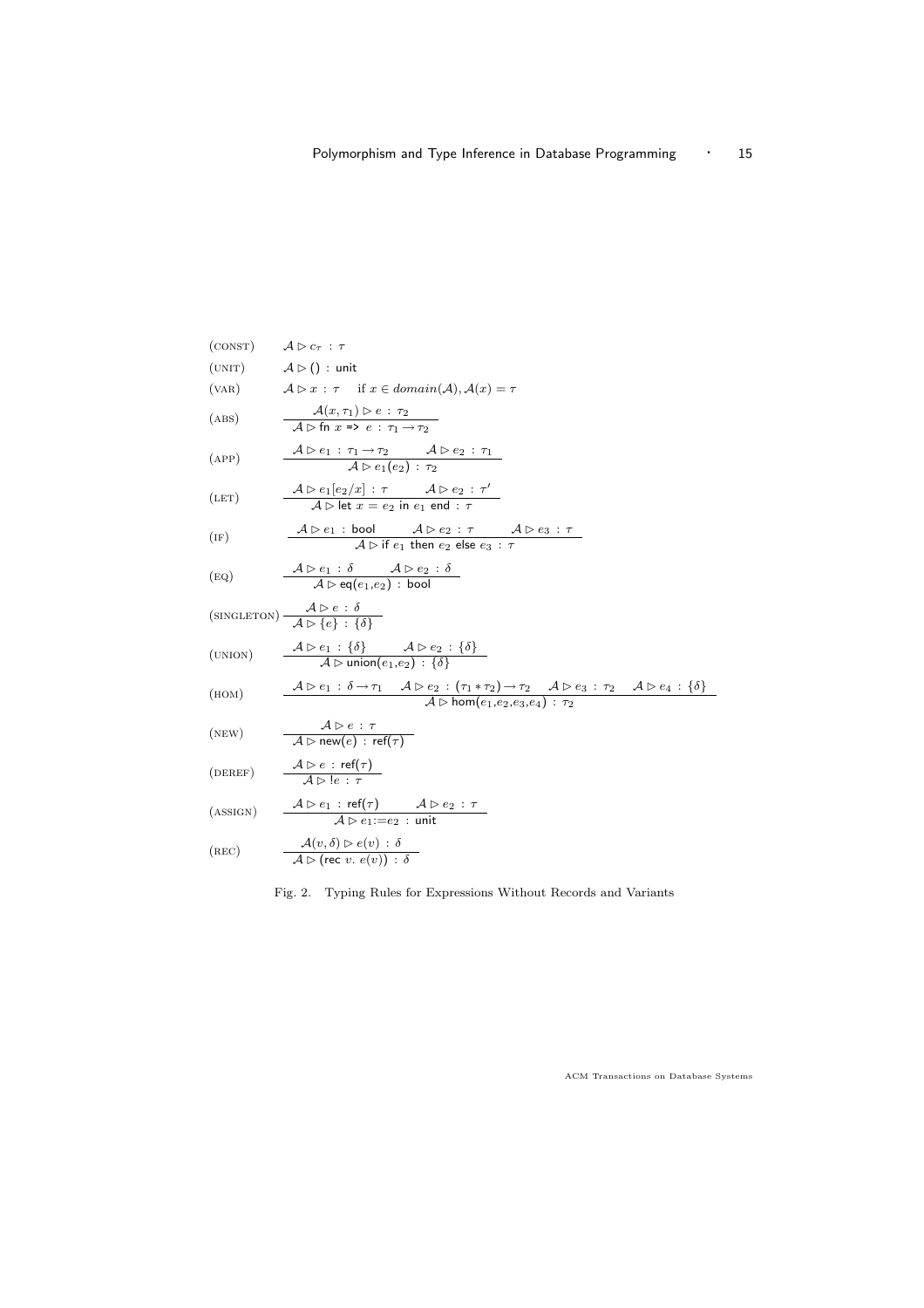$$(\text{CONST}) \quad \mathcal{A} \rhd c_\tau : \tau$$

$$(\text{UNIT}) \quad \mathcal{A} \rhd () : \mathsf{unit}$$

$$(\text{VAR}) \quad \mathcal{A} \rhd x : \tau \quad \text{if } x \in domain(\mathcal{A}), \mathcal{A}(x) = \tau$$

$$(\text{ABS}) \quad \frac{\mathcal{A}(x, \tau_1) \rhd e : \tau_2}{\mathcal{A} \rhd \mathsf{fn}\ x \texttt{ => } e : \tau_1 \to \tau_2}$$

$$(\text{APP}) \quad \frac{\mathcal{A} \rhd e_1 : \tau_1 \to \tau_2 \qquad \mathcal{A} \rhd e_2 : \tau_1}{\mathcal{A} \rhd e_1(e_2) : \tau_2}$$

$$(\text{LET}) \quad \frac{\mathcal{A} \rhd e_1[e_2/x] : \tau \qquad \mathcal{A} \rhd e_2 : \tau'}{\mathcal{A} \rhd \mathsf{let}\ x = e_2\ \mathsf{in}\ e_1\ \mathsf{end} : \tau}$$

$$(\text{IF}) \quad \frac{\mathcal{A} \rhd e_1 : \mathsf{bool} \qquad \mathcal{A} \rhd e_2 : \tau \qquad \mathcal{A} \rhd e_3 : \tau}{\mathcal{A} \rhd \mathsf{if}\ e_1\ \mathsf{then}\ e_2\ \mathsf{else}\ e_3 : \tau}$$

$$(\text{EQ}) \quad \frac{\mathcal{A} \rhd e_1 : \delta \qquad \mathcal{A} \rhd e_2 : \delta}{\mathcal{A} \rhd \mathsf{eq}(e_1, e_2) : \mathsf{bool}}$$

$$(\text{SINGLETON}) \quad \frac{\mathcal{A} \rhd e : \delta}{\mathcal{A} \rhd \{e\} : \{\delta\}}$$

$$(\text{UNION}) \quad \frac{\mathcal{A} \rhd e_1 : \{\delta\} \qquad \mathcal{A} \rhd e_2 : \{\delta\}}{\mathcal{A} \rhd \mathsf{union}(e_1, e_2) : \{\delta\}}$$

$$(\text{HOM}) \quad \frac{\mathcal{A} \rhd e_1 : \delta \to \tau_1 \quad \mathcal{A} \rhd e_2 : (\tau_1 * \tau_2) \to \tau_2 \quad \mathcal{A} \rhd e_3 : \tau_2 \quad \mathcal{A} \rhd e_4 : \{\delta\}}{\mathcal{A} \rhd \mathsf{hom}(e_1, e_2, e_3, e_4) : \tau_2}$$

$$(\text{NEW}) \quad \frac{\mathcal{A} \rhd e : \tau}{\mathcal{A} \rhd \mathsf{new}(e) : \mathsf{ref}(\tau)}$$

$$(\text{DEREF}) \quad \frac{\mathcal{A} \rhd e : \mathsf{ref}(\tau)}{\mathcal{A} \rhd !e : \tau}$$

$$(\text{ASSIGN}) \quad \frac{\mathcal{A} \rhd e_1 : \mathsf{ref}(\tau) \qquad \mathcal{A} \rhd e_2 : \tau}{\mathcal{A} \rhd e_1 := e_2 : \mathsf{unit}}$$

$$(\text{REC}) \quad \frac{\mathcal{A}(v, \delta) \rhd e(v) : \delta}{\mathcal{A} \rhd (\mathsf{rec}\ v.\ e(v)) : \delta}$$

Fig. 2. Typing Rules for Expressions Without Records and Variants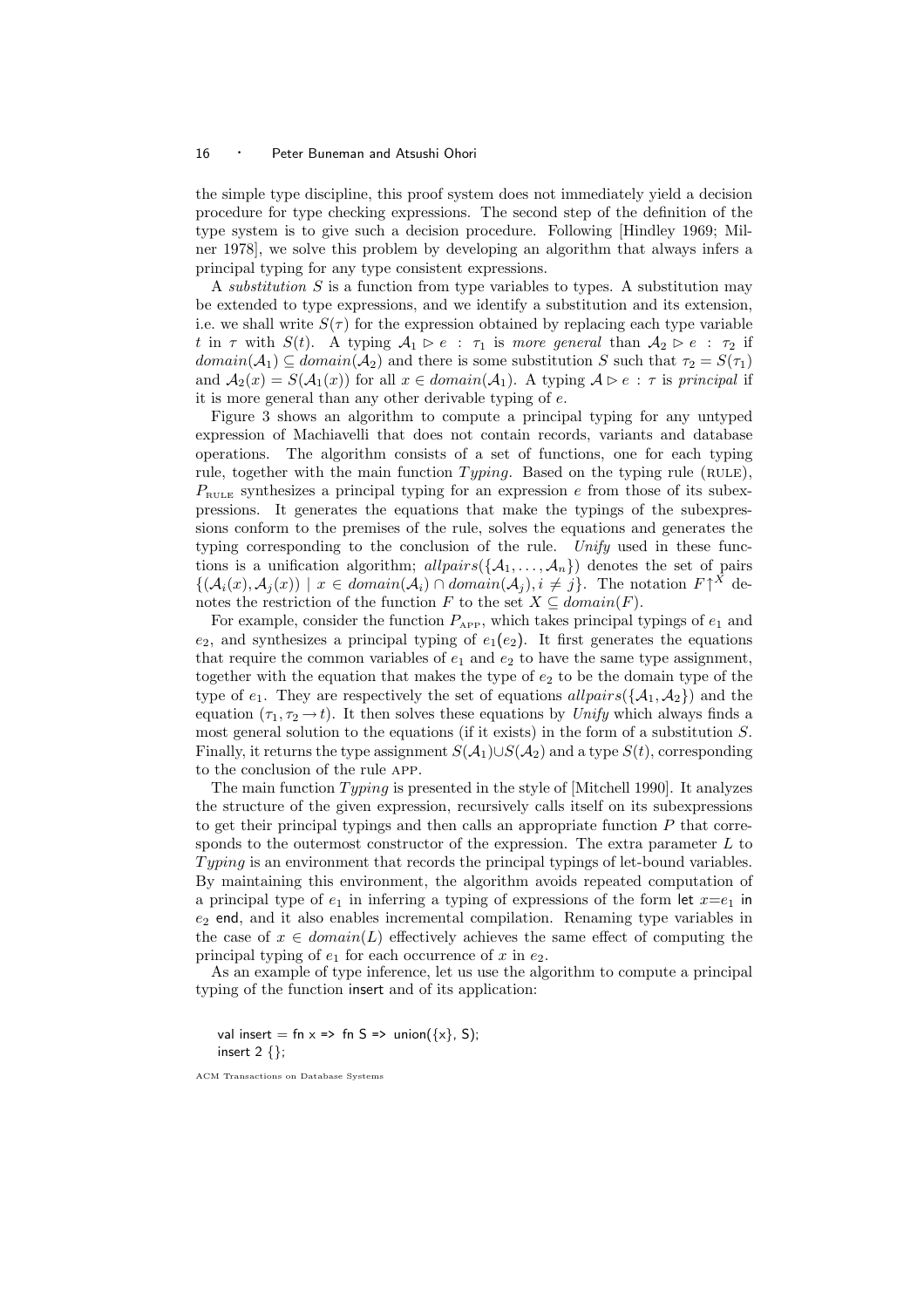the simple type discipline, this proof system does not immediately yield a decision procedure for type checking expressions. The second step of the definition of the type system is to give such a decision procedure. Following [Hindley 1969; Milner 1978], we solve this problem by developing an algorithm that always infers a principal typing for any type consistent expressions.

A *substitution* $S$ is a function from type variables to types. A substitution may be extended to type expressions, and we identify a substitution and its extension, i.e. we shall write $S(\tau)$ for the expression obtained by replacing each type variable $t$ in $\tau$ with $S(t)$. A typing $\mathcal{A}_1 \triangleright e : \tau_1$ is *more general* than $\mathcal{A}_2 \triangleright e : \tau_2$ if $domain(\mathcal{A}_1) \subseteq domain(\mathcal{A}_2)$ and there is some substitution $S$ such that $\tau_2 = S(\tau_1)$ and $\mathcal{A}_2(x) = S(\mathcal{A}_1(x))$ for all $x \in domain(\mathcal{A}_1)$. A typing $\mathcal{A} \triangleright e : \tau$ is *principal* if it is more general than any other derivable typing of $e$.

Figure 3 shows an algorithm to compute a principal typing for any untyped expression of Machiavelli that does not contain records, variants and database operations. The algorithm consists of a set of functions, one for each typing rule, together with the main function $Typing$. Based on the typing rule (RULE), $P_{\text{RULE}}$ synthesizes a principal typing for an expression $e$ from those of its subexpressions. It generates the equations that make the typings of the subexpressions conform to the premises of the rule, solves the equations and generates the typing corresponding to the conclusion of the rule. *Unify* used in these functions is a unification algorithm; $allpairs(\{\mathcal{A}_1, \ldots, \mathcal{A}_n\})$ denotes the set of pairs $\{(\mathcal{A}_i(x), \mathcal{A}_j(x)) \mid x \in domain(\mathcal{A}_i) \cap domain(\mathcal{A}_j), i \neq j\}$. The notation $F\uparrow^X$ denotes the restriction of the function $F$ to the set $X \subseteq domain(F)$.

For example, consider the function $P_{\text{APP}}$, which takes principal typings of $e_1$ and $e_2$, and synthesizes a principal typing of $e_1(e_2)$. It first generates the equations that require the common variables of $e_1$ and $e_2$ to have the same type assignment, together with the equation that makes the type of $e_2$ to be the domain type of the type of $e_1$. They are respectively the set of equations $allpairs(\{\mathcal{A}_1, \mathcal{A}_2\})$ and the equation $(\tau_1, \tau_2 \to t)$. It then solves these equations by *Unify* which always finds a most general solution to the equations (if it exists) in the form of a substitution $S$. Finally, it returns the type assignment $S(\mathcal{A}_1) \cup S(\mathcal{A}_2)$ and a type $S(t)$, corresponding to the conclusion of the rule APP.

The main function $Typing$ is presented in the style of [Mitchell 1990]. It analyzes the structure of the given expression, recursively calls itself on its subexpressions to get their principal typings and then calls an appropriate function $P$ that corresponds to the outermost constructor of the expression. The extra parameter $L$ to $Typing$ is an environment that records the principal typings of let-bound variables. By maintaining this environment, the algorithm avoids repeated computation of a principal type of $e_1$ in inferring a typing of expressions of the form let $x$=$e_1$ in $e_2$ end, and it also enables incremental compilation. Renaming type variables in the case of $x \in domain(L)$ effectively achieves the same effect of computing the principal typing of $e_1$ for each occurrence of $x$ in $e_2$.

As an example of type inference, let us use the algorithm to compute a principal typing of the function insert and of its application:

```
val insert = fn x => fn S => union({x}, S);
insert 2 {};
```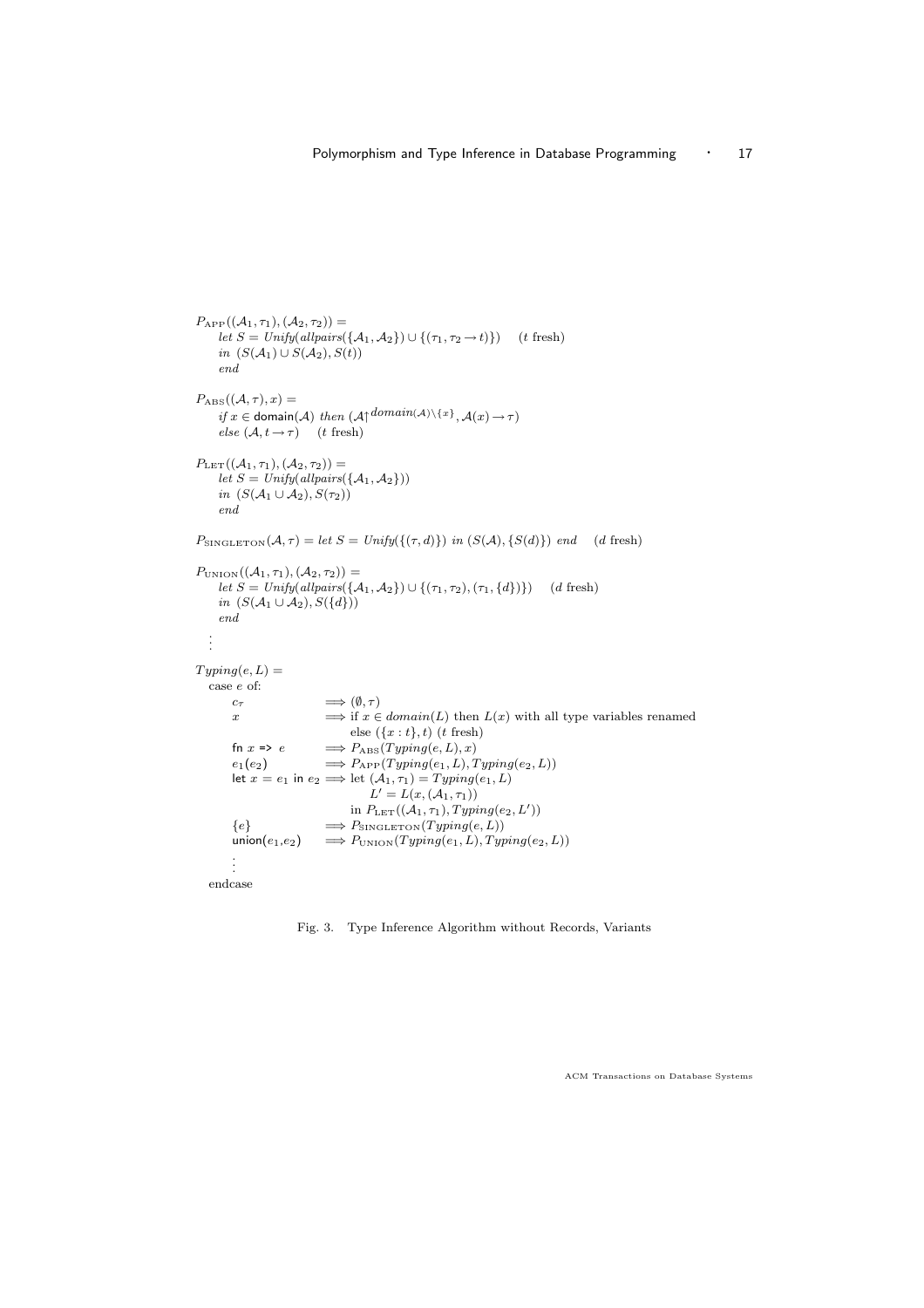$$
\begin{array}{l}
P_{\mathrm{APP}}((\mathcal{A}_1, \tau_1), (\mathcal{A}_2, \tau_2)) = \\
\quad \textit{let } S = \textit{Unify}(\textit{allpairs}(\{\mathcal{A}_1, \mathcal{A}_2\}) \cup \{(\tau_1, \tau_2 \rightarrow t)\}) \quad (t \text{ fresh}) \\
\quad \textit{in } (S(\mathcal{A}_1) \cup S(\mathcal{A}_2), S(t)) \\
\quad \textit{end}
\end{array}
$$

$$
\begin{array}{l}
P_{\mathrm{ABS}}((\mathcal{A}, \tau), x) = \\
\quad \textit{if } x \in \mathsf{domain}(\mathcal{A}) \textit{ then } (\mathcal{A}\!\upharpoonright^{\textit{domain}(\mathcal{A}) \setminus \{x\}}, \mathcal{A}(x) \rightarrow \tau) \\
\quad \textit{else } (\mathcal{A}, t \rightarrow \tau) \quad (t \text{ fresh})
\end{array}
$$

$$
\begin{array}{l}
P_{\mathrm{LET}}((\mathcal{A}_1, \tau_1), (\mathcal{A}_2, \tau_2)) = \\
\quad \textit{let } S = \textit{Unify}(\textit{allpairs}(\{\mathcal{A}_1, \mathcal{A}_2\})) \\
\quad \textit{in } (S(\mathcal{A}_1 \cup \mathcal{A}_2), S(\tau_2)) \\
\quad \textit{end}
\end{array}
$$

$$
P_{\mathrm{SINGLETON}}(\mathcal{A}, \tau) = \textit{let } S = \textit{Unify}(\{(\tau, d)\}) \textit{ in } (S(\mathcal{A}), \{S(d)\}) \textit{ end} \quad (d \text{ fresh})
$$

$$
\begin{array}{l}
P_{\mathrm{UNION}}((\mathcal{A}_1, \tau_1), (\mathcal{A}_2, \tau_2)) = \\
\quad \textit{let } S = \textit{Unify}(\textit{allpairs}(\{\mathcal{A}_1, \mathcal{A}_2\}) \cup \{(\tau_1, \tau_2), (\tau_1, \{d\})\}) \quad (d \text{ fresh}) \\
\quad \textit{in } (S(\mathcal{A}_1 \cup \mathcal{A}_2), S(\{d\})) \\
\quad \textit{end}
\end{array}
$$

$$\vdots$$

$$
\begin{array}{lll}
\multicolumn{3}{l}{\textit{Typing}(e, L) =} \\
\multicolumn{3}{l}{\quad \text{case } e \text{ of:}} \\
\quad & c_\tau & \Longrightarrow (\emptyset, \tau) \\
\quad & x & \Longrightarrow \text{if } x \in \textit{domain}(L) \text{ then } L(x) \text{ with all type variables renamed} \\
 & & \qquad \text{else } (\{x : t\}, t) \ (t \text{ fresh}) \\
\quad & \mathsf{fn}\ x \Rightarrow e & \Longrightarrow P_{\mathrm{ABS}}(\textit{Typing}(e, L), x) \\
\quad & e_1(e_2) & \Longrightarrow P_{\mathrm{APP}}(\textit{Typing}(e_1, L), \textit{Typing}(e_2, L)) \\
\quad & \mathsf{let}\ x = e_1 \ \mathsf{in}\ e_2 & \Longrightarrow \text{let } (\mathcal{A}_1, \tau_1) = \textit{Typing}(e_1, L) \\
 & & \qquad\quad L' = L(x, (\mathcal{A}_1, \tau_1)) \\
 & & \qquad \text{in } P_{\mathrm{LET}}((\mathcal{A}_1, \tau_1), \textit{Typing}(e_2, L')) \\
\quad & \{e\} & \Longrightarrow P_{\mathrm{SINGLETON}}(\textit{Typing}(e, L)) \\
\quad & \mathsf{union}(e_1, e_2) & \Longrightarrow P_{\mathrm{UNION}}(\textit{Typing}(e_1, L), \textit{Typing}(e_2, L)) \\
\quad & \vdots & \\
\multicolumn{3}{l}{\quad \text{endcase}}
\end{array}
$$

Fig. 3. Type Inference Algorithm without Records, Variants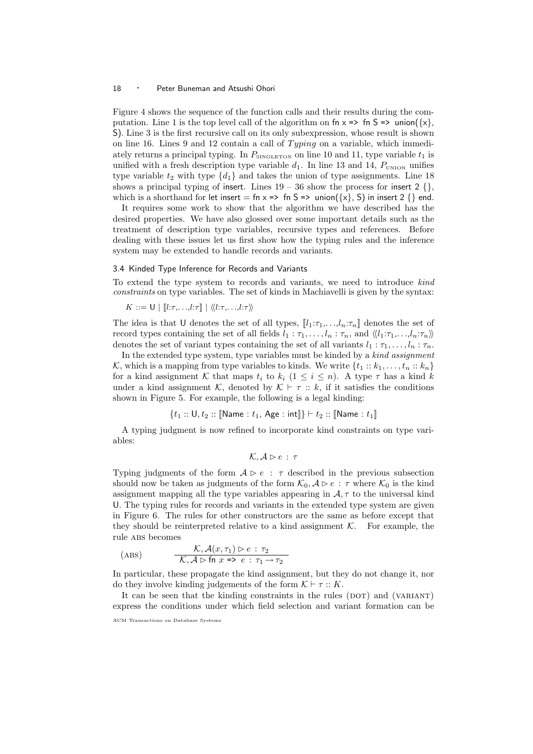Figure 4 shows the sequence of the function calls and their results during the computation. Line 1 is the top level call of the algorithm on fn x => fn S => union({x}, S). Line 3 is the first recursive call on its only subexpression, whose result is shown on line 16. Lines 9 and 12 contain a call of $Typing$ on a variable, which immediately returns a principal typing. In $P_{\text{SINGLETON}}$ on line 10 and 11, type variable $t_1$ is unified with a fresh description type variable $d_1$. In line 13 and 14, $P_{\text{UNION}}$ unifies type variable $t_2$ with type $\{d_1\}$ and takes the union of type assignments. Line 18 shows a principal typing of insert. Lines 19 – 36 show the process for insert 2 {}, which is a shorthand for let insert = fn x => fn S => union({x}, S) in insert 2 {} end.

It requires some work to show that the algorithm we have described has the desired properties. We have also glossed over some important details such as the treatment of description type variables, recursive types and references. Before dealing with these issues let us first show how the typing rules and the inference system may be extended to handle records and variants.

### 3.4 Kinded Type Inference for Records and Variants

To extend the type system to records and variants, we need to introduce *kind constraints* on type variables. The set of kinds in Machiavelli is given by the syntax:

$$K ::= \mathsf{U} \mid [\![l{:}\tau,\ldots,l{:}\tau]\!] \mid \langle\!\langle l{:}\tau,\ldots,l{:}\tau\rangle\!\rangle$$

The idea is that U denotes the set of all types, $[\![l_1{:}\tau_1,\ldots,l_n{:}\tau_n]\!]$ denotes the set of record types containing the set of all fields $l_1 : \tau_1, \ldots, l_n : \tau_n$, and $\langle\!\langle l_1{:}\tau_1,\ldots,l_n{:}\tau_n\rangle\!\rangle$ denotes the set of variant types containing the set of all variants $l_1 : \tau_1, \ldots, l_n : \tau_n$.

In the extended type system, type variables must be kinded by a *kind assignment* $\mathcal{K}$, which is a mapping from type variables to kinds. We write $\{t_1 :: k_1, \ldots, t_n :: k_n\}$ for a kind assignment $\mathcal{K}$ that maps $t_i$ to $k_i$ $(1 \leq i \leq n)$. A type $\tau$ has a kind $k$ under a kind assignment $\mathcal{K}$, denoted by $\mathcal{K} \vdash \tau :: k$, if it satisfies the conditions shown in Figure 5. For example, the following is a legal kinding:

$$\{t_1 :: \mathsf{U}, t_2 :: [\![\mathsf{Name} : t_1, \mathsf{Age} : \mathsf{int}]\!]\} \vdash t_2 :: [\![\mathsf{Name} : t_1]\!]$$

A typing judgment is now refined to incorporate kind constraints on type variables:

$$\mathcal{K}, \mathcal{A} \rhd e \,:\, \tau$$

Typing judgments of the form $\mathcal{A} \rhd e \,:\, \tau$ described in the previous subsection should now be taken as judgments of the form $\mathcal{K}_0, \mathcal{A} \rhd e \,:\, \tau$ where $\mathcal{K}_0$ is the kind assignment mapping all the type variables appearing in $\mathcal{A}, \tau$ to the universal kind U. The typing rules for records and variants in the extended type system are given in Figure 6. The rules for other constructors are the same as before except that they should be reinterpreted relative to a kind assignment $\mathcal{K}$. For example, the rule ABS becomes

$$(\text{ABS}) \qquad \frac{\mathcal{K}, \mathcal{A}(x, \tau_1) \rhd e \,:\, \tau_2}{\mathcal{K}, \mathcal{A} \rhd \texttt{fn } x \texttt{ => } e \,:\, \tau_1 \to \tau_2}$$

In particular, these propagate the kind assignment, but they do not change it, nor do they involve kinding judgements of the form $\mathcal{K} \vdash \tau :: K$.

It can be seen that the kinding constraints in the rules (DOT) and (VARIANT) express the conditions under which field selection and variant formation can be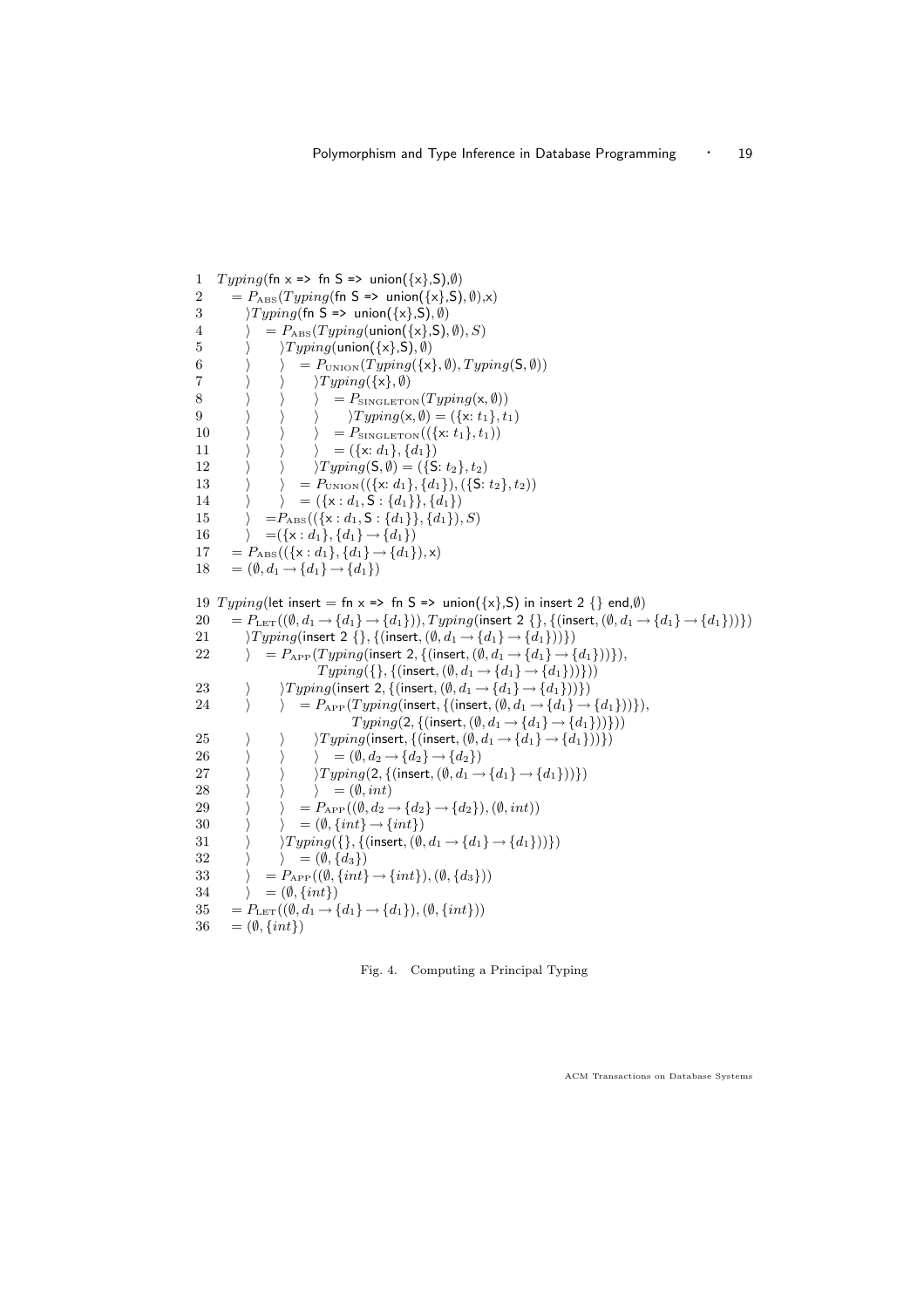```
1   Typing(fn x => fn S => union({x},S),∅)
2     = P_ABS(Typing(fn S => union({x},S),∅),x)
3       ⟩Typing(fn S => union({x},S),∅)
4       ⟩  = P_ABS(Typing(union({x},S),∅),S)
5       ⟩     ⟩Typing(union({x},S),∅)
6       ⟩     ⟩  = P_UNION(Typing({x},∅),Typing(S,∅))
7       ⟩     ⟩     ⟩Typing({x},∅)
8       ⟩     ⟩     ⟩  = P_SINGLETON(Typing(x,∅))
9       ⟩     ⟩     ⟩     ⟩Typing(x,∅) = ({x: t1},t1)
10      ⟩     ⟩     ⟩  = P_SINGLETON(({x: t1},t1))
11      ⟩     ⟩     ⟩  = ({x: d1},{d1})
12      ⟩     ⟩     ⟩Typing(S,∅) = ({S: t2},t2)
13      ⟩     ⟩  = P_UNION(({x: d1},{d1}),({S: t2},t2))
14      ⟩     ⟩  = ({x : d1, S : {d1}},{d1})
15      ⟩  =P_ABS(({x : d1, S : {d1}},{d1}),S)
16      ⟩  =({x : d1},{d1} → {d1})
17    = P_ABS(({x : d1},{d1} → {d1}),x)
18    = (∅,d1 → {d1} → {d1})

19 Typing(let insert = fn x => fn S => union({x},S) in insert 2 {} end,∅)
20    = P_LET((∅,d1 → {d1} → {d1})),Typing(insert 2 {},{(insert,(∅,d1 → {d1} → {d1}))})
21      ⟩Typing(insert 2 {},{(insert,(∅,d1 → {d1} → {d1}))})
22      ⟩  = P_APP(Typing(insert 2,{(insert,(∅,d1 → {d1} → {d1}))}),
                   Typing({},{(insert,(∅,d1 → {d1} → {d1}))}))
23      ⟩     ⟩Typing(insert 2,{(insert,(∅,d1 → {d1} → {d1}))})
24      ⟩     ⟩  = P_APP(Typing(insert,{(insert,(∅,d1 → {d1} → {d1}))}),
                         Typing(2,{(insert,(∅,d1 → {d1} → {d1}))}))
25      ⟩     ⟩     ⟩Typing(insert,{(insert,(∅,d1 → {d1} → {d1}))})
26      ⟩     ⟩     ⟩  = (∅,d2 → {d2} → {d2})
27      ⟩     ⟩     ⟩Typing(2,{(insert,(∅,d1 → {d1} → {d1}))})
28      ⟩     ⟩     ⟩  = (∅,int)
29      ⟩     ⟩  = P_APP((∅,d2 → {d2} → {d2}),(∅,int))
30      ⟩     ⟩  = (∅,{int} → {int})
31      ⟩     ⟩Typing({},{(insert,(∅,d1 → {d1} → {d1}))})
32      ⟩     ⟩  = (∅,{d3})
33      ⟩  = P_APP((∅,{int} → {int}),(∅,{d3}))
34      ⟩  = (∅,{int})
35    = P_LET((∅,d1 → {d1} → {d1}),(∅,{int}))
36    = (∅,{int})
```

Fig. 4. Computing a Principal Typing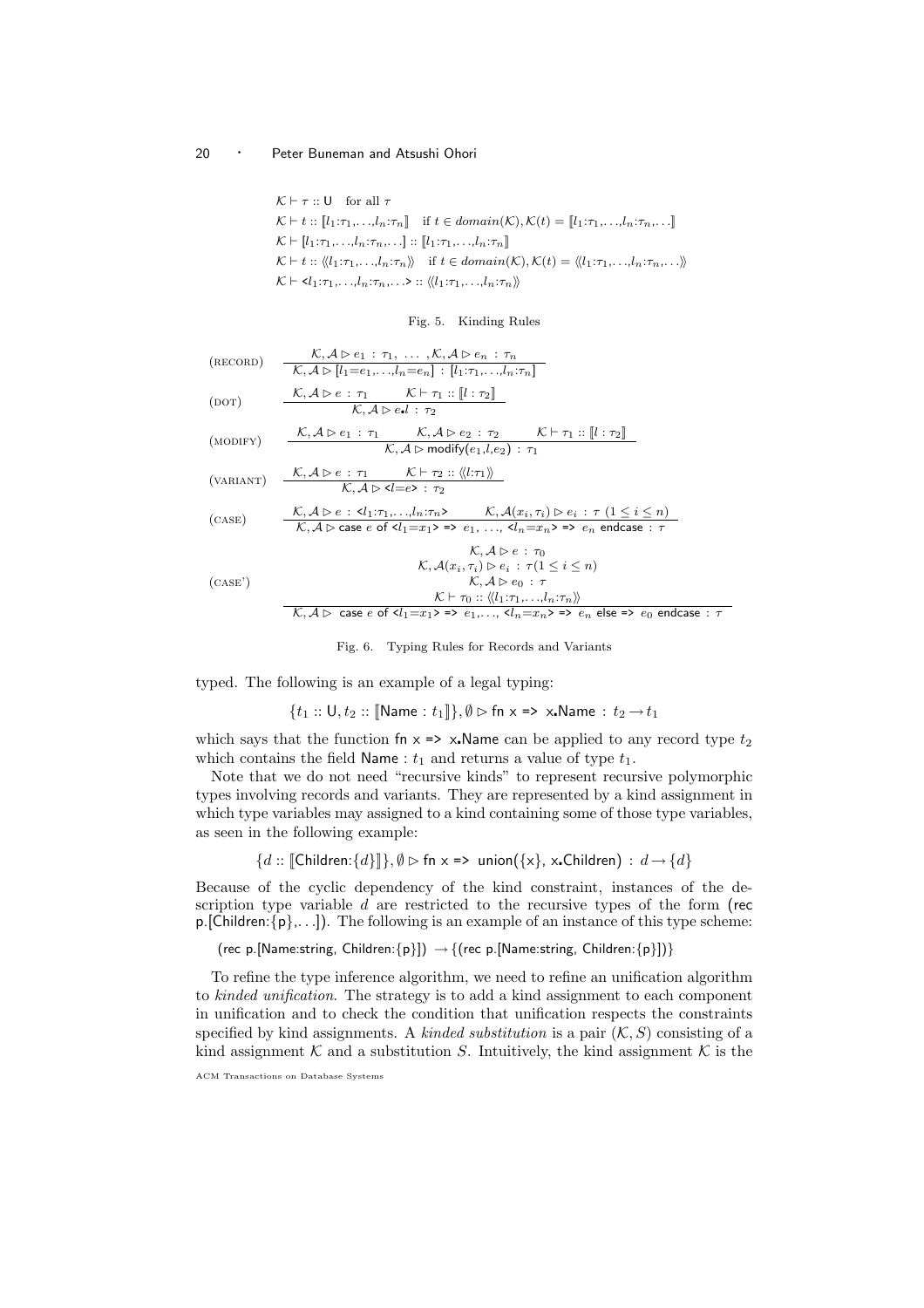$$\mathcal{K} \vdash \tau :: \mathsf{U} \quad \text{for all } \tau$$
$$\mathcal{K} \vdash t :: [\![l_1{:}\tau_1,\ldots,l_n{:}\tau_n]\!] \quad \text{if } t \in domain(\mathcal{K}), \mathcal{K}(t) = [\![l_1{:}\tau_1,\ldots,l_n{:}\tau_n,\ldots]\!]$$
$$\mathcal{K} \vdash [l_1{:}\tau_1,\ldots,l_n{:}\tau_n,\ldots] :: [\![l_1{:}\tau_1,\ldots,l_n{:}\tau_n]\!]$$
$$\mathcal{K} \vdash t :: \langle\!\langle l_1{:}\tau_1,\ldots,l_n{:}\tau_n \rangle\!\rangle \quad \text{if } t \in domain(\mathcal{K}), \mathcal{K}(t) = \langle\!\langle l_1{:}\tau_1,\ldots,l_n{:}\tau_n,\ldots \rangle\!\rangle$$
$$\mathcal{K} \vdash \texttt{<}l_1{:}\tau_1,\ldots,l_n{:}\tau_n,\ldots\texttt{>} :: \langle\!\langle l_1{:}\tau_1,\ldots,l_n{:}\tau_n \rangle\!\rangle$$

Fig. 5. Kinding Rules

(RECORD)
$$\frac{\mathcal{K},\mathcal{A} \rhd e_1 : \tau_1, \ \ldots\ , \mathcal{K},\mathcal{A} \rhd e_n : \tau_n}{\mathcal{K},\mathcal{A} \rhd [l_1{=}e_1,\ldots,l_n{=}e_n] : [l_1{:}\tau_1,\ldots,l_n{:}\tau_n]}$$

(DOT)
$$\frac{\mathcal{K},\mathcal{A} \rhd e : \tau_1 \qquad \mathcal{K} \vdash \tau_1 :: [\![l : \tau_2]\!]}{\mathcal{K},\mathcal{A} \rhd e.l : \tau_2}$$

(MODIFY)
$$\frac{\mathcal{K},\mathcal{A} \rhd e_1 : \tau_1 \qquad \mathcal{K},\mathcal{A} \rhd e_2 : \tau_2 \qquad \mathcal{K} \vdash \tau_1 :: [\![l : \tau_2]\!]}{\mathcal{K},\mathcal{A} \rhd \mathsf{modify}(e_1,l,e_2) : \tau_1}$$

(VARIANT)
$$\frac{\mathcal{K},\mathcal{A} \rhd e : \tau_1 \qquad \mathcal{K} \vdash \tau_2 :: \langle\!\langle l{:}\tau_1 \rangle\!\rangle}{\mathcal{K},\mathcal{A} \rhd \texttt{<}l{=}e\texttt{>} : \tau_2}$$

(CASE)
$$\frac{\mathcal{K},\mathcal{A} \rhd e : \texttt{<}l_1{:}\tau_1,\ldots,l_n{:}\tau_n\texttt{>} \qquad \mathcal{K},\mathcal{A}(x_i,\tau_i) \rhd e_i : \tau \ (1 \le i \le n)}{\mathcal{K},\mathcal{A} \rhd \mathsf{case}\ e\ \mathsf{of}\ \texttt{<}l_1{=}x_1\texttt{>} \texttt{=>}\ e_1,\ \ldots,\ \texttt{<}l_n{=}x_n\texttt{>} \texttt{=>}\ e_n\ \mathsf{endcase} : \tau}$$

(CASE')
$$\frac{\begin{array}{c}\mathcal{K},\mathcal{A} \rhd e : \tau_0 \\ \mathcal{K},\mathcal{A}(x_i,\tau_i) \rhd e_i : \tau (1 \le i \le n) \\ \mathcal{K},\mathcal{A} \rhd e_0 : \tau \\ \mathcal{K} \vdash \tau_0 :: \langle\!\langle l_1{:}\tau_1,\ldots,l_n{:}\tau_n \rangle\!\rangle\end{array}}{\mathcal{K},\mathcal{A} \rhd\ \mathsf{case}\ e\ \mathsf{of}\ \texttt{<}l_1{=}x_1\texttt{>} \texttt{=>}\ e_1,\ldots,\ \texttt{<}l_n{=}x_n\texttt{>} \texttt{=>}\ e_n\ \mathsf{else} \texttt{=>}\ e_0\ \mathsf{endcase} : \tau}$$

Fig. 6. Typing Rules for Records and Variants

typed. The following is an example of a legal typing:

$$\{t_1 :: \mathsf{U}, t_2 :: [\![\mathsf{Name} : t_1]\!]\}, \emptyset \rhd \mathsf{fn\ x\ \texttt{=>}\ x.Name} : t_2 \to t_1$$

which says that the function fn x => x.Name can be applied to any record type $t_2$ which contains the field Name : $t_1$ and returns a value of type $t_1$.

Note that we do not need "recursive kinds" to represent recursive polymorphic types involving records and variants. They are represented by a kind assignment in which type variables may assigned to a kind containing some of those type variables, as seen in the following example:

$$\{d :: [\![\mathsf{Children}{:}\{d\}]\!]\}, \emptyset \rhd \mathsf{fn\ x\ \texttt{=>}\ union(\{x\},\ x.Children)} : d \to \{d\}$$

Because of the cyclic dependency of the kind constraint, instances of the description type variable $d$ are restricted to the recursive types of the form (rec p.[Children:{p},...]). The following is an example of an instance of this type scheme:

(rec p.[Name:string, Children:{p}]) $\to$ {(rec p.[Name:string, Children:{p}])}

To refine the type inference algorithm, we need to refine an unification algorithm to *kinded unification*. The strategy is to add a kind assignment to each component in unification and to check the condition that unification respects the constraints specified by kind assignments. A *kinded substitution* is a pair $(\mathcal{K}, S)$ consisting of a kind assignment $\mathcal{K}$ and a substitution $S$. Intuitively, the kind assignment $\mathcal{K}$ is the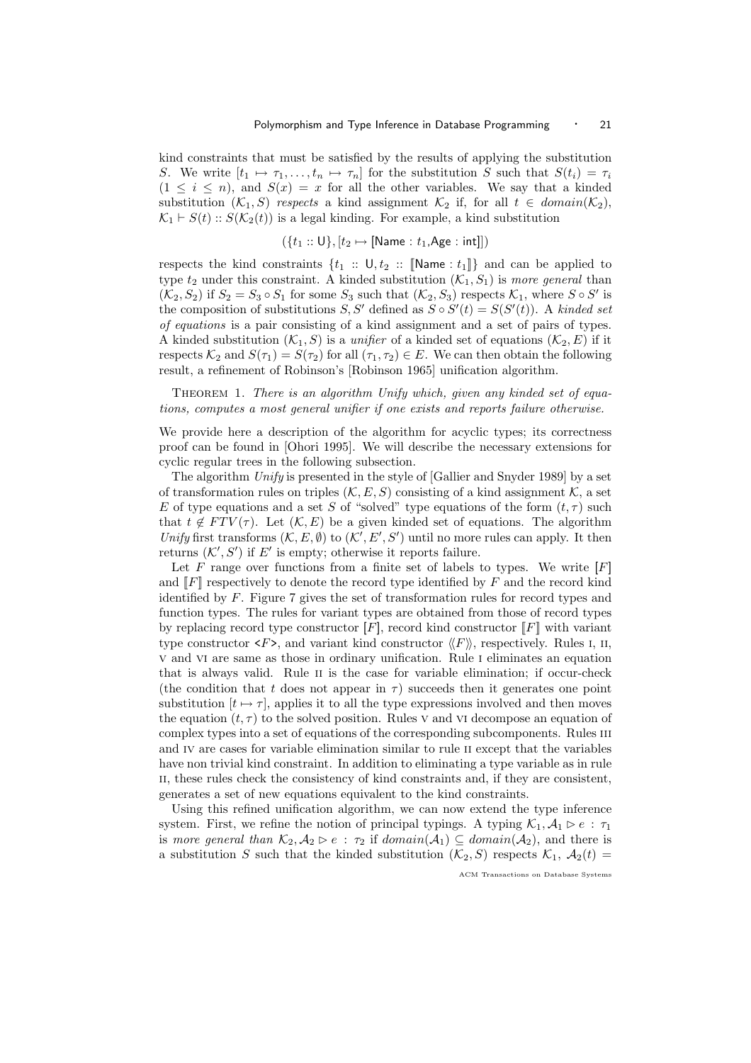kind constraints that must be satisfied by the results of applying the substitution $S$. We write $[t_1 \mapsto \tau_1, \ldots, t_n \mapsto \tau_n]$ for the substitution $S$ such that $S(t_i) = \tau_i$ $(1 \leq i \leq n)$, and $S(x) = x$ for all the other variables. We say that a kinded substitution $(\mathcal{K}_1, S)$ *respects* a kind assignment $\mathcal{K}_2$ if, for all $t \in domain(\mathcal{K}_2)$, $\mathcal{K}_1 \vdash S(t) :: S(\mathcal{K}_2(t))$ is a legal kinding. For example, a kind substitution

$$(\{t_1 :: \mathsf{U}\}, [t_2 \mapsto [\mathsf{Name} : t_1, \mathsf{Age} : \mathsf{int}]])$$

respects the kind constraints $\{t_1 :: \mathsf{U}, t_2 :: [\![\mathsf{Name} : t_1]\!]\}$ and can be applied to type $t_2$ under this constraint. A kinded substitution $(\mathcal{K}_1, S_1)$ is *more general* than $(\mathcal{K}_2, S_2)$ if $S_2 = S_3 \circ S_1$ for some $S_3$ such that $(\mathcal{K}_2, S_3)$ respects $\mathcal{K}_1$, where $S \circ S'$ is the composition of substitutions $S, S'$ defined as $S \circ S'(t) = S(S'(t))$. A *kinded set of equations* is a pair consisting of a kind assignment and a set of pairs of types. A kinded substitution $(\mathcal{K}_1, S)$ is a *unifier* of a kinded set of equations $(\mathcal{K}_2, E)$ if it respects $\mathcal{K}_2$ and $S(\tau_1) = S(\tau_2)$ for all $(\tau_1, \tau_2) \in E$. We can then obtain the following result, a refinement of Robinson's [Robinson 1965] unification algorithm.

THEOREM 1. *There is an algorithm Unify which, given any kinded set of equations, computes a most general unifier if one exists and reports failure otherwise.*

We provide here a description of the algorithm for acyclic types; its correctness proof can be found in [Ohori 1995]. We will describe the necessary extensions for cyclic regular trees in the following subsection.

The algorithm *Unify* is presented in the style of [Gallier and Snyder 1989] by a set of transformation rules on triples $(\mathcal{K}, E, S)$ consisting of a kind assignment $\mathcal{K}$, a set $E$ of type equations and a set $S$ of "solved" type equations of the form $(t, \tau)$ such that $t \notin FTV(\tau)$. Let $(\mathcal{K}, E)$ be a given kinded set of equations. The algorithm *Unify* first transforms $(\mathcal{K}, E, \emptyset)$ to $(\mathcal{K}', E', S')$ until no more rules can apply. It then returns $(\mathcal{K}', S')$ if $E'$ is empty; otherwise it reports failure.

Let $F$ range over functions from a finite set of labels to types. We write $[F]$ and $[\![F]\!]$ respectively to denote the record type identified by $F$ and the record kind identified by $F$. Figure 7 gives the set of transformation rules for record types and function types. The rules for variant types are obtained from those of record types by replacing record type constructor $[F]$, record kind constructor $[\![F]\!]$ with variant type constructor <$F$>, and variant kind constructor $\langle\!\langle F \rangle\!\rangle$, respectively. Rules I, II, V and VI are same as those in ordinary unification. Rule I eliminates an equation that is always valid. Rule II is the case for variable elimination; if occur-check (the condition that $t$ does not appear in $\tau$) succeeds then it generates one point substitution $[t \mapsto \tau]$, applies it to all the type expressions involved and then moves the equation $(t, \tau)$ to the solved position. Rules V and VI decompose an equation of complex types into a set of equations of the corresponding subcomponents. Rules III and IV are cases for variable elimination similar to rule II except that the variables have non trivial kind constraint. In addition to eliminating a type variable as in rule II, these rules check the consistency of kind constraints and, if they are consistent, generates a set of new equations equivalent to the kind constraints.

Using this refined unification algorithm, we can now extend the type inference system. First, we refine the notion of principal typings. A typing $\mathcal{K}_1, \mathcal{A}_1 \triangleright e : \tau_1$ is *more general than* $\mathcal{K}_2, \mathcal{A}_2 \triangleright e : \tau_2$ if $domain(\mathcal{A}_1) \subseteq domain(\mathcal{A}_2)$, and there is a substitution $S$ such that the kinded substitution $(\mathcal{K}_2, S)$ respects $\mathcal{K}_1$, $\mathcal{A}_2(t) =$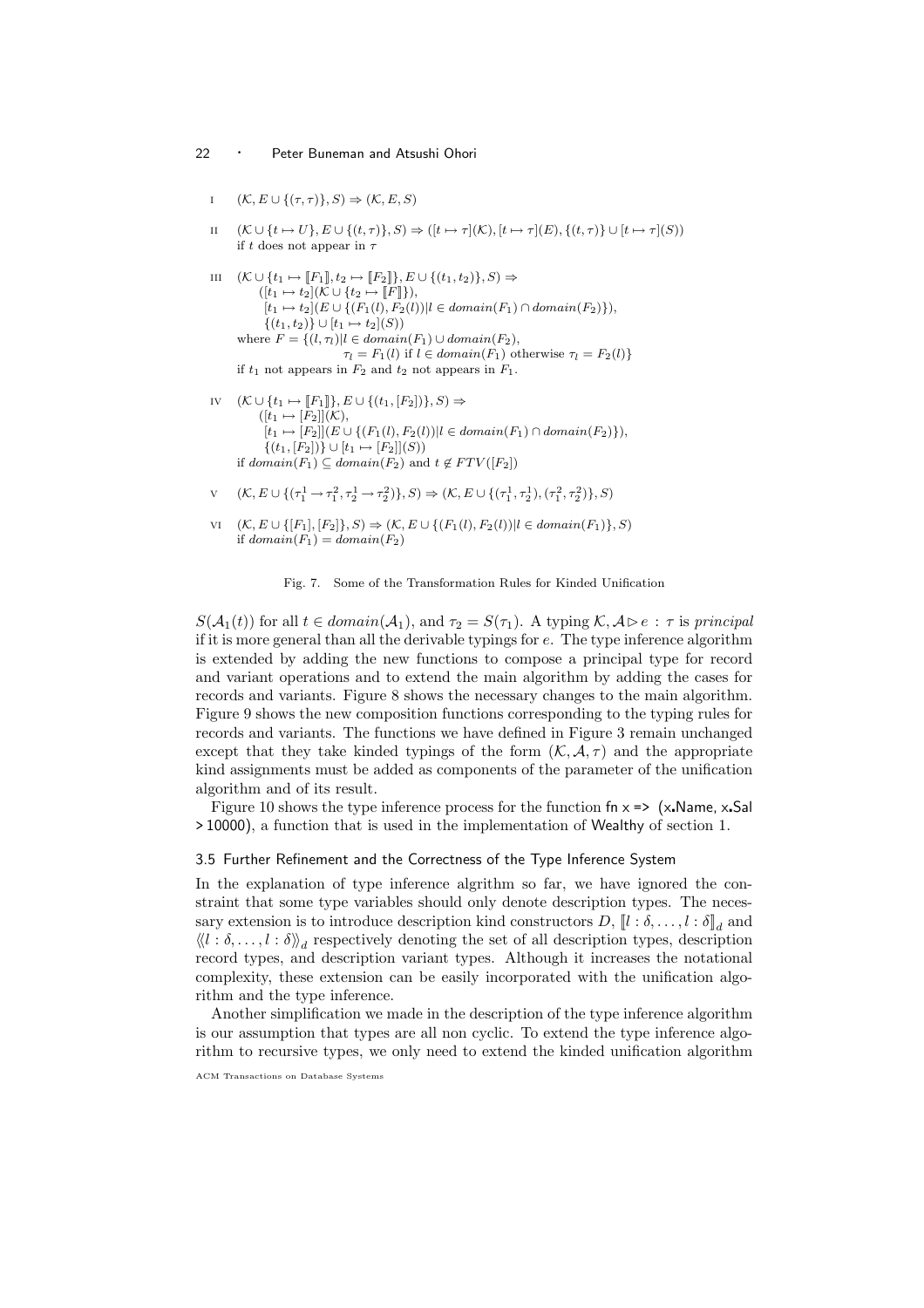I $\quad (\mathcal{K}, E \cup \{(\tau, \tau)\}, S) \Rightarrow (\mathcal{K}, E, S)$

II $\quad (\mathcal{K} \cup \{t \mapsto U\}, E \cup \{(t, \tau)\}, S) \Rightarrow ([t \mapsto \tau](\mathcal{K}), [t \mapsto \tau](E), \{(t, \tau)\} \cup [t \mapsto \tau](S))$
if $t$ does not appear in $\tau$

III $\quad (\mathcal{K} \cup \{t_1 \mapsto [\![F_1]\!], t_2 \mapsto [\![F_2]\!]\}, E \cup \{(t_1, t_2)\}, S) \Rightarrow$
$\quad\quad ([t_1 \mapsto t_2](\mathcal{K} \cup \{t_2 \mapsto [\![F]\!]\}),$
$\quad\quad [t_1 \mapsto t_2](E \cup \{(F_1(l), F_2(l)) | l \in domain(F_1) \cap domain(F_2)\}),$
$\quad\quad \{(t_1, t_2)\} \cup [t_1 \mapsto t_2](S))$
where $F = \{(l, \tau_l) | l \in domain(F_1) \cup domain(F_2),$
$\quad\quad \tau_l = F_1(l)$ if $l \in domain(F_1)$ otherwise $\tau_l = F_2(l)\}$
if $t_1$ not appears in $F_2$ and $t_2$ not appears in $F_1$.

IV $\quad (\mathcal{K} \cup \{t_1 \mapsto [\![F_1]\!]\}, E \cup \{(t_1, [F_2])\}, S) \Rightarrow$
$\quad\quad ([t_1 \mapsto [F_2]](\mathcal{K}),$
$\quad\quad [t_1 \mapsto [F_2]](E \cup \{(F_1(l), F_2(l)) | l \in domain(F_1) \cap domain(F_2)\}),$
$\quad\quad \{(t_1, [F_2])\} \cup [t_1 \mapsto [F_2]](S))$
if $domain(F_1) \subseteq domain(F_2)$ and $t \notin FTV([F_2])$

V $\quad (\mathcal{K}, E \cup \{(\tau_1^1 \rightarrow \tau_1^2, \tau_2^1 \rightarrow \tau_2^2)\}, S) \Rightarrow (\mathcal{K}, E \cup \{(\tau_1^1, \tau_2^1), (\tau_1^2, \tau_2^2)\}, S)$

VI $\quad (\mathcal{K}, E \cup \{[F_1], [F_2]\}, S) \Rightarrow (\mathcal{K}, E \cup \{(F_1(l), F_2(l)) | l \in domain(F_1)\}, S)$
if $domain(F_1) = domain(F_2)$

Fig. 7. Some of the Transformation Rules for Kinded Unification

$S(\mathcal{A}_1(t))$ for all $t \in domain(\mathcal{A}_1)$, and $\tau_2 = S(\tau_1)$. A typing $\mathcal{K}, \mathcal{A} \triangleright e : \tau$ is *principal* if it is more general than all the derivable typings for $e$. The type inference algorithm is extended by adding the new functions to compose a principal type for record and variant operations and to extend the main algorithm by adding the cases for records and variants. Figure 8 shows the necessary changes to the main algorithm. Figure 9 shows the new composition functions corresponding to the typing rules for records and variants. The functions we have defined in Figure 3 remain unchanged except that they take kinded typings of the form $(\mathcal{K}, \mathcal{A}, \tau)$ and the appropriate kind assignments must be added as components of the parameter of the unification algorithm and of its result.

Figure 10 shows the type inference process for the function fn x => (x.Name, x.Sal > 10000), a function that is used in the implementation of Wealthy of section 1.

### 3.5 Further Refinement and the Correctness of the Type Inference System

In the explanation of type inference algrithm so far, we have ignored the constraint that some type variables should only denote description types. The necessary extension is to introduce description kind constructors $D$, $[\![l : \delta, \ldots, l : \delta]\!]_d$ and $\langle\!\langle l : \delta, \ldots, l : \delta \rangle\!\rangle_d$ respectively denoting the set of all description types, description record types, and description variant types. Although it increases the notational complexity, these extension can be easily incorporated with the unification algorithm and the type inference.

Another simplification we made in the description of the type inference algorithm is our assumption that types are all non cyclic. To extend the type inference algorithm to recursive types, we only need to extend the kinded unification algorithm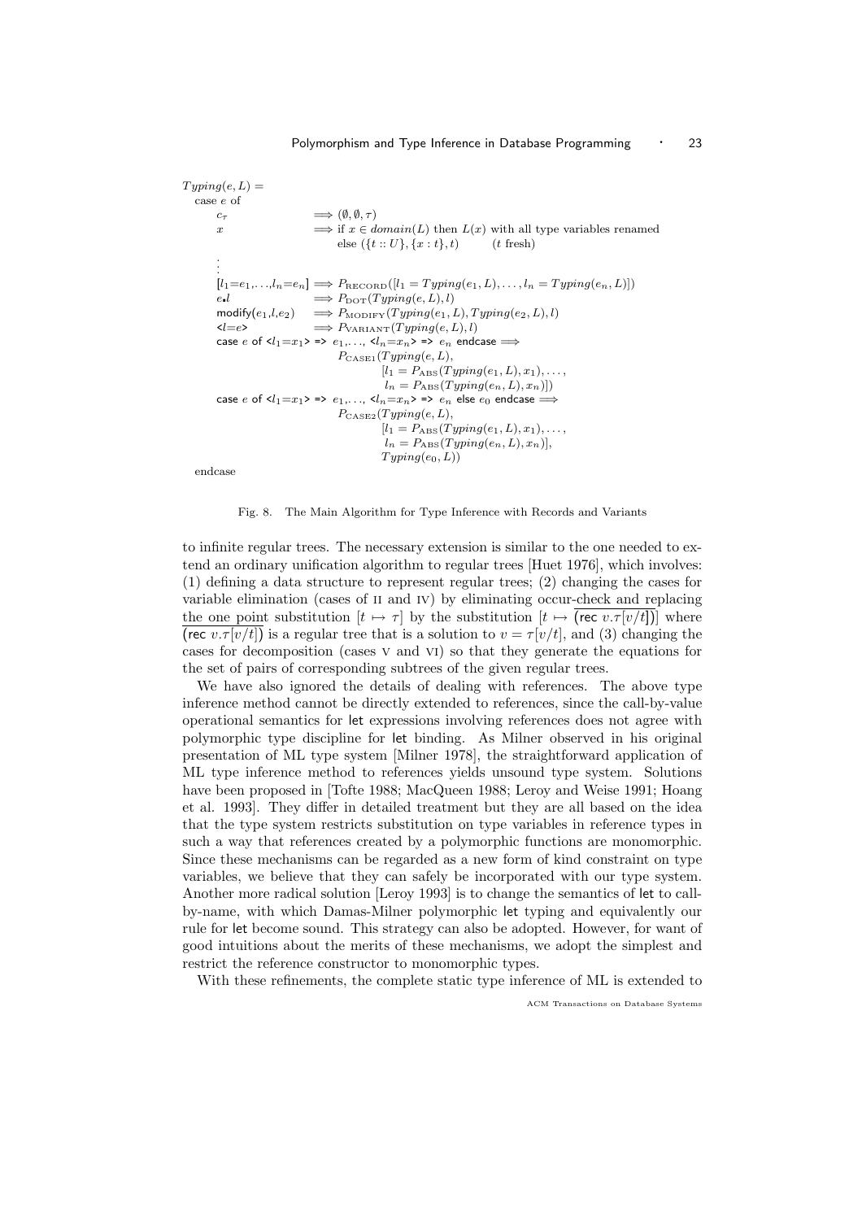```
Typing(e, L) =
  case e of
      c_τ                    ⟹ (∅, ∅, τ)
      x                      ⟹ if x ∈ domain(L) then L(x) with all type variables renamed
                                else ({t :: U}, {x : t}, t)        (t fresh)
      ⋮
      [l1=e1,...,ln=en]      ⟹ P_RECORD([l1 = Typing(e1, L), ..., ln = Typing(en, L)])
      e.l                    ⟹ P_DOT(Typing(e, L), l)
      modify(e1,l,e2)        ⟹ P_MODIFY(Typing(e1, L), Typing(e2, L), l)
      <l=e>                  ⟹ P_VARIANT(Typing(e, L), l)
      case e of <l1=x1> => e1,..., <ln=xn> => en endcase ⟹
                                P_CASE1(Typing(e, L),
                                        [l1 = P_ABS(Typing(e1, L), x1), ...,
                                         ln = P_ABS(Typing(en, L), xn)])
      case e of <l1=x1> => e1,..., <ln=xn> => en else e0 endcase ⟹
                                P_CASE2(Typing(e, L),
                                        [l1 = P_ABS(Typing(e1, L), x1), ...,
                                         ln = P_ABS(Typing(en, L), xn)],
                                        Typing(e0, L))
  endcase
```

Fig. 8. The Main Algorithm for Type Inference with Records and Variants

to infinite regular trees. The necessary extension is similar to the one needed to extend an ordinary unification algorithm to regular trees [Huet 1976], which involves: (1) defining a data structure to represent regular trees; (2) changing the cases for variable elimination (cases of II and IV) by eliminating occur-check and replacing the one point substitution $[t \mapsto \tau]$ by the substitution $[t \mapsto \overline{(\mathsf{rec}\ v.\tau[v/t])}]$ where $\overline{(\mathsf{rec}\ v.\tau[v/t])}$ is a regular tree that is a solution to $v = \tau[v/t]$, and (3) changing the cases for decomposition (cases V and VI) so that they generate the equations for the set of pairs of corresponding subtrees of the given regular trees.

We have also ignored the details of dealing with references. The above type inference method cannot be directly extended to references, since the call-by-value operational semantics for let expressions involving references does not agree with polymorphic type discipline for let binding. As Milner observed in his original presentation of ML type system [Milner 1978], the straightforward application of ML type inference method to references yields unsound type system. Solutions have been proposed in [Tofte 1988; MacQueen 1988; Leroy and Weise 1991; Hoang et al. 1993]. They differ in detailed treatment but they are all based on the idea that the type system restricts substitution on type variables in reference types in such a way that references created by a polymorphic functions are monomorphic. Since these mechanisms can be regarded as a new form of kind constraint on type variables, we believe that they can safely be incorporated with our type system. Another more radical solution [Leroy 1993] is to change the semantics of let to call-by-name, with which Damas-Milner polymorphic let typing and equivalently our rule for let become sound. This strategy can also be adopted. However, for want of good intuitions about the merits of these mechanisms, we adopt the simplest and restrict the reference constructor to monomorphic types.

With these refinements, the complete static type inference of ML is extended to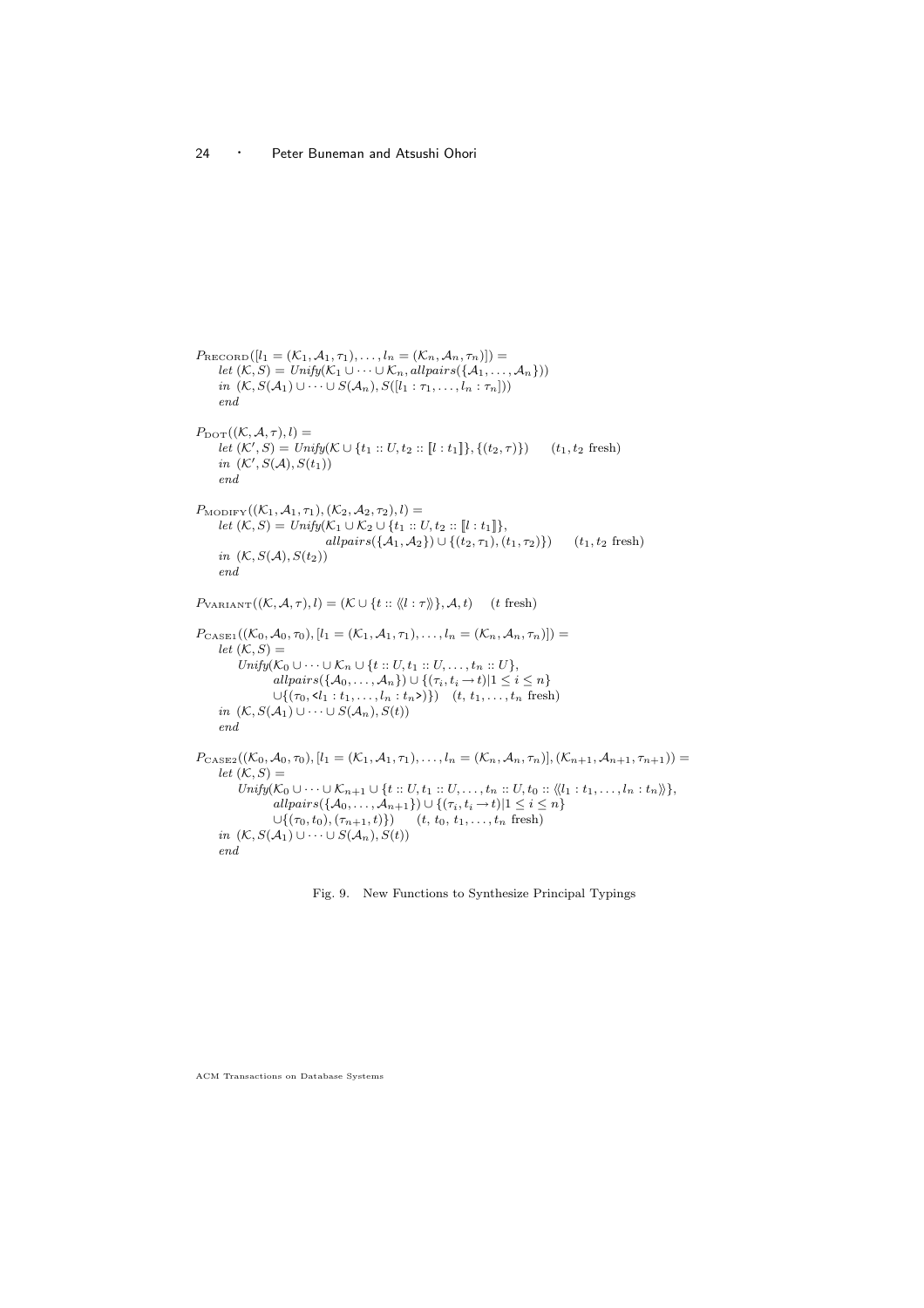$$
\begin{array}{l}
P_{\text{RECORD}}([l_1 = (\mathcal{K}_1, \mathcal{A}_1, \tau_1), \ldots, l_n = (\mathcal{K}_n, \mathcal{A}_n, \tau_n)]) = \\
\quad \textit{let } (\mathcal{K}, S) = \textit{Unify}(\mathcal{K}_1 \cup \cdots \cup \mathcal{K}_n, \textit{allpairs}(\{\mathcal{A}_1, \ldots, \mathcal{A}_n\})) \\
\quad \textit{in } (\mathcal{K}, S(\mathcal{A}_1) \cup \cdots \cup S(\mathcal{A}_n), S([l_1 : \tau_1, \ldots, l_n : \tau_n])) \\
\quad \textit{end}
\end{array}
$$

$$
\begin{array}{l}
P_{\text{DOT}}((\mathcal{K}, \mathcal{A}, \tau), l) = \\
\quad \textit{let } (\mathcal{K}', S) = \textit{Unify}(\mathcal{K} \cup \{t_1 :: U, t_2 :: [\![ l : t_1 ]\!]\}, \{(t_2, \tau)\}) \qquad (t_1, t_2 \text{ fresh}) \\
\quad \textit{in } (\mathcal{K}', S(\mathcal{A}), S(t_1)) \\
\quad \textit{end}
\end{array}
$$

$$
\begin{array}{l}
P_{\text{MODIFY}}((\mathcal{K}_1, \mathcal{A}_1, \tau_1), (\mathcal{K}_2, \mathcal{A}_2, \tau_2), l) = \\
\quad \textit{let } (\mathcal{K}, S) = \textit{Unify}(\mathcal{K}_1 \cup \mathcal{K}_2 \cup \{t_1 :: U, t_2 :: [\![ l : t_1 ]\!]\}, \\
\qquad\qquad\qquad\qquad \textit{allpairs}(\{\mathcal{A}_1, \mathcal{A}_2\}) \cup \{(t_2, \tau_1), (t_1, \tau_2)\}) \qquad (t_1, t_2 \text{ fresh}) \\
\quad \textit{in } (\mathcal{K}, S(\mathcal{A}), S(t_2)) \\
\quad \textit{end}
\end{array}
$$

$$
P_{\text{VARIANT}}((\mathcal{K}, \mathcal{A}, \tau), l) = (\mathcal{K} \cup \{t :: \langle\!\langle l : \tau \rangle\!\rangle\}, \mathcal{A}, t) \qquad (t \text{ fresh})
$$

$$
\begin{array}{l}
P_{\text{CASE1}}((\mathcal{K}_0, \mathcal{A}_0, \tau_0), [l_1 = (\mathcal{K}_1, \mathcal{A}_1, \tau_1), \ldots, l_n = (\mathcal{K}_n, \mathcal{A}_n, \tau_n)]) = \\
\quad \textit{let } (\mathcal{K}, S) = \\
\qquad \textit{Unify}(\mathcal{K}_0 \cup \cdots \cup \mathcal{K}_n \cup \{t :: U, t_1 :: U, \ldots, t_n :: U\}, \\
\qquad\qquad \textit{allpairs}(\{\mathcal{A}_0, \ldots, \mathcal{A}_n\}) \cup \{(\tau_i, t_i \to t) | 1 \leq i \leq n\} \\
\qquad\qquad \cup \{(\tau_0, \langle l_1 : t_1, \ldots, l_n : t_n \rangle)\}) \quad (t,\, t_1, \ldots, t_n \text{ fresh}) \\
\quad \textit{in } (\mathcal{K}, S(\mathcal{A}_1) \cup \cdots \cup S(\mathcal{A}_n), S(t)) \\
\quad \textit{end}
\end{array}
$$

$$
\begin{array}{l}
P_{\text{CASE2}}((\mathcal{K}_0, \mathcal{A}_0, \tau_0), [l_1 = (\mathcal{K}_1, \mathcal{A}_1, \tau_1), \ldots, l_n = (\mathcal{K}_n, \mathcal{A}_n, \tau_n)], (\mathcal{K}_{n+1}, \mathcal{A}_{n+1}, \tau_{n+1})) = \\
\quad \textit{let } (\mathcal{K}, S) = \\
\qquad \textit{Unify}(\mathcal{K}_0 \cup \cdots \cup \mathcal{K}_{n+1} \cup \{t :: U, t_1 :: U, \ldots, t_n :: U, t_0 :: \langle\!\langle l_1 : t_1, \ldots, l_n : t_n \rangle\!\rangle\}, \\
\qquad\qquad \textit{allpairs}(\{\mathcal{A}_0, \ldots, \mathcal{A}_{n+1}\}) \cup \{(\tau_i, t_i \to t) | 1 \leq i \leq n\} \\
\qquad\qquad \cup \{(\tau_0, t_0), (\tau_{n+1}, t)\}) \qquad (t,\, t_0,\, t_1, \ldots, t_n \text{ fresh}) \\
\quad \textit{in } (\mathcal{K}, S(\mathcal{A}_1) \cup \cdots \cup S(\mathcal{A}_n), S(t)) \\
\quad \textit{end}
\end{array}
$$

Fig. 9. New Functions to Synthesize Principal Typings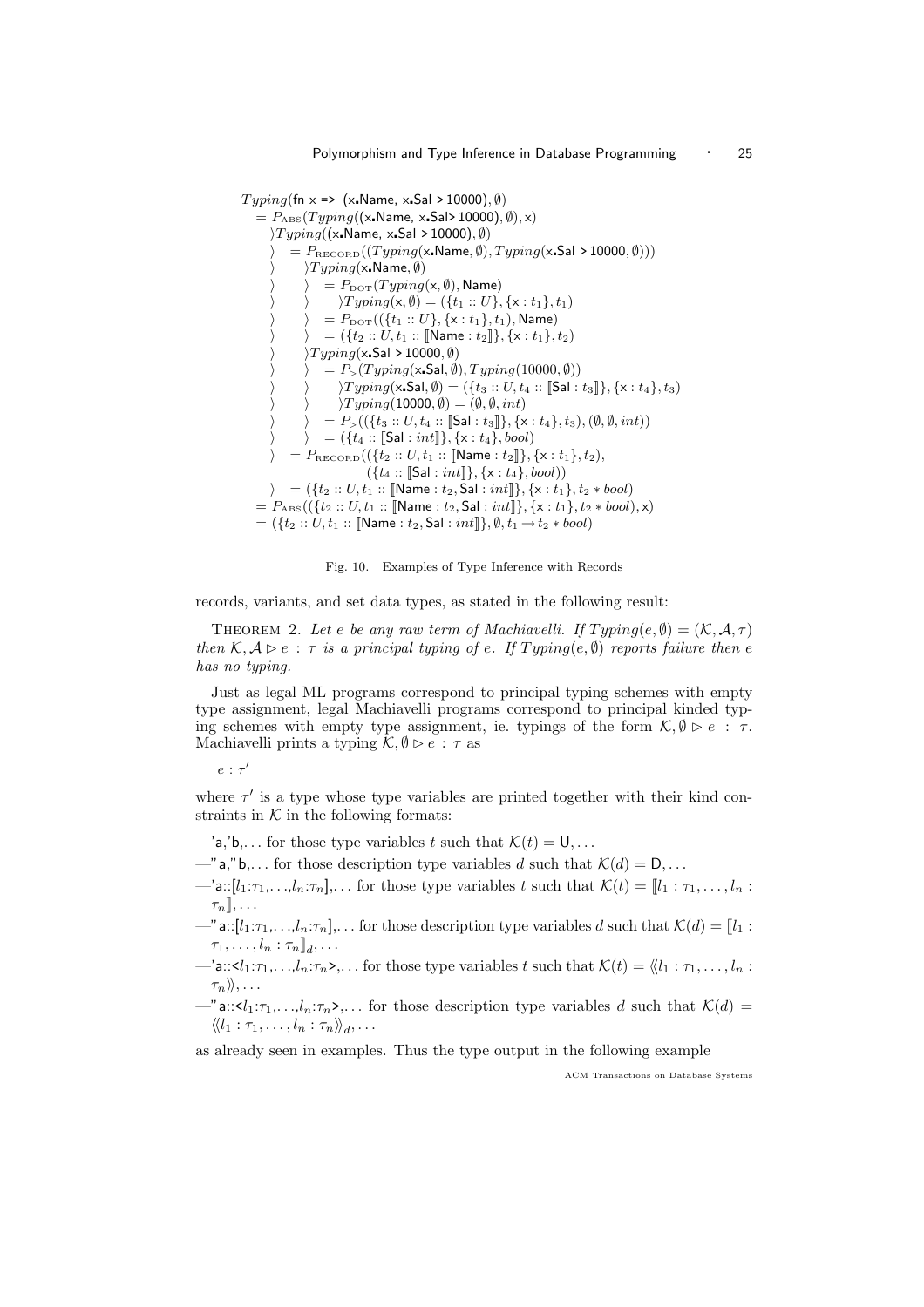$$
\begin{array}{l}
Typing(\textsf{fn x => (x.Name, x.Sal > 10000)}, \emptyset) \\
\quad = P_{\text{ABS}}(Typing(\textsf{(x.Name, x.Sal> 10000)}, \emptyset), \textsf{x}) \\
\quad\quad \rangle Typing(\textsf{(x.Name, x.Sal > 10000)}, \emptyset) \\
\quad\quad \rangle \quad = P_{\text{RECORD}}((Typing(\textsf{x.Name}, \emptyset), Typing(\textsf{x.Sal > 10000}, \emptyset))) \\
\quad\quad \rangle \quad\quad \rangle Typing(\textsf{x.Name}, \emptyset) \\
\quad\quad \rangle \quad\quad \rangle \quad = P_{\text{DOT}}(Typing(\textsf{x}, \emptyset), \textsf{Name}) \\
\quad\quad \rangle \quad\quad \rangle \quad\quad \rangle Typing(\textsf{x}, \emptyset) = (\{t_1 :: U\}, \{\textsf{x} : t_1\}, t_1) \\
\quad\quad \rangle \quad\quad \rangle \quad = P_{\text{DOT}}((\{t_1 :: U\}, \{\textsf{x} : t_1\}, t_1), \textsf{Name}) \\
\quad\quad \rangle \quad\quad \rangle \quad = (\{t_2 :: U, t_1 :: [\![\textsf{Name} : t_2]\!]\}, \{\textsf{x} : t_1\}, t_2) \\
\quad\quad \rangle \quad\quad \rangle Typing(\textsf{x.Sal > 10000}, \emptyset) \\
\quad\quad \rangle \quad\quad \rangle \quad = P_{>}(Typing(\textsf{x.Sal}, \emptyset), Typing(\textsf{10000}, \emptyset)) \\
\quad\quad \rangle \quad\quad \rangle \quad\quad \rangle Typing(\textsf{x.Sal}, \emptyset) = (\{t_3 :: U, t_4 :: [\![\textsf{Sal} : t_3]\!]\}, \{\textsf{x} : t_4\}, t_3) \\
\quad\quad \rangle \quad\quad \rangle \quad\quad \rangle Typing(\textsf{10000}, \emptyset) = (\emptyset, \emptyset, int) \\
\quad\quad \rangle \quad\quad \rangle \quad = P_{>}((\{t_3 :: U, t_4 :: [\![\textsf{Sal} : t_3]\!]\}, \{\textsf{x} : t_4\}, t_3), (\emptyset, \emptyset, int)) \\
\quad\quad \rangle \quad\quad \rangle \quad = (\{t_4 :: [\![\textsf{Sal} : int]\!]\}, \{\textsf{x} : t_4\}, bool) \\
\quad\quad \rangle \quad = P_{\text{RECORD}}((\{t_2 :: U, t_1 :: [\![\textsf{Name} : t_2]\!]\}, \{\textsf{x} : t_1\}, t_2), \\
\quad\quad \rangle \quad\quad\quad\quad\quad\quad (\{t_4 :: [\![\textsf{Sal} : int]\!]\}, \{\textsf{x} : t_4\}, bool)) \\
\quad\quad \rangle \quad = (\{t_2 :: U, t_1 :: [\![\textsf{Name} : t_2, \textsf{Sal} : int]\!]\}, \{\textsf{x} : t_1\}, t_2 * bool) \\
\quad = P_{\text{ABS}}((\{t_2 :: U, t_1 :: [\![\textsf{Name} : t_2, \textsf{Sal} : int]\!]\}, \{\textsf{x} : t_1\}, t_2 * bool), \textsf{x}) \\
\quad = (\{t_2 :: U, t_1 :: [\![\textsf{Name} : t_2, \textsf{Sal} : int]\!]\}, \emptyset, t_1 \rightarrow t_2 * bool)
\end{array}
$$

Fig. 10. Examples of Type Inference with Records

records, variants, and set data types, as stated in the following result:

THEOREM 2. *Let $e$ be any raw term of Machiavelli. If $Typing(e, \emptyset) = (\mathcal{K}, \mathcal{A}, \tau)$ then $\mathcal{K}, \mathcal{A} \rhd e : \tau$ is a principal typing of $e$. If $Typing(e, \emptyset)$ reports failure then $e$ has no typing.*

Just as legal ML programs correspond to principal typing schemes with empty type assignment, legal Machiavelli programs correspond to principal kinded typing schemes with empty type assignment, ie. typings of the form $\mathcal{K}, \emptyset \rhd e : \tau$. Machiavelli prints a typing $\mathcal{K}, \emptyset \rhd e : \tau$ as

$e : \tau'$

where $\tau'$ is a type whose type variables are printed together with their kind constraints in $\mathcal{K}$ in the following formats:

— 'a,'b,... for those type variables $t$ such that $\mathcal{K}(t) = \mathsf{U}, \ldots$

— "a,"b,... for those description type variables $d$ such that $\mathcal{K}(d) = \mathsf{D}, \ldots$

— 'a::[$l_1$:$\tau_1$,...,$l_n$:$\tau_n$],... for those type variables $t$ such that $\mathcal{K}(t) = [\![l_1 : \tau_1, \ldots, l_n : \tau_n]\!], \ldots$

— "a::[$l_1$:$\tau_1$,...,$l_n$:$\tau_n$],... for those description type variables $d$ such that $\mathcal{K}(d) = [\![l_1 : \tau_1, \ldots, l_n : \tau_n]\!]_d, \ldots$

— 'a::<$l_1$:$\tau_1$,...,$l_n$:$\tau_n$>,... for those type variables $t$ such that $\mathcal{K}(t) = \langle\!\langle l_1 : \tau_1, \ldots, l_n : \tau_n \rangle\!\rangle, \ldots$

— "a::<$l_1$:$\tau_1$,...,$l_n$:$\tau_n$>,... for those description type variables $d$ such that $\mathcal{K}(d) = \langle\!\langle l_1 : \tau_1, \ldots, l_n : \tau_n \rangle\!\rangle_d, \ldots$

as already seen in examples. Thus the type output in the following example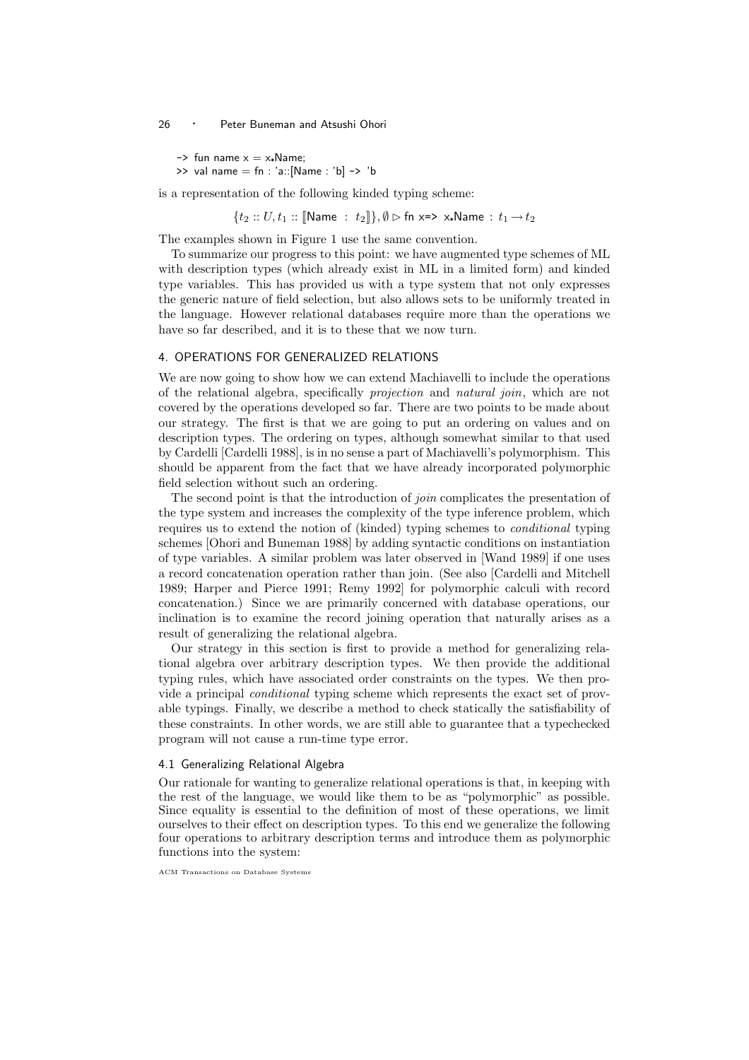```
-> fun name x = x.Name;
>> val name = fn : 'a::[Name : 'b] -> 'b
```

is a representation of the following kinded typing scheme:

$$\{t_2 :: U, t_1 :: [\![\mathsf{Name}\ :\ t_2]\!]\}, \emptyset \triangleright \mathsf{fn\ x\texttt{=>}\ x.Name} : t_1 \rightarrow t_2$$

The examples shown in Figure 1 use the same convention.

To summarize our progress to this point: we have augmented type schemes of ML with description types (which already exist in ML in a limited form) and kinded type variables. This has provided us with a type system that not only expresses the generic nature of field selection, but also allows sets to be uniformly treated in the language. However relational databases require more than the operations we have so far described, and it is to these that we now turn.

## 4. OPERATIONS FOR GENERALIZED RELATIONS

We are now going to show how we can extend Machiavelli to include the operations of the relational algebra, specifically *projection* and *natural join*, which are not covered by the operations developed so far. There are two points to be made about our strategy. The first is that we are going to put an ordering on values and on description types. The ordering on types, although somewhat similar to that used by Cardelli [Cardelli 1988], is in no sense a part of Machiavelli's polymorphism. This should be apparent from the fact that we have already incorporated polymorphic field selection without such an ordering.

The second point is that the introduction of *join* complicates the presentation of the type system and increases the complexity of the type inference problem, which requires us to extend the notion of (kinded) typing schemes to *conditional* typing schemes [Ohori and Buneman 1988] by adding syntactic conditions on instantiation of type variables. A similar problem was later observed in [Wand 1989] if one uses a record concatenation operation rather than join. (See also [Cardelli and Mitchell 1989; Harper and Pierce 1991; Remy 1992] for polymorphic calculi with record concatenation.) Since we are primarily concerned with database operations, our inclination is to examine the record joining operation that naturally arises as a result of generalizing the relational algebra.

Our strategy in this section is first to provide a method for generalizing relational algebra over arbitrary description types. We then provide the additional typing rules, which have associated order constraints on the types. We then provide a principal *conditional* typing scheme which represents the exact set of provable typings. Finally, we describe a method to check statically the satisfiability of these constraints. In other words, we are still able to guarantee that a typechecked program will not cause a run-time type error.

### 4.1 Generalizing Relational Algebra

Our rationale for wanting to generalize relational operations is that, in keeping with the rest of the language, we would like them to be as "polymorphic" as possible. Since equality is essential to the definition of most of these operations, we limit ourselves to their effect on description types. To this end we generalize the following four operations to arbitrary description terms and introduce them as polymorphic functions into the system: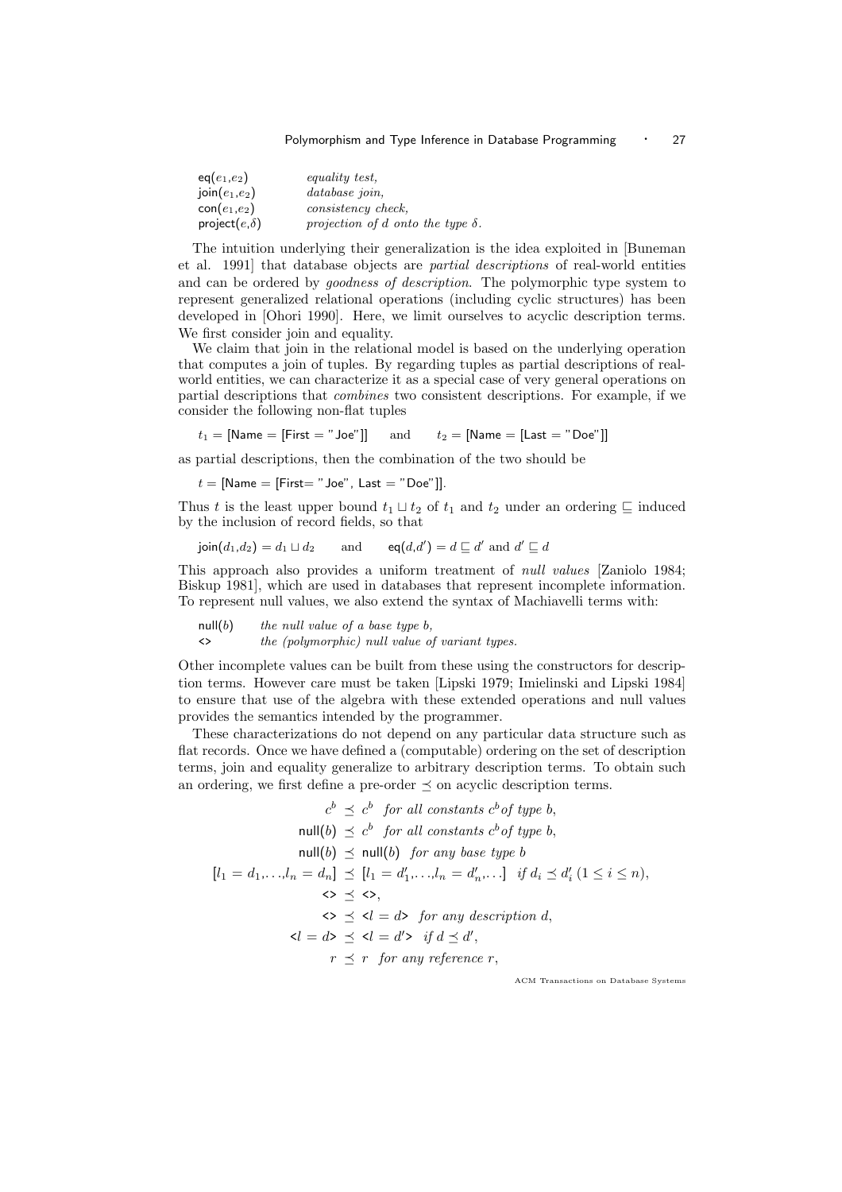| | |
|---|---|
| eq($e_1$,$e_2$) | *equality test,* |
| join($e_1$,$e_2$) | *database join,* |
| con($e_1$,$e_2$) | *consistency check,* |
| project($e$,$\delta$) | *projection of $d$ onto the type $\delta$.* |

The intuition underlying their generalization is the idea exploited in [Buneman et al. 1991] that database objects are *partial descriptions* of real-world entities and can be ordered by *goodness of description*. The polymorphic type system to represent generalized relational operations (including cyclic structures) has been developed in [Ohori 1990]. Here, we limit ourselves to acyclic description terms. We first consider join and equality.

We claim that join in the relational model is based on the underlying operation that computes a join of tuples. By regarding tuples as partial descriptions of real-world entities, we can characterize it as a special case of very general operations on partial descriptions that *combines* two consistent descriptions. For example, if we consider the following non-flat tuples

$$t_1 = [\mathsf{Name} = [\mathsf{First} = \text{"Joe"}]] \quad \text{and} \quad t_2 = [\mathsf{Name} = [\mathsf{Last} = \text{"Doe"}]]$$

as partial descriptions, then the combination of the two should be

$$t = [\mathsf{Name} = [\mathsf{First} = \text{"Joe"},\ \mathsf{Last} = \text{"Doe"}]].$$

Thus $t$ is the least upper bound $t_1 \sqcup t_2$ of $t_1$ and $t_2$ under an ordering $\sqsubseteq$ induced by the inclusion of record fields, so that

$$\mathsf{join}(d_1,d_2) = d_1 \sqcup d_2 \quad \text{and} \quad \mathsf{eq}(d,d') = d \sqsubseteq d' \text{ and } d' \sqsubseteq d$$

This approach also provides a uniform treatment of *null values* [Zaniolo 1984; Biskup 1981], which are used in databases that represent incomplete information. To represent null values, we also extend the syntax of Machiavelli terms with:

| | |
|---|---|
| null($b$) | *the null value of a base type $b$,* |
| <> | *the (polymorphic) null value of variant types.* |

Other incomplete values can be built from these using the constructors for description terms. However care must be taken [Lipski 1979; Imielinski and Lipski 1984] to ensure that use of the algebra with these extended operations and null values provides the semantics intended by the programmer.

These characterizations do not depend on any particular data structure such as flat records. Once we have defined a (computable) ordering on the set of description terms, join and equality generalize to arbitrary description terms. To obtain such an ordering, we first define a pre-order $\preceq$ on acyclic description terms.

$$\begin{aligned}
c^b &\preceq c^b \quad \textit{for all constants } c^b \textit{ of type } b,\\
\mathsf{null}(b) &\preceq c^b \quad \textit{for all constants } c^b \textit{ of type } b,\\
\mathsf{null}(b) &\preceq \mathsf{null}(b) \quad \textit{for any base type } b\\
[l_1 = d_1,\ldots,l_n = d_n] &\preceq [l_1 = d_1',\ldots,l_n = d_n',\ldots] \quad \textit{if } d_i \preceq d_i' \ (1 \le i \le n),\\
\texttt{<>} &\preceq \texttt{<>},\\
\texttt{<>} &\preceq \texttt{<}l = d\texttt{>} \quad \textit{for any description } d,\\
\texttt{<}l = d\texttt{>} &\preceq \texttt{<}l = d'\texttt{>} \quad \textit{if } d \preceq d',\\
r &\preceq r \quad \textit{for any reference } r,
\end{aligned}$$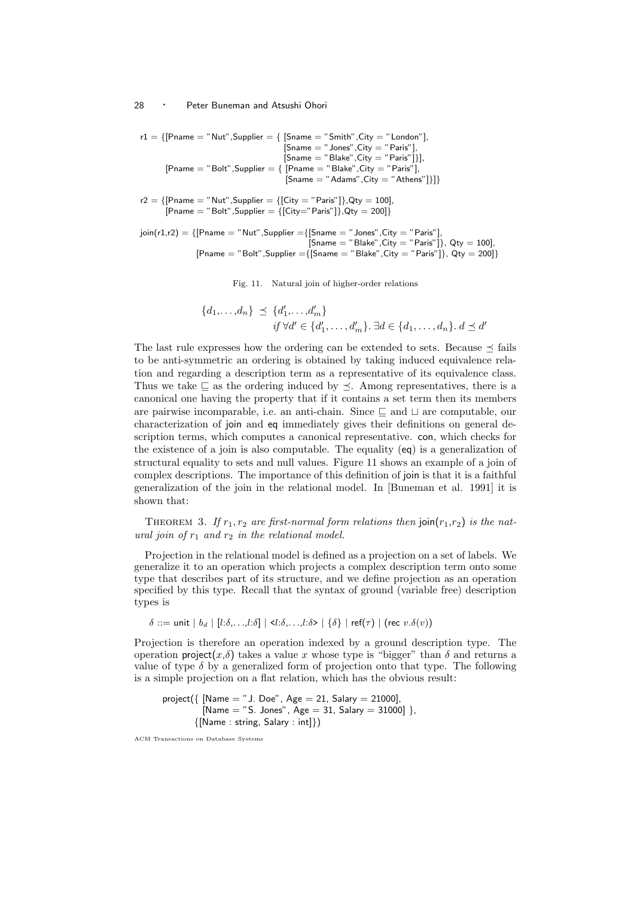```
r1 = {[Pname = "Nut",Supplier = { [Sname = "Smith",City = "London"],
                                  [Sname = "Jones",City = "Paris"],
                                  [Sname = "Blake",City = "Paris"]}],
      [Pname = "Bolt",Supplier = { [Pname = "Blake",City = "Paris"],
                                   [Sname = "Adams",City = "Athens"]}]}

r2 = {[Pname = "Nut",Supplier = {[City = "Paris"]},Qty = 100],
      [Pname = "Bolt",Supplier = {[City="Paris"]},Qty = 200]}

join(r1,r2) = {[Pname = "Nut",Supplier ={[Sname = "Jones",City = "Paris"],
                                         [Sname = "Blake",City = "Paris"]}, Qty = 100],
               [Pname = "Bolt",Supplier ={[Sname = "Blake",City = "Paris"]}, Qty = 200]}
```

Fig. 11. Natural join of higher-order relations

$$\{d_1,\ldots,d_n\} \preceq \{d'_1,\ldots,d'_m\}$$
$$\text{if } \forall d' \in \{d'_1,\ldots,d'_m\}.\ \exists d \in \{d_1,\ldots,d_n\}.\ d \preceq d'$$

The last rule expresses how the ordering can be extended to sets. Because $\preceq$ fails to be anti-symmetric an ordering is obtained by taking induced equivalence relation and regarding a description term as a representative of its equivalence class. Thus we take $\sqsubseteq$ as the ordering induced by $\preceq$. Among representatives, there is a canonical one having the property that if it contains a set term then its members are pairwise incomparable, i.e. an anti-chain. Since $\sqsubseteq$ and $\sqcup$ are computable, our characterization of join and eq immediately gives their definitions on general description terms, which computes a canonical representative. con, which checks for the existence of a join is also computable. The equality (eq) is a generalization of structural equality to sets and null values. Figure 11 shows an example of a join of complex descriptions. The importance of this definition of join is that it is a faithful generalization of the join in the relational model. In [Buneman et al. 1991] it is shown that:

THEOREM 3. *If $r_1, r_2$ are first-normal form relations then* join$(r_1,r_2)$ *is the natural join of $r_1$ and $r_2$ in the relational model.*

Projection in the relational model is defined as a projection on a set of labels. We generalize it to an operation which projects a complex description term onto some type that describes part of its structure, and we define projection as an operation specified by this type. Recall that the syntax of ground (variable free) description types is

$$\delta ::= \mathsf{unit} \mid b_d \mid [l{:}\delta,\ldots,l{:}\delta] \mid \langle l{:}\delta,\ldots,l{:}\delta\rangle \mid \{\delta\} \mid \mathsf{ref}(\tau) \mid (\mathsf{rec}\ v.\delta(v))$$

Projection is therefore an operation indexed by a ground description type. The operation project$(x,\delta)$ takes a value $x$ whose type is "bigger" than $\delta$ and returns a value of type $\delta$ by a generalized form of projection onto that type. The following is a simple projection on a flat relation, which has the obvious result:

```
project({ [Name = "J. Doe", Age = 21, Salary = 21000],
          [Name = "S. Jones", Age = 31, Salary = 31000] },
        {[Name : string, Salary : int]})
```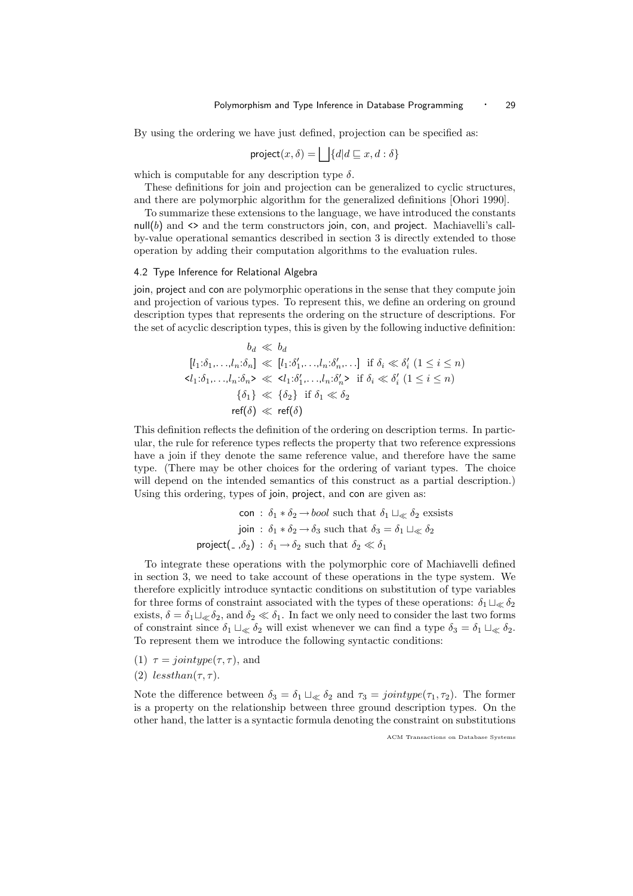By using the ordering we have just defined, projection can be specified as:

$$\mathsf{project}(x,\delta) = \bigsqcup\{d | d \sqsubseteq x, d : \delta\}$$

which is computable for any description type $\delta$.

These definitions for join and projection can be generalized to cyclic structures, and there are polymorphic algorithm for the generalized definitions [Ohori 1990].

To summarize these extensions to the language, we have introduced the constants $\mathsf{null}(b)$ and <> and the term constructors join, con, and project. Machiavelli's call-by-value operational semantics described in section 3 is directly extended to those operation by adding their computation algorithms to the evaluation rules.

### 4.2 Type Inference for Relational Algebra

join, project and con are polymorphic operations in the sense that they compute join and projection of various types. To represent this, we define an ordering on ground description types that represents the ordering on the structure of descriptions. For the set of acyclic description types, this is given by the following inductive definition:

$$\begin{aligned}
b_d &\ll b_d \\
[l_1{:}\delta_1,\ldots,l_n{:}\delta_n] &\ll [l_1{:}\delta'_1,\ldots,l_n{:}\delta'_n,\ldots] \text{ if } \delta_i \ll \delta'_i \ (1 \le i \le n) \\
\texttt{<}l_1{:}\delta_1,\ldots,l_n{:}\delta_n\texttt{>} &\ll \texttt{<}l_1{:}\delta'_1,\ldots,l_n{:}\delta'_n\texttt{>} \text{ if } \delta_i \ll \delta'_i \ (1 \le i \le n) \\
\{\delta_1\} &\ll \{\delta_2\} \text{ if } \delta_1 \ll \delta_2 \\
\mathsf{ref}(\delta) &\ll \mathsf{ref}(\delta)
\end{aligned}$$

This definition reflects the definition of the ordering on description terms. In particular, the rule for reference types reflects the property that two reference expressions have a join if they denote the same reference value, and therefore have the same type. (There may be other choices for the ordering of variant types. The choice will depend on the intended semantics of this construct as a partial description.) Using this ordering, types of join, project, and con are given as:

$$\begin{aligned}
\mathsf{con} &: \delta_1 * \delta_2 \to \mathit{bool} \text{ such that } \delta_1 \sqcup_{\ll} \delta_2 \text{ exsists} \\
\mathsf{join} &: \delta_1 * \delta_2 \to \delta_3 \text{ such that } \delta_3 = \delta_1 \sqcup_{\ll} \delta_2 \\
\mathsf{project}(\_,\delta_2) &: \delta_1 \to \delta_2 \text{ such that } \delta_2 \ll \delta_1
\end{aligned}$$

To integrate these operations with the polymorphic core of Machiavelli defined in section 3, we need to take account of these operations in the type system. We therefore explicitly introduce syntactic conditions on substitution of type variables for three forms of constraint associated with the types of these operations: $\delta_1 \sqcup_{\ll} \delta_2$ exists, $\delta = \delta_1 \sqcup_{\ll} \delta_2$, and $\delta_2 \ll \delta_1$. In fact we only need to consider the last two forms of constraint since $\delta_1 \sqcup_{\ll} \delta_2$ will exist whenever we can find a type $\delta_3 = \delta_1 \sqcup_{\ll} \delta_2$. To represent them we introduce the following syntactic conditions:

(1) $\tau = \mathit{jointype}(\tau, \tau)$, and

(2) $\mathit{lessthan}(\tau, \tau)$.

Note the difference between $\delta_3 = \delta_1 \sqcup_{\ll} \delta_2$ and $\tau_3 = \mathit{jointype}(\tau_1, \tau_2)$. The former is a property on the relationship between three ground description types. On the other hand, the latter is a syntactic formula denoting the constraint on substitutions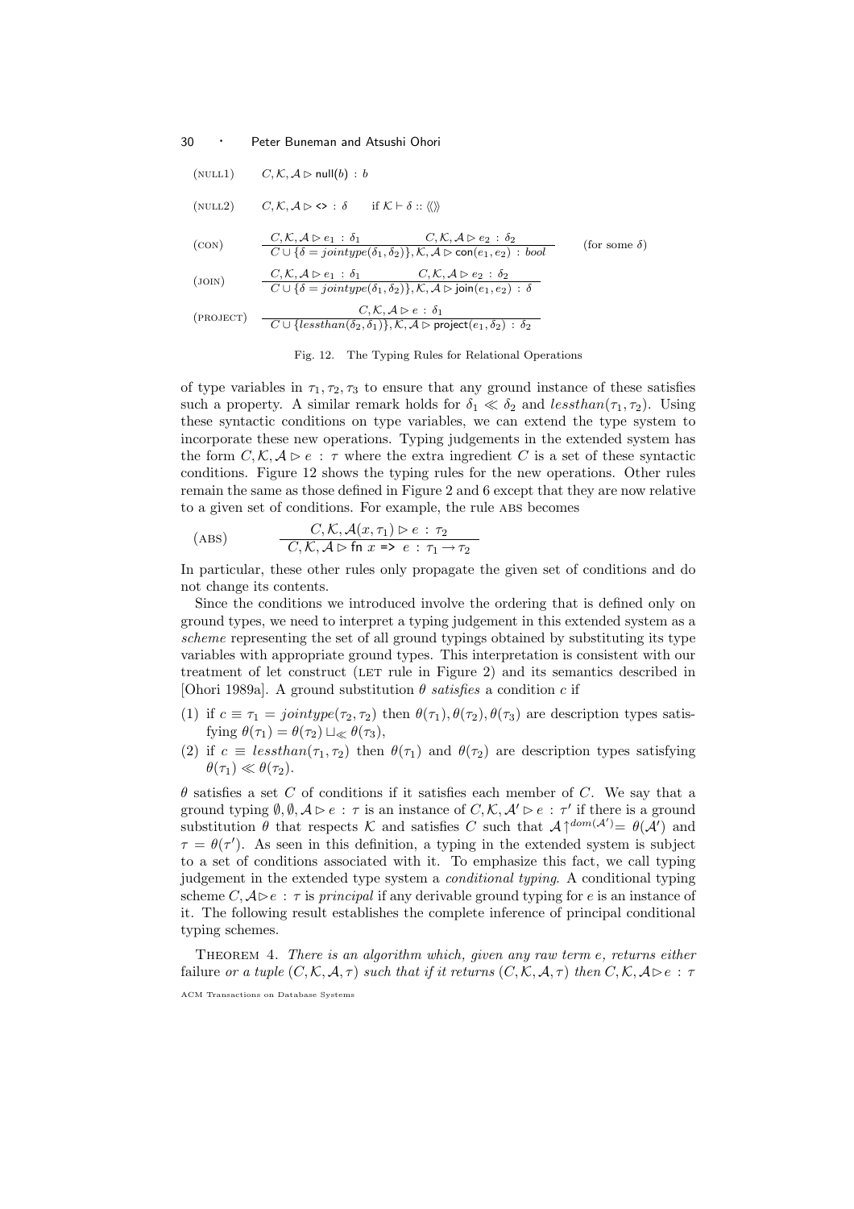$$\text{(NULL1)} \qquad C, \mathcal{K}, \mathcal{A} \rhd \mathsf{null}(b) \,:\, b$$

$$\text{(NULL2)} \qquad C, \mathcal{K}, \mathcal{A} \rhd \texttt{<>} \,:\, \delta \qquad \text{if } \mathcal{K} \vdash \delta :: \langle\!\langle\rangle\!\rangle$$

$$\text{(CON)} \qquad \frac{C, \mathcal{K}, \mathcal{A} \rhd e_1 \,:\, \delta_1 \qquad C, \mathcal{K}, \mathcal{A} \rhd e_2 \,:\, \delta_2}{C \cup \{\delta = jointype(\delta_1, \delta_2)\}, \mathcal{K}, \mathcal{A} \rhd \mathsf{con}(e_1, e_2) \,:\, bool} \qquad \text{(for some } \delta\text{)}$$

$$\text{(JOIN)} \qquad \frac{C, \mathcal{K}, \mathcal{A} \rhd e_1 \,:\, \delta_1 \qquad C, \mathcal{K}, \mathcal{A} \rhd e_2 \,:\, \delta_2}{C \cup \{\delta = jointype(\delta_1, \delta_2)\}, \mathcal{K}, \mathcal{A} \rhd \mathsf{join}(e_1, e_2) \,:\, \delta}$$

$$\text{(PROJECT)} \qquad \frac{C, \mathcal{K}, \mathcal{A} \rhd e \,:\, \delta_1}{C \cup \{lessthan(\delta_2, \delta_1)\}, \mathcal{K}, \mathcal{A} \rhd \mathsf{project}(e_1, \delta_2) \,:\, \delta_2}$$

Fig. 12. The Typing Rules for Relational Operations

of type variables in $\tau_1, \tau_2, \tau_3$ to ensure that any ground instance of these satisfies such a property. A similar remark holds for $\delta_1 \ll \delta_2$ and $lessthan(\tau_1, \tau_2)$. Using these syntactic conditions on type variables, we can extend the type system to incorporate these new operations. Typing judgements in the extended system has the form $C, \mathcal{K}, \mathcal{A} \rhd e \,:\, \tau$ where the extra ingredient $C$ is a set of these syntactic conditions. Figure 12 shows the typing rules for the new operations. Other rules remain the same as those defined in Figure 2 and 6 except that they are now relative to a given set of conditions. For example, the rule ABS becomes

$$\text{(ABS)} \qquad \frac{C, \mathcal{K}, \mathcal{A}(x, \tau_1) \rhd e \,:\, \tau_2}{C, \mathcal{K}, \mathcal{A} \rhd \mathsf{fn}\ x\ \texttt{=>}\ e \,:\, \tau_1 \to \tau_2}$$

In particular, these other rules only propagate the given set of conditions and do not change its contents.

Since the conditions we introduced involve the ordering that is defined only on ground types, we need to interpret a typing judgement in this extended system as a *scheme* representing the set of all ground typings obtained by substituting its type variables with appropriate ground types. This interpretation is consistent with our treatment of let construct (LET rule in Figure 2) and its semantics described in [Ohori 1989a]. A ground substitution $\theta$ *satisfies* a condition $c$ if

(1) if $c \equiv \tau_1 = jointype(\tau_2, \tau_2)$ then $\theta(\tau_1), \theta(\tau_2), \theta(\tau_3)$ are description types satisfying $\theta(\tau_1) = \theta(\tau_2) \sqcup_{\ll} \theta(\tau_3)$,

(2) if $c \equiv lessthan(\tau_1, \tau_2)$ then $\theta(\tau_1)$ and $\theta(\tau_2)$ are description types satisfying $\theta(\tau_1) \ll \theta(\tau_2)$.

$\theta$ satisfies a set $C$ of conditions if it satisfies each member of $C$. We say that a ground typing $\emptyset, \emptyset, \mathcal{A} \rhd e \,:\, \tau$ is an instance of $C, \mathcal{K}, \mathcal{A}' \rhd e \,:\, \tau'$ if there is a ground substitution $\theta$ that respects $\mathcal{K}$ and satisfies $C$ such that $\mathcal{A}\!\upharpoonright^{dom(\mathcal{A}')} = \theta(\mathcal{A}')$ and $\tau = \theta(\tau')$. As seen in this definition, a typing in the extended system is subject to a set of conditions associated with it. To emphasize this fact, we call typing judgement in the extended type system a *conditional typing*. A conditional typing scheme $C, \mathcal{A} \rhd e \,:\, \tau$ is *principal* if any derivable ground typing for $e$ is an instance of it. The following result establishes the complete inference of principal conditional typing schemes.

THEOREM 4. *There is an algorithm which, given any raw term $e$, returns either* failure *or a tuple $(C, \mathcal{K}, \mathcal{A}, \tau)$ such that if it returns $(C, \mathcal{K}, \mathcal{A}, \tau)$ then $C, \mathcal{K}, \mathcal{A} \rhd e \,:\, \tau$*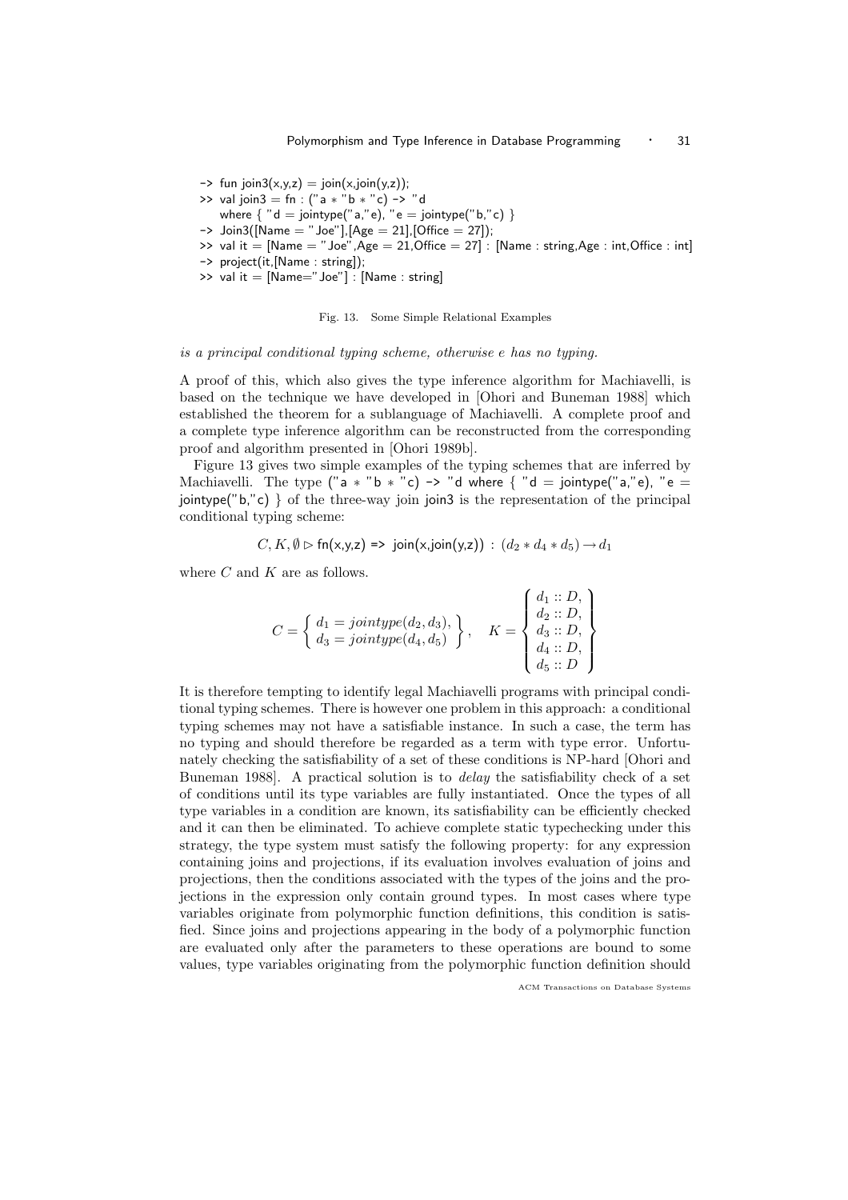```
-> fun join3(x,y,z) = join(x,join(y,z));
>> val join3 = fn : ("a * "b * "c) -> "d
   where { "d = jointype("a,"e), "e = jointype("b,"c) }
-> Join3([Name = "Joe"],[Age = 21],[Office = 27]);
>> val it = [Name = "Joe",Age = 21,Office = 27] : [Name : string,Age : int,Office : int]
-> project(it,[Name : string]);
>> val it = [Name="Joe"] : [Name : string]
```

Fig. 13. Some Simple Relational Examples

*is a principal conditional typing scheme, otherwise e has no typing.*

A proof of this, which also gives the type inference algorithm for Machiavelli, is based on the technique we have developed in [Ohori and Buneman 1988] which established the theorem for a sublanguage of Machiavelli. A complete proof and a complete type inference algorithm can be reconstructed from the corresponding proof and algorithm presented in [Ohori 1989b].

Figure 13 gives two simple examples of the typing schemes that are inferred by Machiavelli. The type `("a * "b * "c) -> "d where { "d = jointype("a,"e), "e = jointype("b,"c) }` of the three-way join `join3` is the representation of the principal conditional typing scheme:

$$C, K, \emptyset \triangleright \texttt{fn(x,y,z) => join(x,join(y,z))} : (d_2 * d_4 * d_5) \rightarrow d_1$$

where $C$ and $K$ are as follows.

$$C = \left\{ \begin{array}{l} d_1 = jointype(d_2, d_3), \\ d_3 = jointype(d_4, d_5) \end{array} \right\}, \quad K = \left\{ \begin{array}{l} d_1 :: D, \\ d_2 :: D, \\ d_3 :: D, \\ d_4 :: D, \\ d_5 :: D \end{array} \right\}$$

It is therefore tempting to identify legal Machiavelli programs with principal conditional typing schemes. There is however one problem in this approach: a conditional typing schemes may not have a satisfiable instance. In such a case, the term has no typing and should therefore be regarded as a term with type error. Unfortunately checking the satisfiability of a set of these conditions is NP-hard [Ohori and Buneman 1988]. A practical solution is to *delay* the satisfiability check of a set of conditions until its type variables are fully instantiated. Once the types of all type variables in a condition are known, its satisfiability can be efficiently checked and it can then be eliminated. To achieve complete static typechecking under this strategy, the type system must satisfy the following property: for any expression containing joins and projections, if its evaluation involves evaluation of joins and projections, then the conditions associated with the types of the joins and the projections in the expression only contain ground types. In most cases where type variables originate from polymorphic function definitions, this condition is satisfied. Since joins and projections appearing in the body of a polymorphic function are evaluated only after the parameters to these operations are bound to some values, type variables originating from the polymorphic function definition should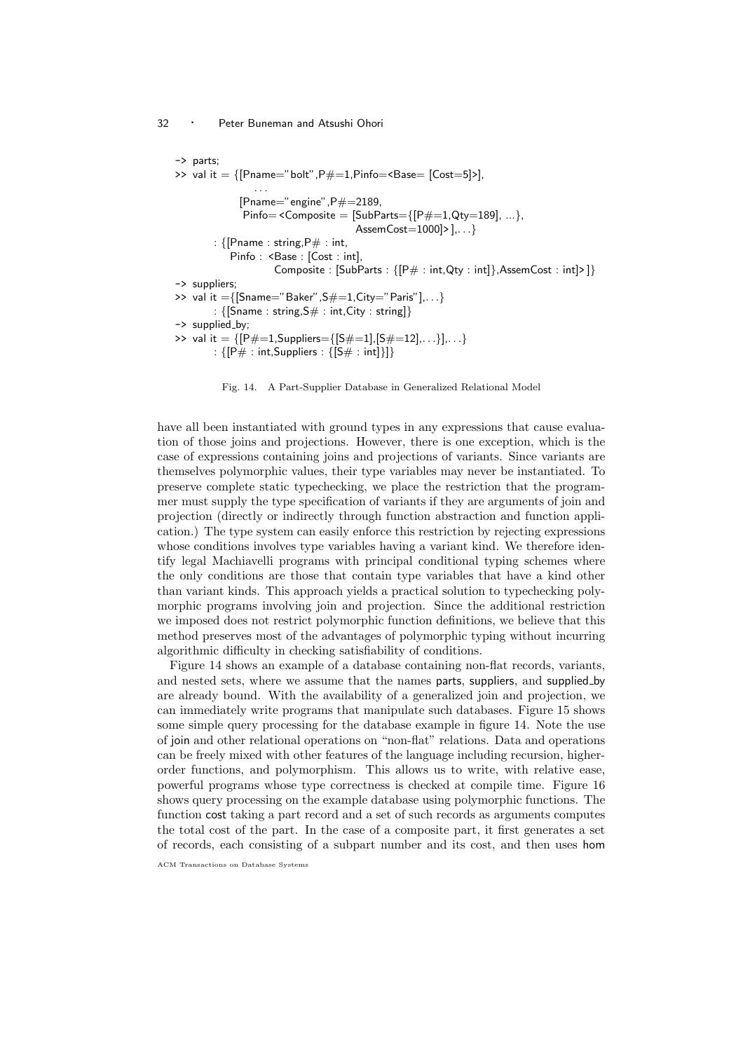```
-> parts;
>> val it = {[Pname="bolt",P#=1,Pinfo=<Base= [Cost=5]>],
              ...
             [Pname="engine",P#=2189,
              Pinfo= <Composite = [SubParts={[P#=1,Qty=189], ...},
                                   AssemCost=1000]> ],...}
         : {[Pname : string,P# : int,
             Pinfo : <Base : [Cost : int],
                      Composite : [SubParts : {[P# : int,Qty : int]},AssemCost : int]> ]}
-> suppliers;
>> val it ={[Sname="Baker",S#=1,City="Paris"],...}
         : {[Sname : string,S# : int,City : string]}
-> supplied_by;
>> val it = {[P#=1,Suppliers={[S#=1],[S#=12],...}],...}
         : {[P# : int,Suppliers : {[S# : int]}]}
```

Fig. 14. A Part-Supplier Database in Generalized Relational Model

have all been instantiated with ground types in any expressions that cause evaluation of those joins and projections. However, there is one exception, which is the case of expressions containing joins and projections of variants. Since variants are themselves polymorphic values, their type variables may never be instantiated. To preserve complete static typechecking, we place the restriction that the programmer must supply the type specification of variants if they are arguments of join and projection (directly or indirectly through function abstraction and function application.) The type system can easily enforce this restriction by rejecting expressions whose conditions involves type variables having a variant kind. We therefore identify legal Machiavelli programs with principal conditional typing schemes where the only conditions are those that contain type variables that have a kind other than variant kinds. This approach yields a practical solution to typechecking polymorphic programs involving join and projection. Since the additional restriction we imposed does not restrict polymorphic function definitions, we believe that this method preserves most of the advantages of polymorphic typing without incurring algorithmic difficulty in checking satisfiability of conditions.

Figure 14 shows an example of a database containing non-flat records, variants, and nested sets, where we assume that the names parts, suppliers, and supplied_by are already bound. With the availability of a generalized join and projection, we can immediately write programs that manipulate such databases. Figure 15 shows some simple query processing for the database example in figure 14. Note the use of join and other relational operations on "non-flat" relations. Data and operations can be freely mixed with other features of the language including recursion, higher-order functions, and polymorphism. This allows us to write, with relative ease, powerful programs whose type correctness is checked at compile time. Figure 16 shows query processing on the example database using polymorphic functions. The function cost taking a part record and a set of such records as arguments computes the total cost of the part. In the case of a composite part, it first generates a set of records, each consisting of a subpart number and its cost, and then uses hom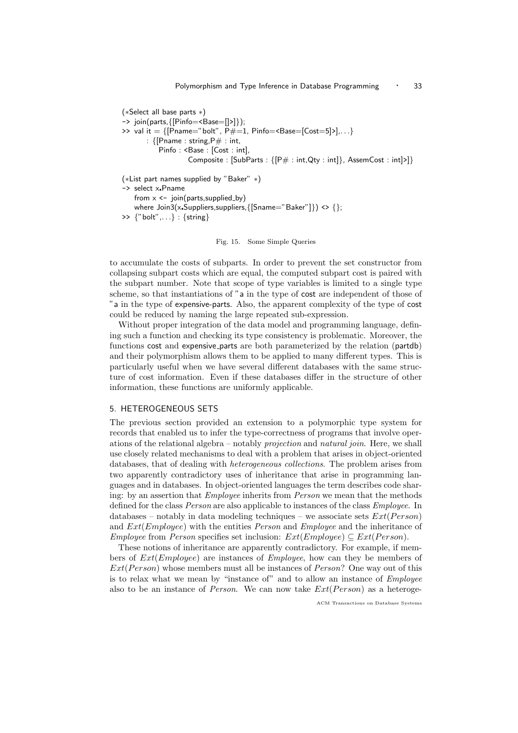```
(*Select all base parts *)
-> join(parts,{[Pinfo=<Base=[]>]});
>> val it = {[Pname="bolt", P#=1, Pinfo=<Base=[Cost=5]>],...}
       : {[Pname : string,P# : int,
           Pinfo : <Base : [Cost : int],
                   Composite : [SubParts : {[P# : int,Qty : int]}, AssemCost : int]>]}

(*List part names supplied by "Baker" *)
-> select x.Pname
   from x <- join(parts,supplied_by)
   where Join3(x.Suppliers,suppliers,{[Sname="Baker"]}) <> {};
>> {"bolt",...} : {string}
```

Fig. 15. Some Simple Queries

to accumulate the costs of subparts. In order to prevent the set constructor from collapsing subpart costs which are equal, the computed subpart cost is paired with the subpart number. Note that scope of type variables is limited to a single type scheme, so that instantiations of "a in the type of cost are independent of those of "a in the type of expensive-parts. Also, the apparent complexity of the type of cost could be reduced by naming the large repeated sub-expression.

Without proper integration of the data model and programming language, defining such a function and checking its type consistency is problematic. Moreover, the functions cost and expensive_parts are both parameterized by the relation (partdb) and their polymorphism allows them to be applied to many different types. This is particularly useful when we have several different databases with the same structure of cost information. Even if these databases differ in the structure of other information, these functions are uniformly applicable.

## 5. HETEROGENEOUS SETS

The previous section provided an extension to a polymorphic type system for records that enabled us to infer the type-correctness of programs that involve operations of the relational algebra – notably *projection* and *natural join*. Here, we shall use closely related mechanisms to deal with a problem that arises in object-oriented databases, that of dealing with *heterogeneous collections*. The problem arises from two apparently contradictory uses of inheritance that arise in programming languages and in databases. In object-oriented languages the term describes code sharing: by an assertion that *Employee* inherits from *Person* we mean that the methods defined for the class *Person* are also applicable to instances of the class *Employee*. In databases – notably in data modeling techniques – we associate sets $Ext(Person)$ and $Ext(Employee)$ with the entities *Person* and *Employee* and the inheritance of *Employee* from *Person* specifies set inclusion: $Ext(Employee) \subseteq Ext(Person)$.

These notions of inheritance are apparently contradictory. For example, if members of $Ext(Employee)$ are instances of *Employee*, how can they be members of $Ext(Person)$ whose members must all be instances of *Person*? One way out of this is to relax what we mean by "instance of" and to allow an instance of *Employee* also to be an instance of *Person*. We can now take $Ext(Person)$ as a heteroge-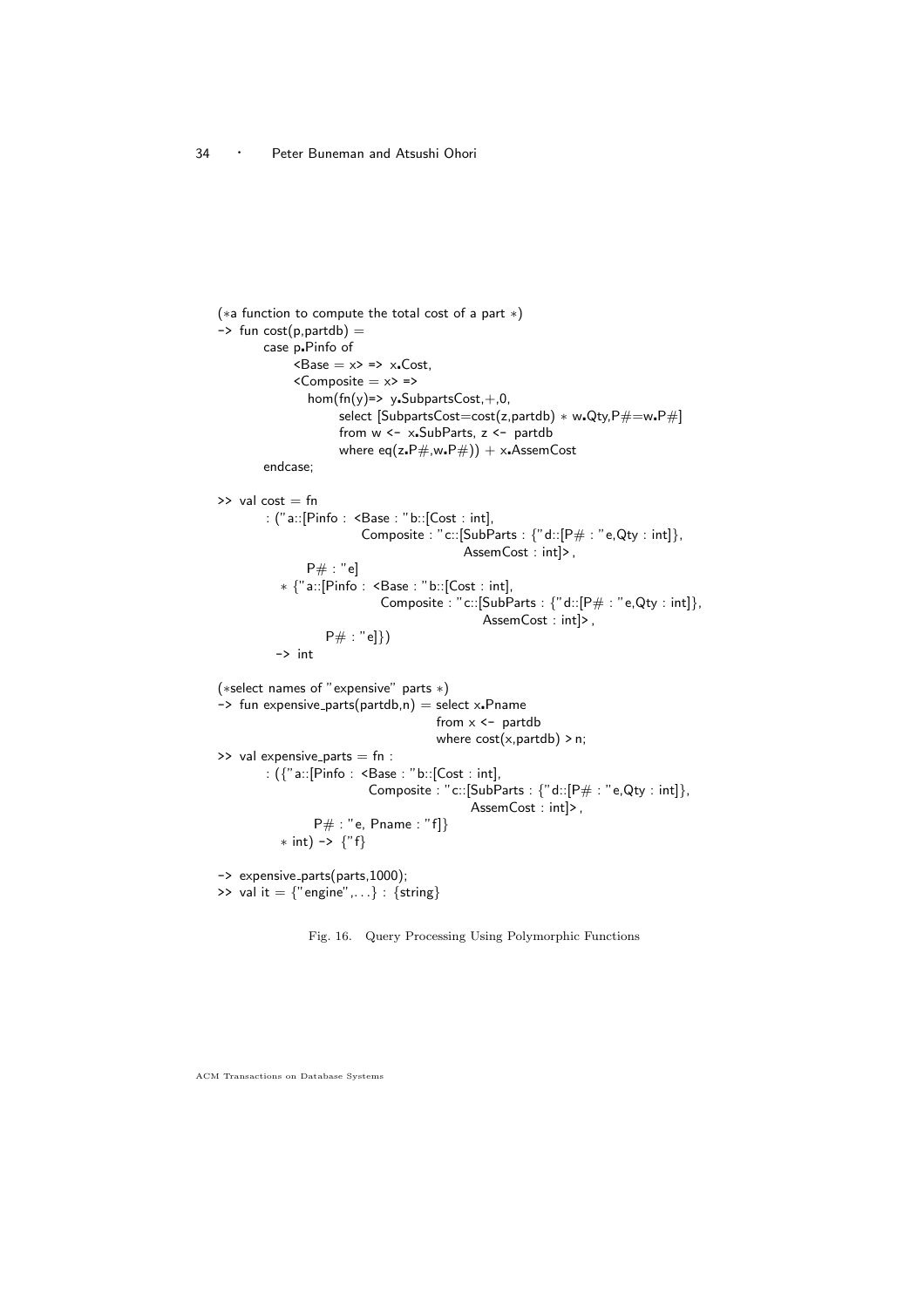```
(*a function to compute the total cost of a part *)
-> fun cost(p,partdb) =
       case p•Pinfo of
            <Base = x> => x•Cost,
            <Composite = x> =>
               hom(fn(y)=> y•SubpartsCost,+,0,
                      select [SubpartsCost=cost(z,partdb) * w•Qty,P#=w•P#]
                      from w <- x•SubParts, z <- partdb
                      where eq(z•P#,w•P#)) + x•AssemCost
       endcase;

>> val cost = fn
       : ("a::[Pinfo : <Base : "b::[Cost : int],
                        Composite : "c::[SubParts : {"d::[P# : "e,Qty : int]},
                                         AssemCost : int]>,
               P# : "e]
          * {"a::[Pinfo : <Base : "b::[Cost : int],
                           Composite : "c::[SubParts : {"d::[P# : "e,Qty : int]},
                                            AssemCost : int]>,
                  P# : "e]})
         -> int

(*select names of "expensive" parts *)
-> fun expensive_parts(partdb,n) = select x•Pname
                                   from x <- partdb
                                   where cost(x,partdb) > n;
>> val expensive_parts = fn :
       : ({"a::[Pinfo : <Base : "b::[Cost : int],
                         Composite : "c::[SubParts : {"d::[P# : "e,Qty : int]},
                                          AssemCost : int]>,
                P# : "e, Pname : "f]}
          * int) -> {"f}

-> expensive_parts(parts,1000);
>> val it = {"engine",...} : {string}
```

Fig. 16. Query Processing Using Polymorphic Functions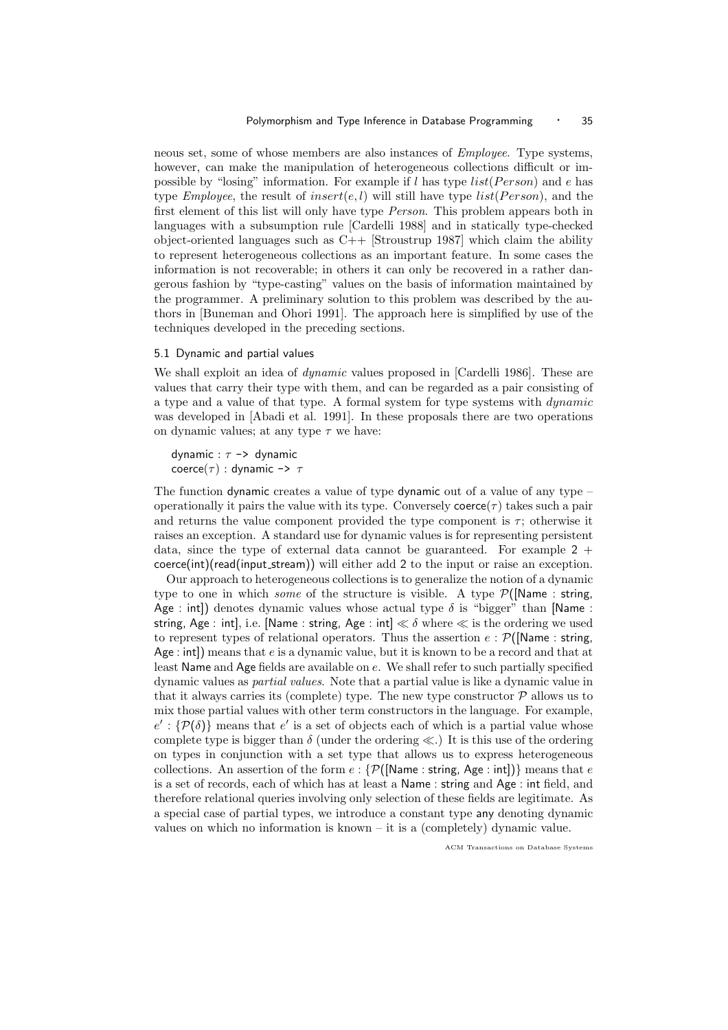neous set, some of whose members are also instances of *Employee*. Type systems, however, can make the manipulation of heterogeneous collections difficult or impossible by "losing" information. For example if $l$ has type $list(Person)$ and $e$ has type *Employee*, the result of $insert(e, l)$ will still have type $list(Person)$, and the first element of this list will only have type *Person*. This problem appears both in languages with a subsumption rule [Cardelli 1988] and in statically type-checked object-oriented languages such as C++ [Stroustrup 1987] which claim the ability to represent heterogeneous collections as an important feature. In some cases the information is not recoverable; in others it can only be recovered in a rather dangerous fashion by "type-casting" values on the basis of information maintained by the programmer. A preliminary solution to this problem was described by the authors in [Buneman and Ohori 1991]. The approach here is simplified by use of the techniques developed in the preceding sections.

### 5.1 Dynamic and partial values

We shall exploit an idea of *dynamic* values proposed in [Cardelli 1986]. These are values that carry their type with them, and can be regarded as a pair consisting of a type and a value of that type. A formal system for type systems with *dynamic* was developed in [Abadi et al. 1991]. In these proposals there are two operations on dynamic values; at any type $\tau$ we have:

```
dynamic : τ -> dynamic
coerce(τ) : dynamic -> τ
```

The function dynamic creates a value of type dynamic out of a value of any type – operationally it pairs the value with its type. Conversely coerce($\tau$) takes such a pair and returns the value component provided the type component is $\tau$; otherwise it raises an exception. A standard use for dynamic values is for representing persistent data, since the type of external data cannot be guaranteed. For example 2 + coerce(int)(read(input_stream)) will either add 2 to the input or raise an exception.

Our approach to heterogeneous collections is to generalize the notion of a dynamic type to one in which *some* of the structure is visible. A type $\mathcal{P}$([Name : string, Age : int]) denotes dynamic values whose actual type $\delta$ is "bigger" than [Name : string, Age : int], i.e. [Name : string, Age : int] $\ll \delta$ where $\ll$ is the ordering we used to represent types of relational operators. Thus the assertion $e : \mathcal{P}$([Name : string, Age : int]) means that $e$ is a dynamic value, but it is known to be a record and that at least Name and Age fields are available on $e$. We shall refer to such partially specified dynamic values as *partial values*. Note that a partial value is like a dynamic value in that it always carries its (complete) type. The new type constructor $\mathcal{P}$ allows us to mix those partial values with other term constructors in the language. For example, $e' : \{\mathcal{P}(\delta)\}$ means that $e'$ is a set of objects each of which is a partial value whose complete type is bigger than $\delta$ (under the ordering $\ll$.) It is this use of the ordering on types in conjunction with a set type that allows us to express heterogeneous collections. An assertion of the form $e : \{\mathcal{P}$([Name : string, Age : int])$\}$ means that $e$ is a set of records, each of which has at least a Name : string and Age : int field, and therefore relational queries involving only selection of these fields are legitimate. As a special case of partial types, we introduce a constant type any denoting dynamic values on which no information is known – it is a (completely) dynamic value.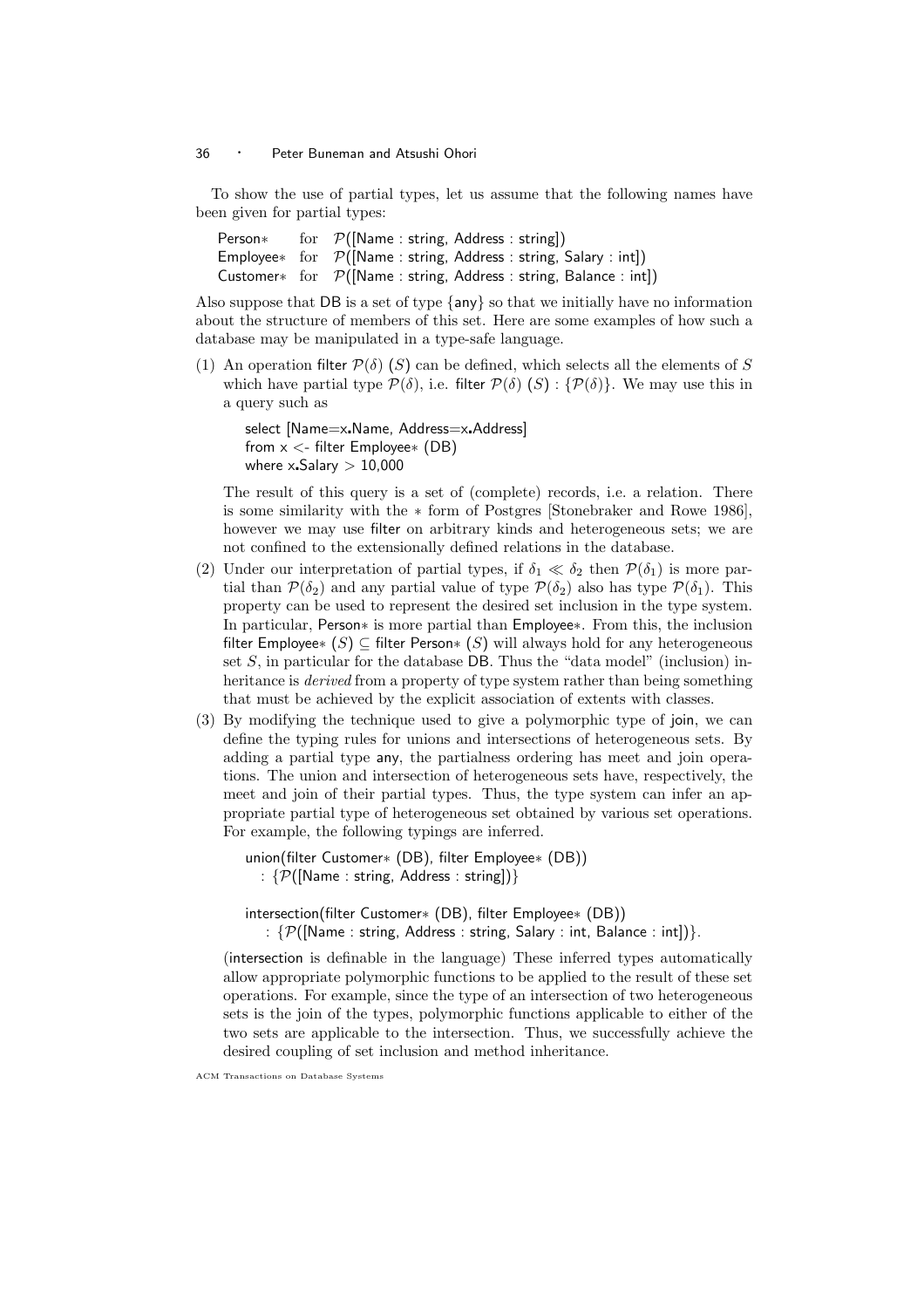To show the use of partial types, let us assume that the following names have been given for partial types:

Person∗ for $\mathcal{P}$([Name : string, Address : string])
Employee∗ for $\mathcal{P}$([Name : string, Address : string, Salary : int])
Customer∗ for $\mathcal{P}$([Name : string, Address : string, Balance : int])

Also suppose that DB is a set of type {any} so that we initially have no information about the structure of members of this set. Here are some examples of how such a database may be manipulated in a type-safe language.

(1) An operation filter $\mathcal{P}(\delta)$ $(S)$ can be defined, which selects all the elements of $S$ which have partial type $\mathcal{P}(\delta)$, i.e. filter $\mathcal{P}(\delta)$ $(S)$ : $\{\mathcal{P}(\delta)\}$. We may use this in a query such as

```
select [Name=x.Name, Address=x.Address]
from x <- filter Employee∗ (DB)
where x.Salary > 10,000
```

The result of this query is a set of (complete) records, i.e. a relation. There is some similarity with the ∗ form of Postgres [Stonebraker and Rowe 1986], however we may use filter on arbitrary kinds and heterogeneous sets; we are not confined to the extensionally defined relations in the database.

(2) Under our interpretation of partial types, if $\delta_1 \ll \delta_2$ then $\mathcal{P}(\delta_1)$ is more partial than $\mathcal{P}(\delta_2)$ and any partial value of type $\mathcal{P}(\delta_2)$ also has type $\mathcal{P}(\delta_1)$. This property can be used to represent the desired set inclusion in the type system. In particular, Person∗ is more partial than Employee∗. From this, the inclusion filter Employee∗ $(S) \subseteq$ filter Person∗ $(S)$ will always hold for any heterogeneous set $S$, in particular for the database DB. Thus the "data model" (inclusion) inheritance is *derived* from a property of type system rather than being something that must be achieved by the explicit association of extents with classes.

(3) By modifying the technique used to give a polymorphic type of join, we can define the typing rules for unions and intersections of heterogeneous sets. By adding a partial type any, the partialness ordering has meet and join operations. The union and intersection of heterogeneous sets have, respectively, the meet and join of their partial types. Thus, the type system can infer an appropriate partial type of heterogeneous set obtained by various set operations. For example, the following typings are inferred.

```
union(filter Customer∗ (DB), filter Employee∗ (DB))
  : {P([Name : string, Address : string])}

intersection(filter Customer∗ (DB), filter Employee∗ (DB))
  : {P([Name : string, Address : string, Salary : int, Balance : int])}.
```

(intersection is definable in the language) These inferred types automatically allow appropriate polymorphic functions to be applied to the result of these set operations. For example, since the type of an intersection of two heterogeneous sets is the join of the types, polymorphic functions applicable to either of the two sets are applicable to the intersection. Thus, we successfully achieve the desired coupling of set inclusion and method inheritance.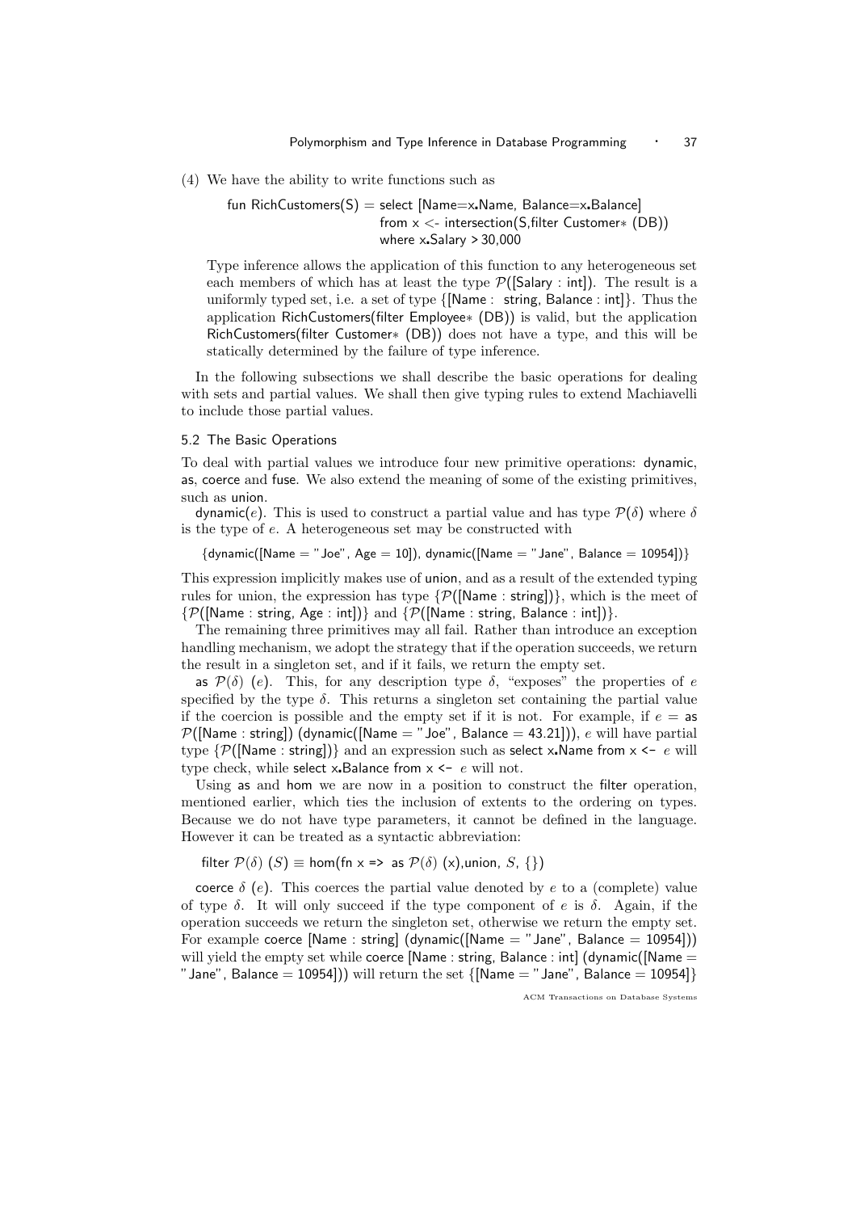(4) We have the ability to write functions such as

```
fun RichCustomers(S) = select [Name=x.Name, Balance=x.Balance]
                       from x <- intersection(S,filter Customer* (DB))
                       where x.Salary > 30,000
```

Type inference allows the application of this function to any heterogeneous set each members of which has at least the type $\mathcal{P}$([Salary : int]). The result is a uniformly typed set, i.e. a set of type {[Name : string, Balance : int]}. Thus the application RichCustomers(filter Employee∗ (DB)) is valid, but the application RichCustomers(filter Customer∗ (DB)) does not have a type, and this will be statically determined by the failure of type inference.

In the following subsections we shall describe the basic operations for dealing with sets and partial values. We shall then give typing rules to extend Machiavelli to include those partial values.

### 5.2 The Basic Operations

To deal with partial values we introduce four new primitive operations: dynamic, as, coerce and fuse. We also extend the meaning of some of the existing primitives, such as union.

dynamic($e$). This is used to construct a partial value and has type $\mathcal{P}(\delta)$ where $\delta$ is the type of $e$. A heterogeneous set may be constructed with

{dynamic([Name = "Joe", Age = 10]), dynamic([Name = "Jane", Balance = 10954])}

This expression implicitly makes use of union, and as a result of the extended typing rules for union, the expression has type {$\mathcal{P}$([Name : string])}, which is the meet of {$\mathcal{P}$([Name : string, Age : int])} and {$\mathcal{P}$([Name : string, Balance : int])}.

The remaining three primitives may all fail. Rather than introduce an exception handling mechanism, we adopt the strategy that if the operation succeeds, we return the result in a singleton set, and if it fails, we return the empty set.

as $\mathcal{P}(\delta)$ ($e$). This, for any description type $\delta$, "exposes" the properties of $e$ specified by the type $\delta$. This returns a singleton set containing the partial value if the coercion is possible and the empty set if it is not. For example, if $e$ = as $\mathcal{P}$([Name : string]) (dynamic([Name = "Joe", Balance = 43.21])), $e$ will have partial type {$\mathcal{P}$([Name : string])} and an expression such as select x.Name from x <- $e$ will type check, while select x.Balance from x <- $e$ will not.

Using as and hom we are now in a position to construct the filter operation, mentioned earlier, which ties the inclusion of extents to the ordering on types. Because we do not have type parameters, it cannot be defined in the language. However it can be treated as a syntactic abbreviation:

filter $\mathcal{P}(\delta)$ ($S$) $\equiv$ hom(fn x => as $\mathcal{P}(\delta)$ (x),union, $S$, {})

coerce $\delta$ ($e$). This coerces the partial value denoted by $e$ to a (complete) value of type $\delta$. It will only succeed if the type component of $e$ is $\delta$. Again, if the operation succeeds we return the singleton set, otherwise we return the empty set. For example coerce [Name : string] (dynamic([Name = "Jane", Balance = 10954])) will yield the empty set while coerce [Name : string, Balance : int] (dynamic([Name = "Jane", Balance = 10954])) will return the set {[Name = "Jane", Balance = 10954]}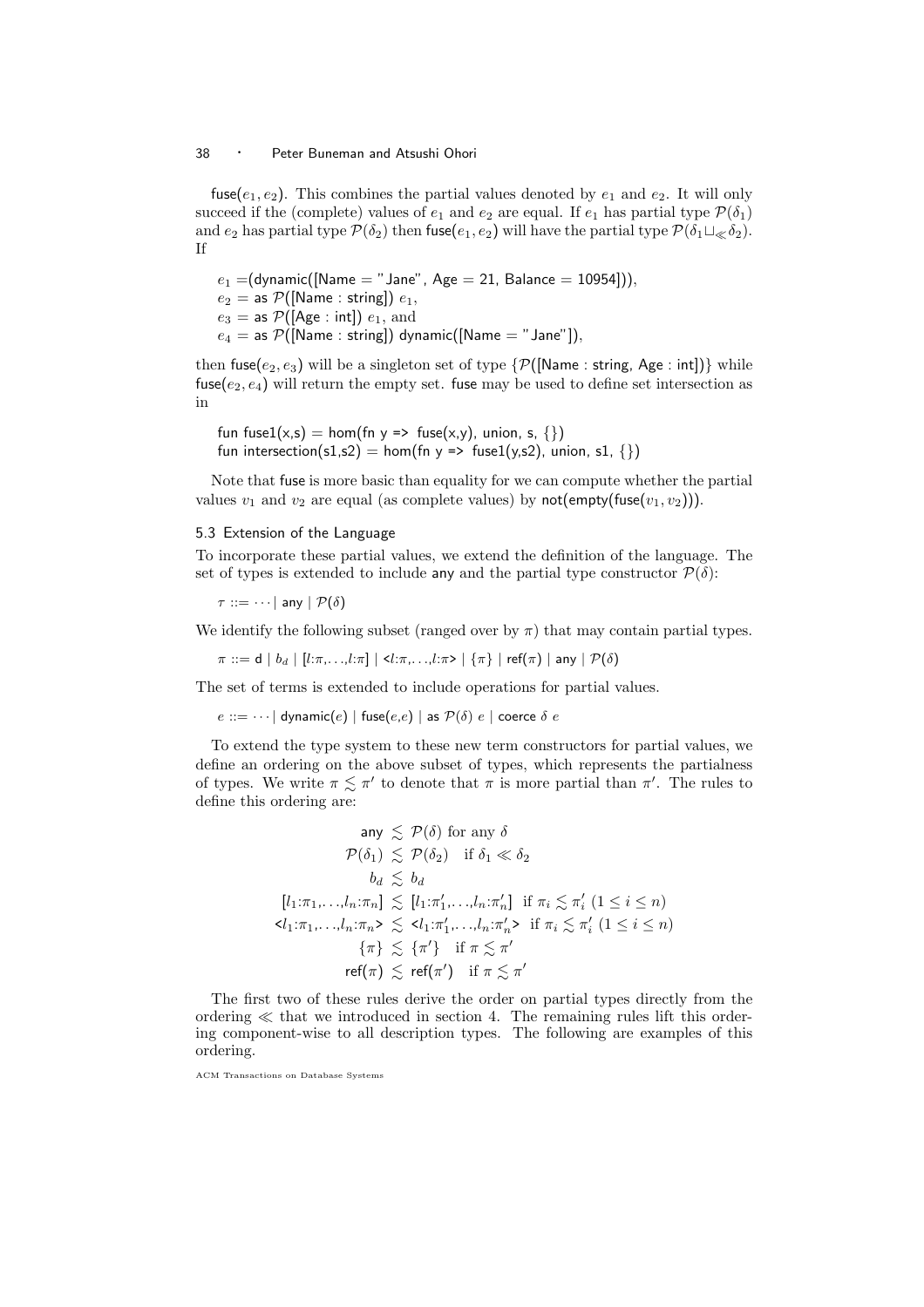fuse($e_1, e_2$). This combines the partial values denoted by $e_1$ and $e_2$. It will only succeed if the (complete) values of $e_1$ and $e_2$ are equal. If $e_1$ has partial type $\mathcal{P}(\delta_1)$ and $e_2$ has partial type $\mathcal{P}(\delta_2)$ then fuse($e_1, e_2$) will have the partial type $\mathcal{P}(\delta_1 \sqcup_{\ll} \delta_2)$. If

$e_1$ =(dynamic([Name = "Jane", Age = 21, Balance = 10954])),
$e_2$ = as $\mathcal{P}$([Name : string]) $e_1$,
$e_3$ = as $\mathcal{P}$([Age : int]) $e_1$, and
$e_4$ = as $\mathcal{P}$([Name : string]) dynamic([Name = "Jane"]),

then fuse($e_2, e_3$) will be a singleton set of type $\{\mathcal{P}$([Name : string, Age : int])$\}$ while fuse($e_2, e_4$) will return the empty set. fuse may be used to define set intersection as in

```
fun fuse1(x,s) = hom(fn y => fuse(x,y), union, s, {})
fun intersection(s1,s2) = hom(fn y => fuse1(y,s2), union, s1, {})
```

Note that fuse is more basic than equality for we can compute whether the partial values $v_1$ and $v_2$ are equal (as complete values) by not(empty(fuse($v_1, v_2$))).

### 5.3 Extension of the Language

To incorporate these partial values, we extend the definition of the language. The set of types is extended to include any and the partial type constructor $\mathcal{P}(\delta)$:

$$\tau ::= \cdots \mid \mathsf{any} \mid \mathcal{P}(\delta)$$

We identify the following subset (ranged over by $\pi$) that may contain partial types.

$$\pi ::= \mathsf{d} \mid b_d \mid [l{:}\pi,\ldots,l{:}\pi] \mid \texttt{<}l{:}\pi,\ldots,l{:}\pi\texttt{>} \mid \{\pi\} \mid \mathsf{ref}(\pi) \mid \mathsf{any} \mid \mathcal{P}(\delta)$$

The set of terms is extended to include operations for partial values.

$$e ::= \cdots \mid \mathsf{dynamic}(e) \mid \mathsf{fuse}(e{,}e) \mid \mathsf{as}\ \mathcal{P}(\delta)\ e \mid \mathsf{coerce}\ \delta\ e$$

To extend the type system to these new term constructors for partial values, we define an ordering on the above subset of types, which represents the partialness of types. We write $\pi \lesssim \pi'$ to denote that $\pi$ is more partial than $\pi'$. The rules to define this ordering are:

$$\begin{aligned}
\mathsf{any} &\lesssim \mathcal{P}(\delta) \text{ for any } \delta \\
\mathcal{P}(\delta_1) &\lesssim \mathcal{P}(\delta_2) \quad \text{if } \delta_1 \ll \delta_2 \\
b_d &\lesssim b_d \\
[l_1{:}\pi_1,\ldots,l_n{:}\pi_n] &\lesssim [l_1{:}\pi_1',\ldots,l_n{:}\pi_n'] \ \text{ if } \pi_i \lesssim \pi_i' \ (1 \le i \le n) \\
\texttt{<}l_1{:}\pi_1,\ldots,l_n{:}\pi_n\texttt{>} &\lesssim \texttt{<}l_1{:}\pi_1',\ldots,l_n{:}\pi_n'\texttt{>} \ \text{ if } \pi_i \lesssim \pi_i' \ (1 \le i \le n) \\
\{\pi\} &\lesssim \{\pi'\} \quad \text{if } \pi \lesssim \pi' \\
\mathsf{ref}(\pi) &\lesssim \mathsf{ref}(\pi') \quad \text{if } \pi \lesssim \pi'
\end{aligned}$$

The first two of these rules derive the order on partial types directly from the ordering $\ll$ that we introduced in section 4. The remaining rules lift this ordering component-wise to all description types. The following are examples of this ordering.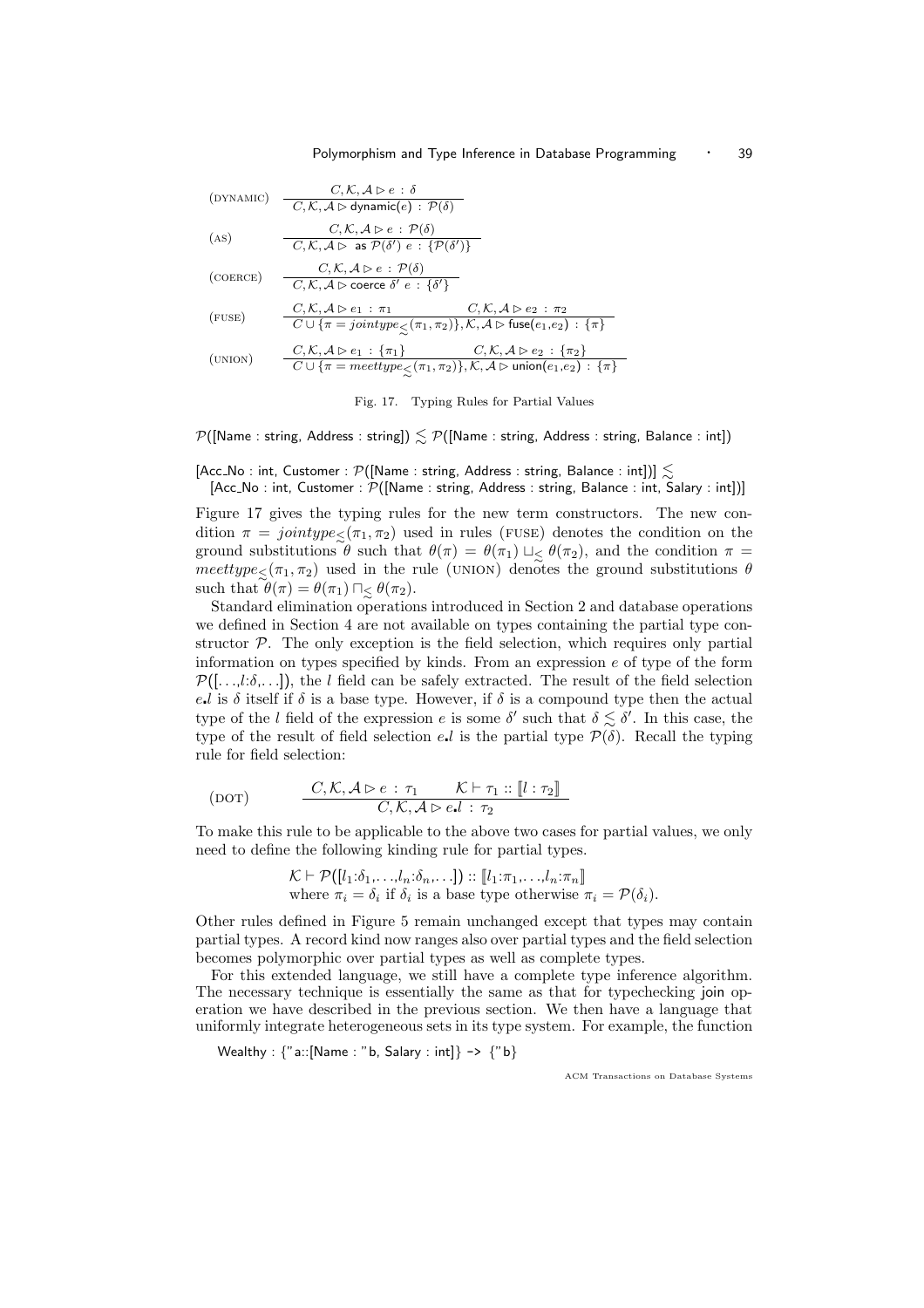$$
\text{(DYNAMIC)} \quad \frac{C, \mathcal{K}, \mathcal{A} \rhd e \,:\, \delta}{C, \mathcal{K}, \mathcal{A} \rhd \mathsf{dynamic}(e) \,:\, \mathcal{P}(\delta)}
$$

$$
\text{(AS)} \quad \frac{C, \mathcal{K}, \mathcal{A} \rhd e \,:\, \mathcal{P}(\delta)}{C, \mathcal{K}, \mathcal{A} \rhd \;\mathsf{as}\; \mathcal{P}(\delta')\; e \,:\, \{\mathcal{P}(\delta')\}}
$$

$$
\text{(COERCE)} \quad \frac{C, \mathcal{K}, \mathcal{A} \rhd e \,:\, \mathcal{P}(\delta)}{C, \mathcal{K}, \mathcal{A} \rhd \mathsf{coerce}\; \delta'\; e \,:\, \{\delta'\}}
$$

$$
\text{(FUSE)} \quad \frac{C, \mathcal{K}, \mathcal{A} \rhd e_1 \,:\, \pi_1 \qquad C, \mathcal{K}, \mathcal{A} \rhd e_2 \,:\, \pi_2}{C \cup \{\pi = jointype_{\lesssim}(\pi_1, \pi_2)\}, \mathcal{K}, \mathcal{A} \rhd \mathsf{fuse}(e_1,e_2) \,:\, \{\pi\}}
$$

$$
\text{(UNION)} \quad \frac{C, \mathcal{K}, \mathcal{A} \rhd e_1 \,:\, \{\pi_1\} \qquad C, \mathcal{K}, \mathcal{A} \rhd e_2 \,:\, \{\pi_2\}}{C \cup \{\pi = meettype_{\lesssim}(\pi_1, \pi_2)\}, \mathcal{K}, \mathcal{A} \rhd \mathsf{union}(e_1,e_2) \,:\, \{\pi\}}
$$

Fig. 17. Typing Rules for Partial Values

$\mathcal{P}$([Name : string, Address : string]) $\lesssim$ $\mathcal{P}$([Name : string, Address : string, Balance : int])

[Acc_No : int, Customer : $\mathcal{P}$([Name : string, Address : string, Balance : int])] $\lesssim$
[Acc_No : int, Customer : $\mathcal{P}$([Name : string, Address : string, Balance : int, Salary : int])]

Figure 17 gives the typing rules for the new term constructors. The new condition $\pi = jointype_{\lesssim}(\pi_1, \pi_2)$ used in rules (FUSE) denotes the condition on the ground substitutions $\theta$ such that $\theta(\pi) = \theta(\pi_1) \sqcup_{\lesssim} \theta(\pi_2)$, and the condition $\pi = meettype_{\lesssim}(\pi_1, \pi_2)$ used in the rule (UNION) denotes the ground substitutions $\theta$ such that $\theta(\pi) = \theta(\pi_1) \sqcap_{\lesssim} \theta(\pi_2)$.

Standard elimination operations introduced in Section 2 and database operations we defined in Section 4 are not available on types containing the partial type constructor $\mathcal{P}$. The only exception is the field selection, which requires only partial information on types specified by kinds. From an expression $e$ of type of the form $\mathcal{P}([\ldots,l{:}\delta,\ldots])$, the $l$ field can be safely extracted. The result of the field selection $e.l$ is $\delta$ itself if $\delta$ is a base type. However, if $\delta$ is a compound type then the actual type of the $l$ field of the expression $e$ is some $\delta'$ such that $\delta \lesssim \delta'$. In this case, the type of the result of field selection $e.l$ is the partial type $\mathcal{P}(\delta)$. Recall the typing rule for field selection:

$$
\text{(DOT)} \qquad \frac{C, \mathcal{K}, \mathcal{A} \rhd e \,:\, \tau_1 \qquad \mathcal{K} \vdash \tau_1 :: [\![ l : \tau_2 ]\!]}{C, \mathcal{K}, \mathcal{A} \rhd e.l \,:\, \tau_2}
$$

To make this rule to be applicable to the above two cases for partial values, we only need to define the following kinding rule for partial types.

$$
\mathcal{K} \vdash \mathcal{P}([l_1{:}\delta_1,\ldots,l_n{:}\delta_n,\ldots]) :: [\![ l_1{:}\pi_1,\ldots,l_n{:}\pi_n ]\!]
$$
where $\pi_i = \delta_i$ if $\delta_i$ is a base type otherwise $\pi_i = \mathcal{P}(\delta_i)$.

Other rules defined in Figure 5 remain unchanged except that types may contain partial types. A record kind now ranges also over partial types and the field selection becomes polymorphic over partial types as well as complete types.

For this extended language, we still have a complete type inference algorithm. The necessary technique is essentially the same as that for typechecking join operation we have described in the previous section. We then have a language that uniformly integrate heterogeneous sets in its type system. For example, the function

```
Wealthy : {"a::[Name : "b, Salary : int]} -> {"b}
```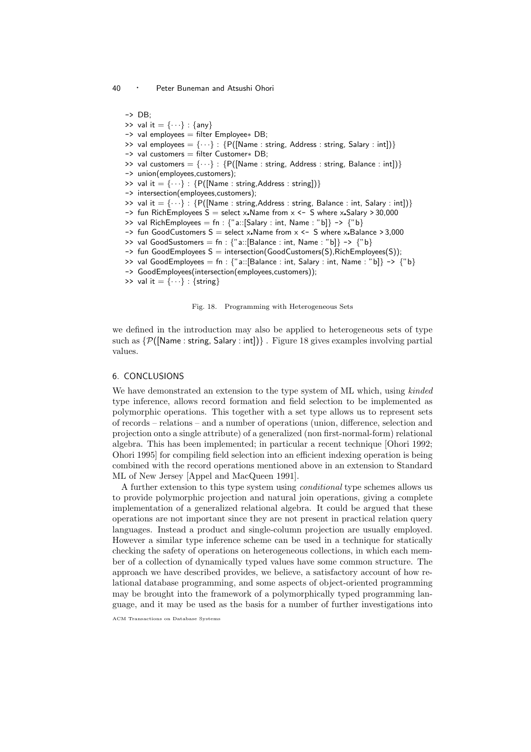```
-> DB;
>> val it = {···} : {any}
-> val employees = filter Employee∗ DB;
>> val employees = {···} : {P([Name : string, Address : string, Salary : int])}
-> val customers = filter Customer∗ DB;
>> val customers = {···} : {P([Name : string, Address : string, Balance : int])}
-> union(employees,customers);
>> val it = {···} : {P([Name : string,Address : string])}
-> intersection(employees,customers);
>> val it = {···} : {P([Name : string,Address : string, Balance : int, Salary : int])}
-> fun RichEmployees S = select x.Name from x <- S where x.Salary > 30,000
>> val RichEmployees = fn : {"a::[Salary : int, Name : "b]} -> {"b}
-> fun GoodCustomers S = select x.Name from x <- S where x.Balance > 3,000
>> val GoodSustomers = fn : {"a::[Balance : int, Name : "b]} -> {"b}
-> fun GoodEmployees S = intersection(GoodCustomers(S),RichEmployees(S));
>> val GoodEmployees = fn : {"a::[Balance : int, Salary : int, Name : "b]} -> {"b}
-> GoodEmployees(intersection(employees,customers));
>> val it = {···} : {string}
```

Fig. 18. Programming with Heterogeneous Sets

we defined in the introduction may also be applied to heterogeneous sets of type such as $\{\mathcal{P}([\text{Name} : \text{string}, \text{Salary} : \text{int}])\}$ . Figure 18 gives examples involving partial values.

## 6. CONCLUSIONS

We have demonstrated an extension to the type system of ML which, using *kinded* type inference, allows record formation and field selection to be implemented as polymorphic operations. This together with a set type allows us to represent sets of records – relations – and a number of operations (union, difference, selection and projection onto a single attribute) of a generalized (non first-normal-form) relational algebra. This has been implemented; in particular a recent technique [Ohori 1992; Ohori 1995] for compiling field selection into an efficient indexing operation is being combined with the record operations mentioned above in an extension to Standard ML of New Jersey [Appel and MacQueen 1991].

A further extension to this type system using *conditional* type schemes allows us to provide polymorphic projection and natural join operations, giving a complete implementation of a generalized relational algebra. It could be argued that these operations are not important since they are not present in practical relation query languages. Instead a product and single-column projection are usually employed. However a similar type inference scheme can be used in a technique for statically checking the safety of operations on heterogeneous collections, in which each member of a collection of dynamically typed values have some common structure. The approach we have described provides, we believe, a satisfactory account of how relational database programming, and some aspects of object-oriented programming may be brought into the framework of a polymorphically typed programming language, and it may be used as the basis for a number of further investigations into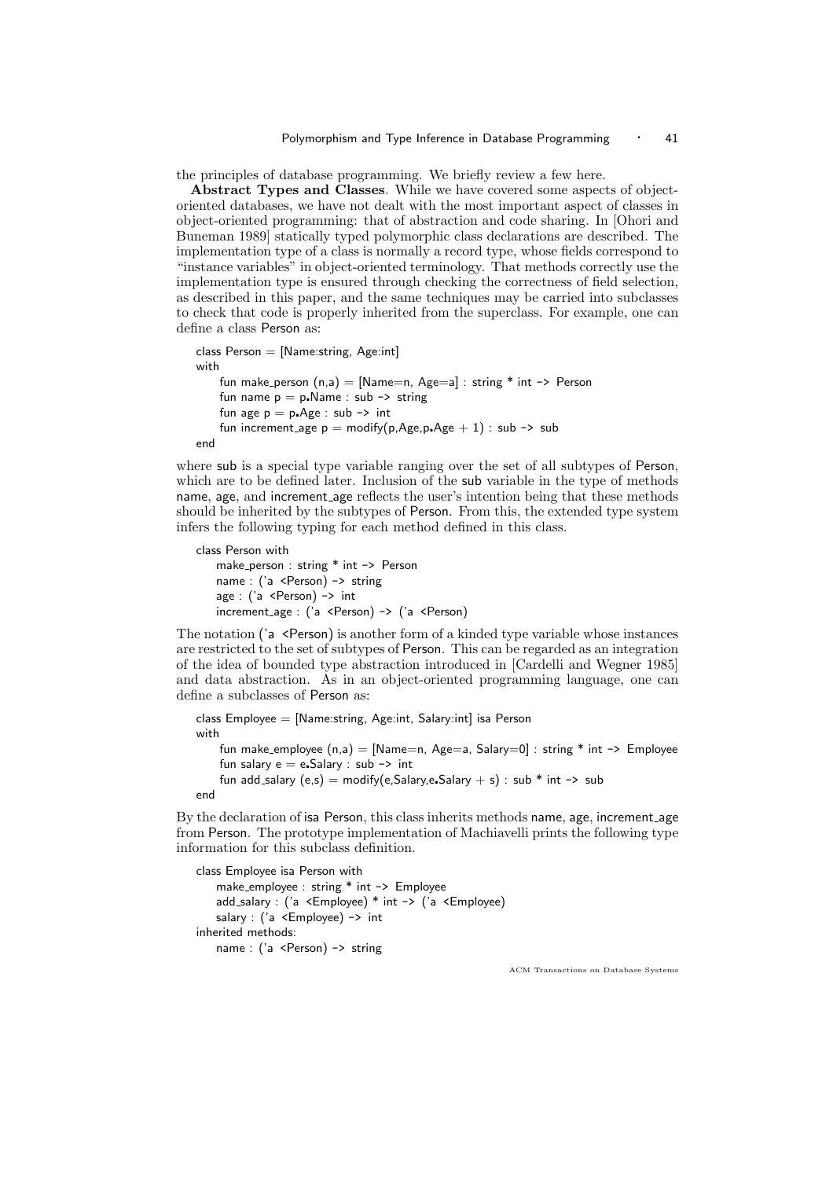the principles of database programming. We briefly review a few here.

**Abstract Types and Classes**. While we have covered some aspects of object-oriented databases, we have not dealt with the most important aspect of classes in object-oriented programming: that of abstraction and code sharing. In [Ohori and Buneman 1989] statically typed polymorphic class declarations are described. The implementation type of a class is normally a record type, whose fields correspond to "instance variables" in object-oriented terminology. That methods correctly use the implementation type is ensured through checking the correctness of field selection, as described in this paper, and the same techniques may be carried into subclasses to check that code is properly inherited from the superclass. For example, one can define a class Person as:

```
class Person = [Name:string, Age:int]
with
     fun make_person (n,a) = [Name=n, Age=a] : string * int -> Person
     fun name p = p.Name : sub -> string
     fun age p = p.Age : sub -> int
     fun increment_age p = modify(p,Age,p.Age + 1) : sub -> sub
end
```

where sub is a special type variable ranging over the set of all subtypes of Person, which are to be defined later. Inclusion of the sub variable in the type of methods name, age, and increment_age reflects the user's intention being that these methods should be inherited by the subtypes of Person. From this, the extended type system infers the following typing for each method defined in this class.

```
class Person with
    make_person : string * int -> Person
    name : ('a <Person) -> string
    age : ('a <Person) -> int
    increment_age : ('a <Person) -> ('a <Person)
```

The notation ('a <Person) is another form of a kinded type variable whose instances are restricted to the set of subtypes of Person. This can be regarded as an integration of the idea of bounded type abstraction introduced in [Cardelli and Wegner 1985] and data abstraction. As in an object-oriented programming language, one can define a subclasses of Person as:

```
class Employee = [Name:string, Age:int, Salary:int] isa Person
with
     fun make_employee (n,a) = [Name=n, Age=a, Salary=0] : string * int -> Employee
     fun salary e = e.Salary : sub -> int
     fun add_salary (e,s) = modify(e,Salary,e.Salary + s) : sub * int -> sub
end
```

By the declaration of isa Person, this class inherits methods name, age, increment_age from Person. The prototype implementation of Machiavelli prints the following type information for this subclass definition.

```
class Employee isa Person with
    make_employee : string * int -> Employee
    add_salary : ('a <Employee) * int -> ('a <Employee)
    salary : ('a <Employee) -> int
inherited methods:
    name : ('a <Person) -> string
```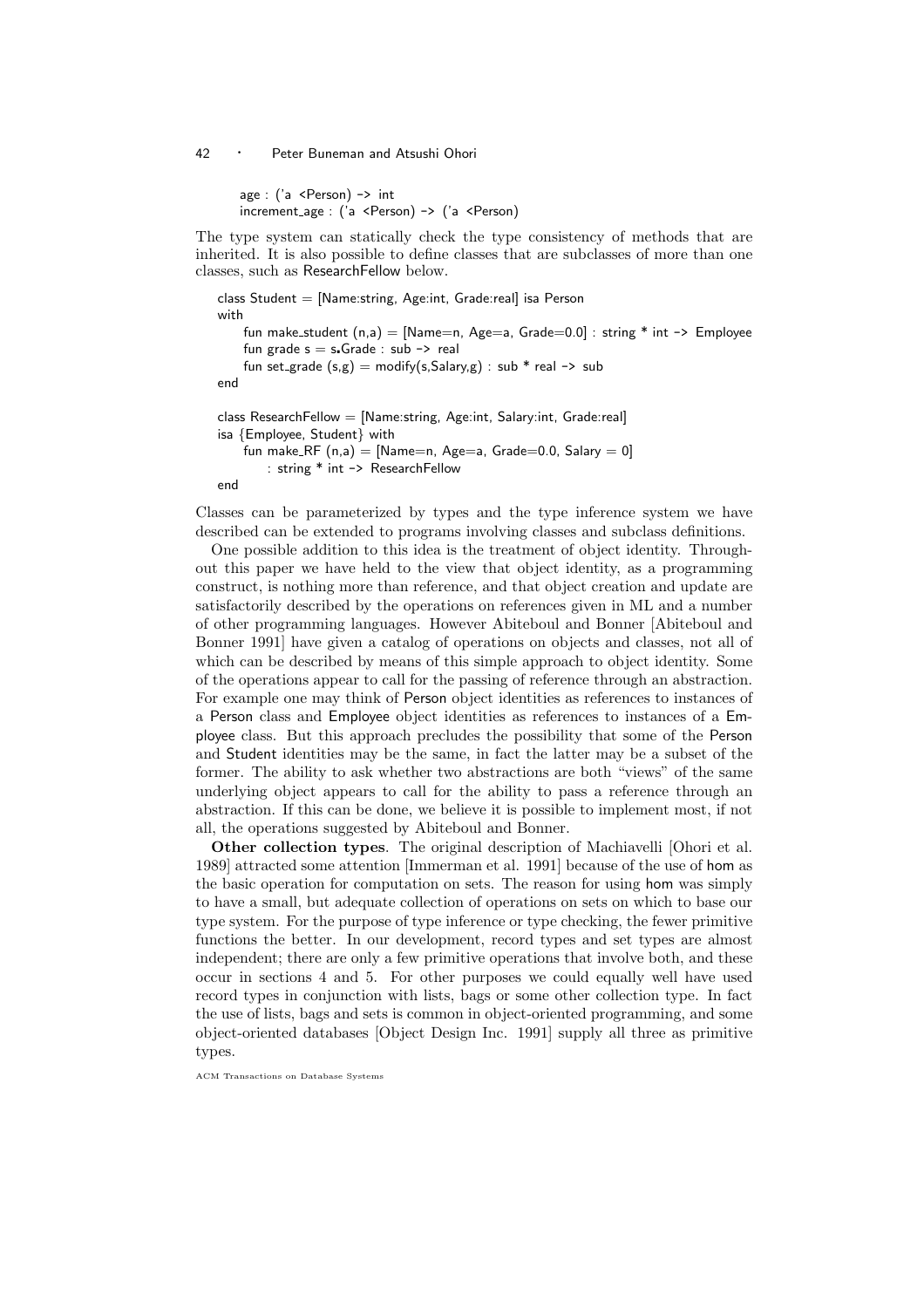```
age : ('a <Person) -> int
increment_age : ('a <Person) -> ('a <Person)
```

The type system can statically check the type consistency of methods that are inherited. It is also possible to define classes that are subclasses of more than one classes, such as ResearchFellow below.

```
class Student = [Name:string, Age:int, Grade:real] isa Person
with
     fun make_student (n,a) = [Name=n, Age=a, Grade=0.0] : string * int -> Employee
     fun grade s = s.Grade : sub -> real
     fun set_grade (s,g) = modify(s,Salary,g) : sub * real -> sub
end

class ResearchFellow = [Name:string, Age:int, Salary:int, Grade:real]
isa {Employee, Student} with
     fun make_RF (n,a) = [Name=n, Age=a, Grade=0.0, Salary = 0]
         : string * int -> ResearchFellow
end
```

Classes can be parameterized by types and the type inference system we have described can be extended to programs involving classes and subclass definitions.

One possible addition to this idea is the treatment of object identity. Throughout this paper we have held to the view that object identity, as a programming construct, is nothing more than reference, and that object creation and update are satisfactorily described by the operations on references given in ML and a number of other programming languages. However Abiteboul and Bonner [Abiteboul and Bonner 1991] have given a catalog of operations on objects and classes, not all of which can be described by means of this simple approach to object identity. Some of the operations appear to call for the passing of reference through an abstraction. For example one may think of Person object identities as references to instances of a Person class and Employee object identities as references to instances of a Employee class. But this approach precludes the possibility that some of the Person and Student identities may be the same, in fact the latter may be a subset of the former. The ability to ask whether two abstractions are both "views" of the same underlying object appears to call for the ability to pass a reference through an abstraction. If this can be done, we believe it is possible to implement most, if not all, the operations suggested by Abiteboul and Bonner.

**Other collection types**. The original description of Machiavelli [Ohori et al. 1989] attracted some attention [Immerman et al. 1991] because of the use of hom as the basic operation for computation on sets. The reason for using hom was simply to have a small, but adequate collection of operations on sets on which to base our type system. For the purpose of type inference or type checking, the fewer primitive functions the better. In our development, record types and set types are almost independent; there are only a few primitive operations that involve both, and these occur in sections 4 and 5. For other purposes we could equally well have used record types in conjunction with lists, bags or some other collection type. In fact the use of lists, bags and sets is common in object-oriented programming, and some object-oriented databases [Object Design Inc. 1991] supply all three as primitive types.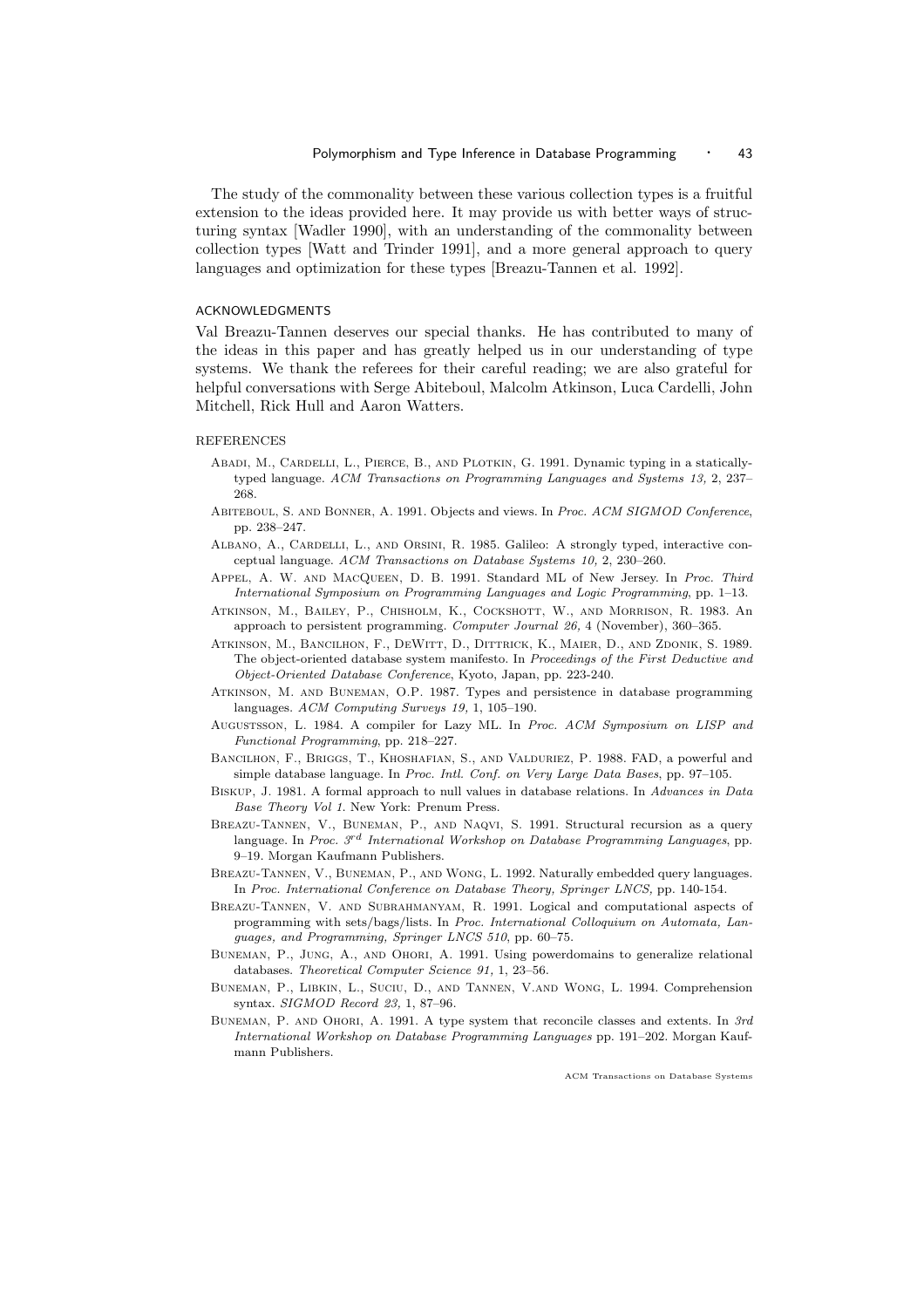The study of the commonality between these various collection types is a fruitful extension to the ideas provided here. It may provide us with better ways of structuring syntax [Wadler 1990], with an understanding of the commonality between collection types [Watt and Trinder 1991], and a more general approach to query languages and optimization for these types [Breazu-Tannen et al. 1992].

## ACKNOWLEDGMENTS

Val Breazu-Tannen deserves our special thanks. He has contributed to many of the ideas in this paper and has greatly helped us in our understanding of type systems. We thank the referees for their careful reading; we are also grateful for helpful conversations with Serge Abiteboul, Malcolm Atkinson, Luca Cardelli, John Mitchell, Rick Hull and Aaron Watters.

## REFERENCES

Abadi, M., Cardelli, L., Pierce, B., and Plotkin, G. 1991. Dynamic typing in a statically-typed language. *ACM Transactions on Programming Languages and Systems 13,* 2, 237–268.

Abiteboul, S. and Bonner, A. 1991. Objects and views. In *Proc. ACM SIGMOD Conference*, pp. 238–247.

Albano, A., Cardelli, L., and Orsini, R. 1985. Galileo: A strongly typed, interactive conceptual language. *ACM Transactions on Database Systems 10,* 2, 230–260.

Appel, A. W. and MacQueen, D. B. 1991. Standard ML of New Jersey. In *Proc. Third International Symposium on Programming Languages and Logic Programming*, pp. 1–13.

Atkinson, M., Bailey, P., Chisholm, K., Cockshott, W., and Morrison, R. 1983. An approach to persistent programming. *Computer Journal 26,* 4 (November), 360–365.

Atkinson, M., Bancilhon, F., DeWitt, D., Dittrick, K., Maier, D., and Zdonik, S. 1989. The object-oriented database system manifesto. In *Proceedings of the First Deductive and Object-Oriented Database Conference*, Kyoto, Japan, pp. 223-240.

Atkinson, M. and Buneman, O.P. 1987. Types and persistence in database programming languages. *ACM Computing Surveys 19,* 1, 105–190.

Augustsson, L. 1984. A compiler for Lazy ML. In *Proc. ACM Symposium on LISP and Functional Programming*, pp. 218–227.

Bancilhon, F., Briggs, T., Khoshafian, S., and Valduriez, P. 1988. FAD, a powerful and simple database language. In *Proc. Intl. Conf. on Very Large Data Bases*, pp. 97–105.

Biskup, J. 1981. A formal approach to null values in database relations. In *Advances in Data Base Theory Vol 1.* New York: Prenum Press.

Breazu-Tannen, V., Buneman, P., and Naqvi, S. 1991. Structural recursion as a query language. In *Proc. 3rd International Workshop on Database Programming Languages*, pp. 9–19. Morgan Kaufmann Publishers.

Breazu-Tannen, V., Buneman, P., and Wong, L. 1992. Naturally embedded query languages. In *Proc. International Conference on Database Theory, Springer LNCS,* pp. 140-154.

Breazu-Tannen, V. and Subrahmanyam, R. 1991. Logical and computational aspects of programming with sets/bags/lists. In *Proc. International Colloquium on Automata, Languages, and Programming, Springer LNCS 510*, pp. 60–75.

Buneman, P., Jung, A., and Ohori, A. 1991. Using powerdomains to generalize relational databases. *Theoretical Computer Science 91,* 1, 23–56.

Buneman, P., Libkin, L., Suciu, D., and Tannen, V.and Wong, L. 1994. Comprehension syntax. *SIGMOD Record 23,* 1, 87–96.

Buneman, P. and Ohori, A. 1991. A type system that reconcile classes and extents. In *3rd International Workshop on Database Programming Languages* pp. 191–202. Morgan Kaufmann Publishers.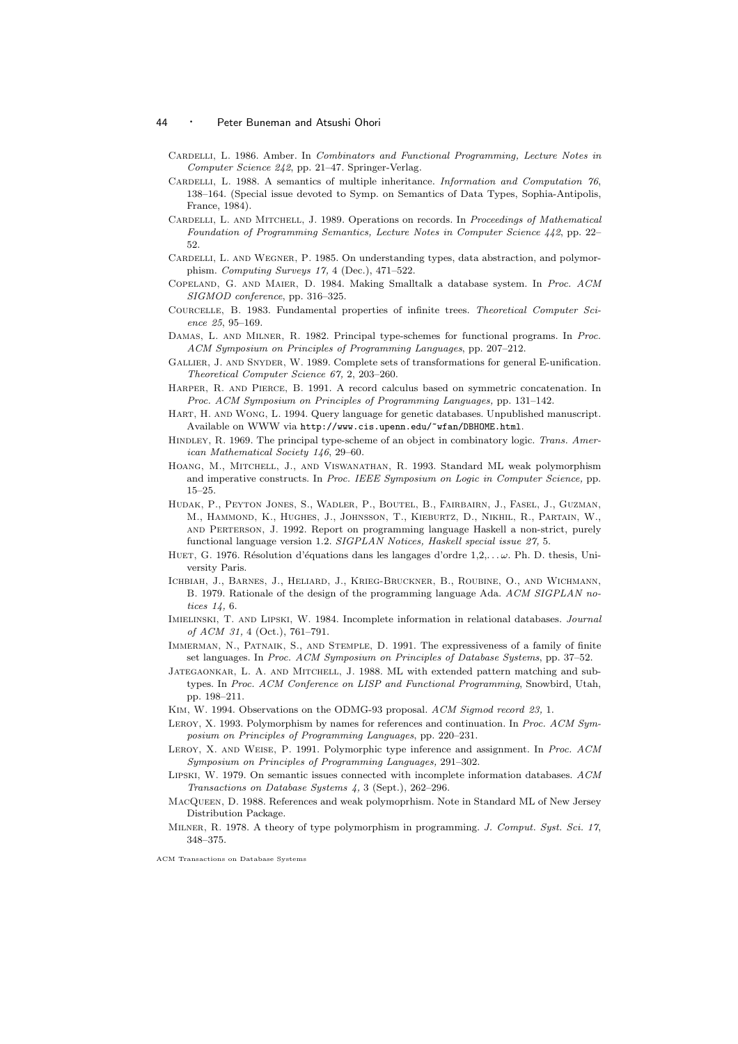Cardelli, L. 1986. Amber. In *Combinators and Functional Programming, Lecture Notes in Computer Science 242*, pp. 21–47. Springer-Verlag.

Cardelli, L. 1988. A semantics of multiple inheritance. *Information and Computation 76*, 138–164. (Special issue devoted to Symp. on Semantics of Data Types, Sophia-Antipolis, France, 1984).

Cardelli, L. and Mitchell, J. 1989. Operations on records. In *Proceedings of Mathematical Foundation of Programming Semantics, Lecture Notes in Computer Science 442*, pp. 22–52.

Cardelli, L. and Wegner, P. 1985. On understanding types, data abstraction, and polymorphism. *Computing Surveys 17,* 4 (Dec.), 471–522.

Copeland, G. and Maier, D. 1984. Making Smalltalk a database system. In *Proc. ACM SIGMOD conference*, pp. 316–325.

Courcelle, B. 1983. Fundamental properties of infinite trees. *Theoretical Computer Science 25*, 95–169.

Damas, L. and Milner, R. 1982. Principal type-schemes for functional programs. In *Proc. ACM Symposium on Principles of Programming Languages*, pp. 207–212.

Gallier, J. and Snyder, W. 1989. Complete sets of transformations for general E-unification. *Theoretical Computer Science 67,* 2, 203–260.

Harper, R. and Pierce, B. 1991. A record calculus based on symmetric concatenation. In *Proc. ACM Symposium on Principles of Programming Languages,* pp. 131–142.

Hart, H. and Wong, L. 1994. Query language for genetic databases. Unpublished manuscript. Available on WWW via `http://www.cis.upenn.edu/~wfan/DBHOME.html`.

Hindley, R. 1969. The principal type-scheme of an object in combinatory logic. *Trans. American Mathematical Society 146*, 29–60.

Hoang, M., Mitchell, J., and Viswanathan, R. 1993. Standard ML weak polymorphism and imperative constructs. In *Proc. IEEE Symposium on Logic in Computer Science,* pp. 15–25.

Hudak, P., Peyton Jones, S., Wadler, P., Boutel, B., Fairbairn, J., Fasel, J., Guzman, M., Hammond, K., Hughes, J., Johnsson, T., Kieburtz, D., Nikhil, R., Partain, W., and Perterson, J. 1992. Report on programming language Haskell a non-strict, purely functional language version 1.2. *SIGPLAN Notices, Haskell special issue 27,* 5.

Huet, G. 1976. Résolution d'équations dans les langages d'ordre 1,2,... $\omega$. Ph. D. thesis, University Paris.

Ichbiah, J., Barnes, J., Heliard, J., Krieg-Bruckner, B., Roubine, O., and Wichmann, B. 1979. Rationale of the design of the programming language Ada. *ACM SIGPLAN notices 14,* 6.

Imielinski, T. and Lipski, W. 1984. Incomplete information in relational databases. *Journal of ACM 31,* 4 (Oct.), 761–791.

Immerman, N., Patnaik, S., and Stemple, D. 1991. The expressiveness of a family of finite set languages. In *Proc. ACM Symposium on Principles of Database Systems*, pp. 37–52.

Jategaonkar, L. A. and Mitchell, J. 1988. ML with extended pattern matching and subtypes. In *Proc. ACM Conference on LISP and Functional Programming*, Snowbird, Utah, pp. 198–211.

Kim, W. 1994. Observations on the ODMG-93 proposal. *ACM Sigmod record 23,* 1.

Leroy, X. 1993. Polymorphism by names for references and continuation. In *Proc. ACM Symposium on Principles of Programming Languages*, pp. 220–231.

Leroy, X. and Weise, P. 1991. Polymorphic type inference and assignment. In *Proc. ACM Symposium on Principles of Programming Languages,* 291–302.

Lipski, W. 1979. On semantic issues connected with incomplete information databases. *ACM Transactions on Database Systems 4,* 3 (Sept.), 262–296.

MacQueen, D. 1988. References and weak polymoprhism. Note in Standard ML of New Jersey Distribution Package.

Milner, R. 1978. A theory of type polymorphism in programming. *J. Comput. Syst. Sci. 17*, 348–375.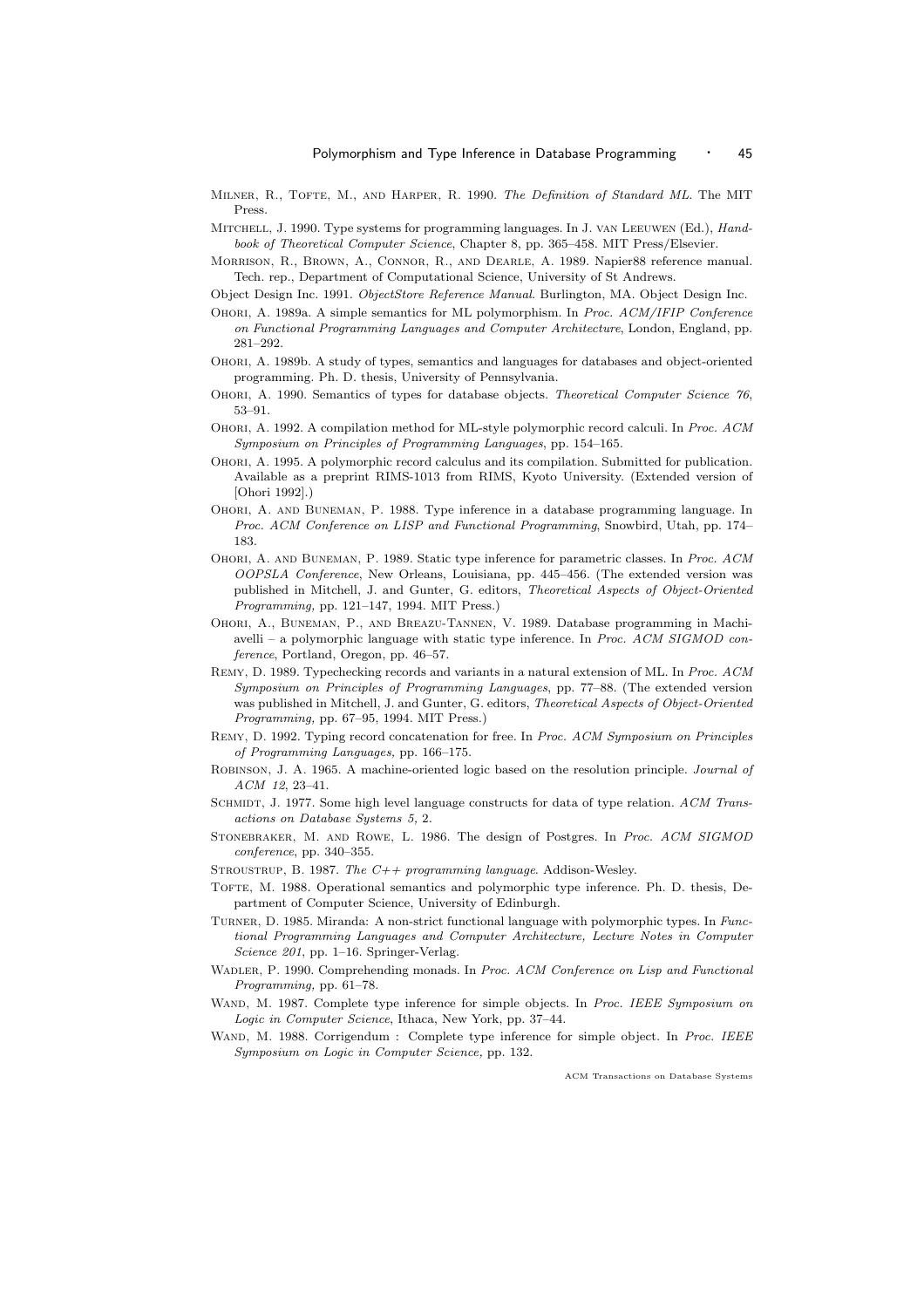Milner, R., Tofte, M., and Harper, R. 1990. *The Definition of Standard ML*. The MIT Press.

Mitchell, J. 1990. Type systems for programming languages. In J. van Leeuwen (Ed.), *Handbook of Theoretical Computer Science*, Chapter 8, pp. 365–458. MIT Press/Elsevier.

Morrison, R., Brown, A., Connor, R., and Dearle, A. 1989. Napier88 reference manual. Tech. rep., Department of Computational Science, University of St Andrews.

Object Design Inc. 1991. *ObjectStore Reference Manual*. Burlington, MA. Object Design Inc.

Ohori, A. 1989a. A simple semantics for ML polymorphism. In *Proc. ACM/IFIP Conference on Functional Programming Languages and Computer Architecture*, London, England, pp. 281–292.

Ohori, A. 1989b. A study of types, semantics and languages for databases and object-oriented programming. Ph. D. thesis, University of Pennsylvania.

Ohori, A. 1990. Semantics of types for database objects. *Theoretical Computer Science 76*, 53–91.

Ohori, A. 1992. A compilation method for ML-style polymorphic record calculi. In *Proc. ACM Symposium on Principles of Programming Languages*, pp. 154–165.

Ohori, A. 1995. A polymorphic record calculus and its compilation. Submitted for publication. Available as a preprint RIMS-1013 from RIMS, Kyoto University. (Extended version of [Ohori 1992].)

Ohori, A. and Buneman, P. 1988. Type inference in a database programming language. In *Proc. ACM Conference on LISP and Functional Programming*, Snowbird, Utah, pp. 174–183.

Ohori, A. and Buneman, P. 1989. Static type inference for parametric classes. In *Proc. ACM OOPSLA Conference*, New Orleans, Louisiana, pp. 445–456. (The extended version was published in Mitchell, J. and Gunter, G. editors, *Theoretical Aspects of Object-Oriented Programming*, pp. 121–147, 1994. MIT Press.)

Ohori, A., Buneman, P., and Breazu-Tannen, V. 1989. Database programming in Machiavelli – a polymorphic language with static type inference. In *Proc. ACM SIGMOD conference*, Portland, Oregon, pp. 46–57.

Remy, D. 1989. Typechecking records and variants in a natural extension of ML. In *Proc. ACM Symposium on Principles of Programming Languages*, pp. 77–88. (The extended version was published in Mitchell, J. and Gunter, G. editors, *Theoretical Aspects of Object-Oriented Programming,* pp. 67–95, 1994. MIT Press.)

Remy, D. 1992. Typing record concatenation for free. In *Proc. ACM Symposium on Principles of Programming Languages,* pp. 166–175.

Robinson, J. A. 1965. A machine-oriented logic based on the resolution principle. *Journal of ACM 12*, 23–41.

Schmidt, J. 1977. Some high level language constructs for data of type relation. *ACM Transactions on Database Systems 5,* 2.

Stonebraker, M. and Rowe, L. 1986. The design of Postgres. In *Proc. ACM SIGMOD conference*, pp. 340–355.

Stroustrup, B. 1987. *The C++ programming language*. Addison-Wesley.

Tofte, M. 1988. Operational semantics and polymorphic type inference. Ph. D. thesis, Department of Computer Science, University of Edinburgh.

Turner, D. 1985. Miranda: A non-strict functional language with polymorphic types. In *Functional Programming Languages and Computer Architecture, Lecture Notes in Computer Science 201*, pp. 1–16. Springer-Verlag.

Wadler, P. 1990. Comprehending monads. In *Proc. ACM Conference on Lisp and Functional Programming,* pp. 61–78.

Wand, M. 1987. Complete type inference for simple objects. In *Proc. IEEE Symposium on Logic in Computer Science*, Ithaca, New York, pp. 37–44.

Wand, M. 1988. Corrigendum : Complete type inference for simple object. In *Proc. IEEE Symposium on Logic in Computer Science,* pp. 132.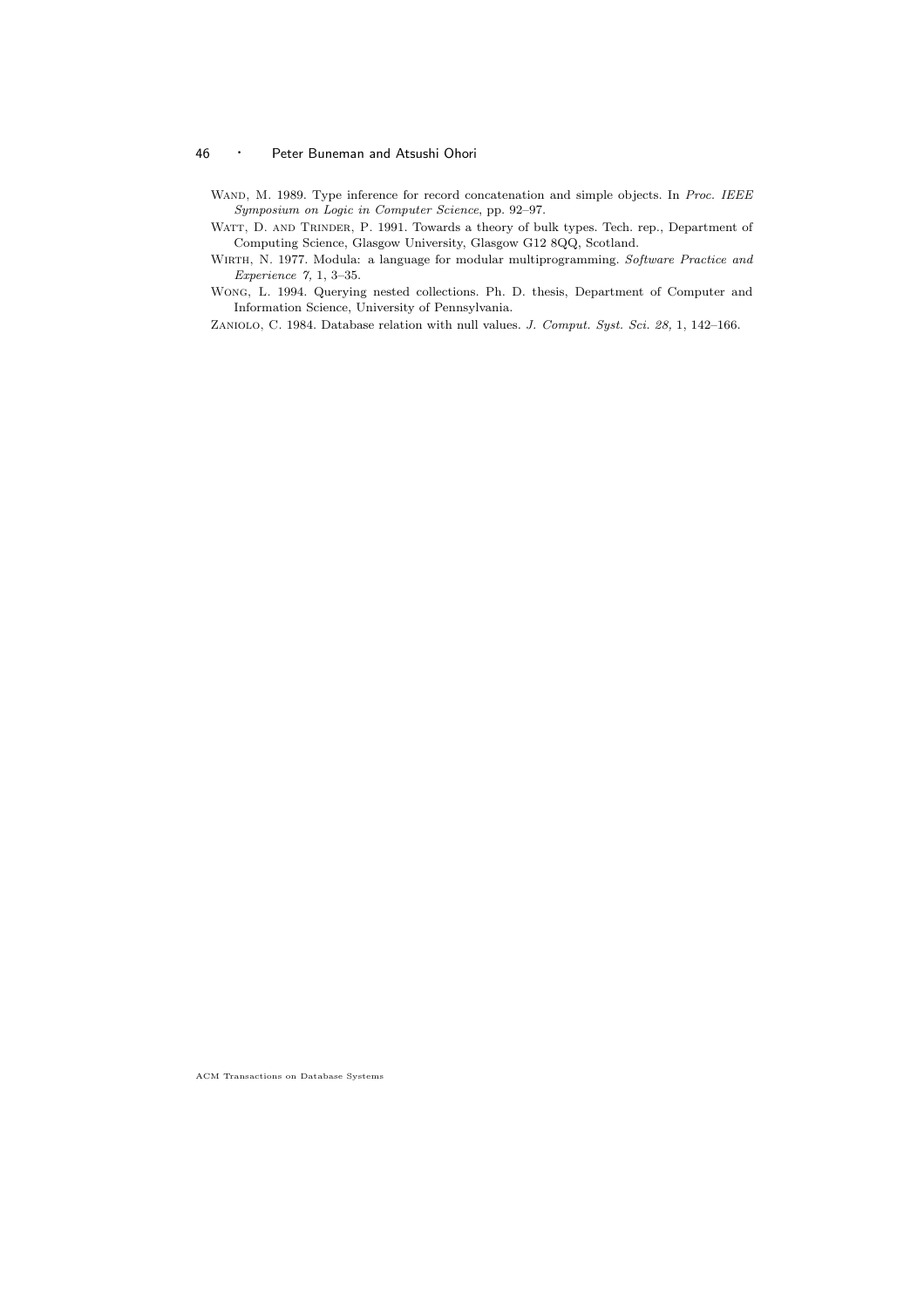Wand, M. 1989. Type inference for record concatenation and simple objects. In *Proc. IEEE Symposium on Logic in Computer Science*, pp. 92–97.

Watt, D. and Trinder, P. 1991. Towards a theory of bulk types. Tech. rep., Department of Computing Science, Glasgow University, Glasgow G12 8QQ, Scotland.

Wirth, N. 1977. Modula: a language for modular multiprogramming. *Software Practice and Experience 7*, 1, 3–35.

Wong, L. 1994. Querying nested collections. Ph. D. thesis, Department of Computer and Information Science, University of Pennsylvania.

Zaniolo, C. 1984. Database relation with null values. *J. Comput. Syst. Sci. 28*, 1, 142–166.